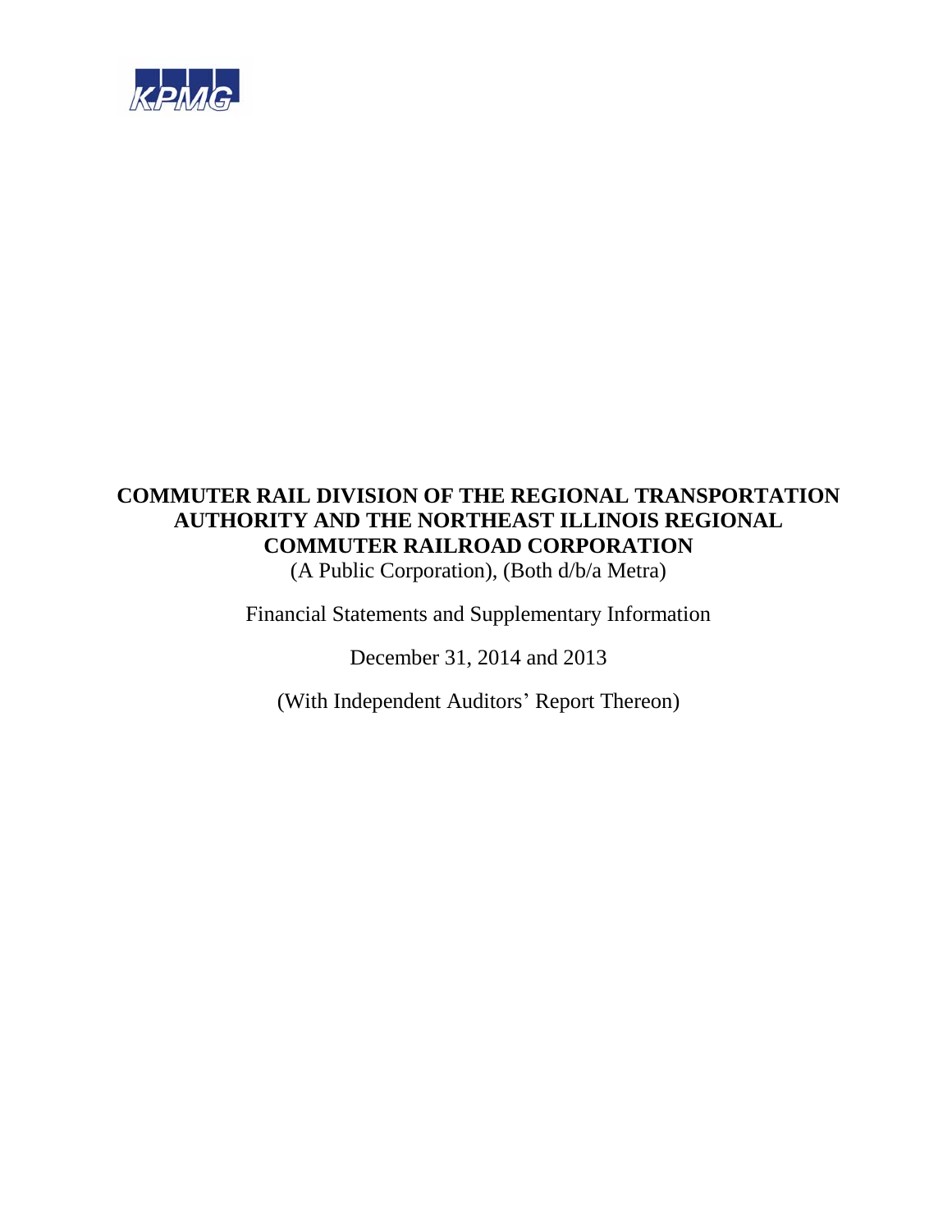KPMG

# COMMUTER RAIL DIVISION OF THE REGIONAL TRANSPORTATION AUTHORITY AND THE NORTHEAST ILLINOIS REGIONAL COMMUTER RAILROAD CORPORATION

(A Public Corporation), (Both d/b/a Metra)

Financial Statements and Supplementary Information

December 31, 2014 and 2013

(With Independent Auditors' Report Thereon)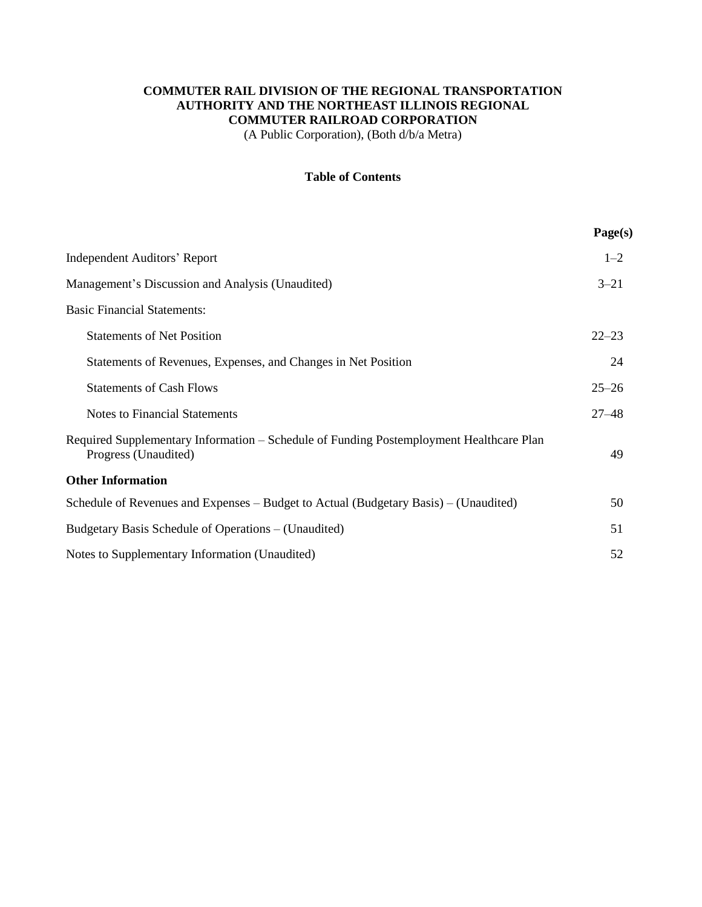**COMMUTER RAIL DIVISION OF THE REGIONAL TRANSPORTATION AUTHORITY AND THE NORTHEAST ILLINOIS REGIONAL COMMUTER RAILROAD CORPORATION**

(A Public Corporation), (Both d/b/a Metra)

**Table of Contents**

| | **Page(s)** |
|---|---|
| Independent Auditors' Report | 1–2 |
| Management's Discussion and Analysis (Unaudited) | 3–21 |
| Basic Financial Statements: | |
| Statements of Net Position | 22–23 |
| Statements of Revenues, Expenses, and Changes in Net Position | 24 |
| Statements of Cash Flows | 25–26 |
| Notes to Financial Statements | 27–48 |
| Required Supplementary Information – Schedule of Funding Postemployment Healthcare Plan Progress (Unaudited) | 49 |
| **Other Information** | |
| Schedule of Revenues and Expenses – Budget to Actual (Budgetary Basis) – (Unaudited) | 50 |
| Budgetary Basis Schedule of Operations – (Unaudited) | 51 |
| Notes to Supplementary Information (Unaudited) | 52 |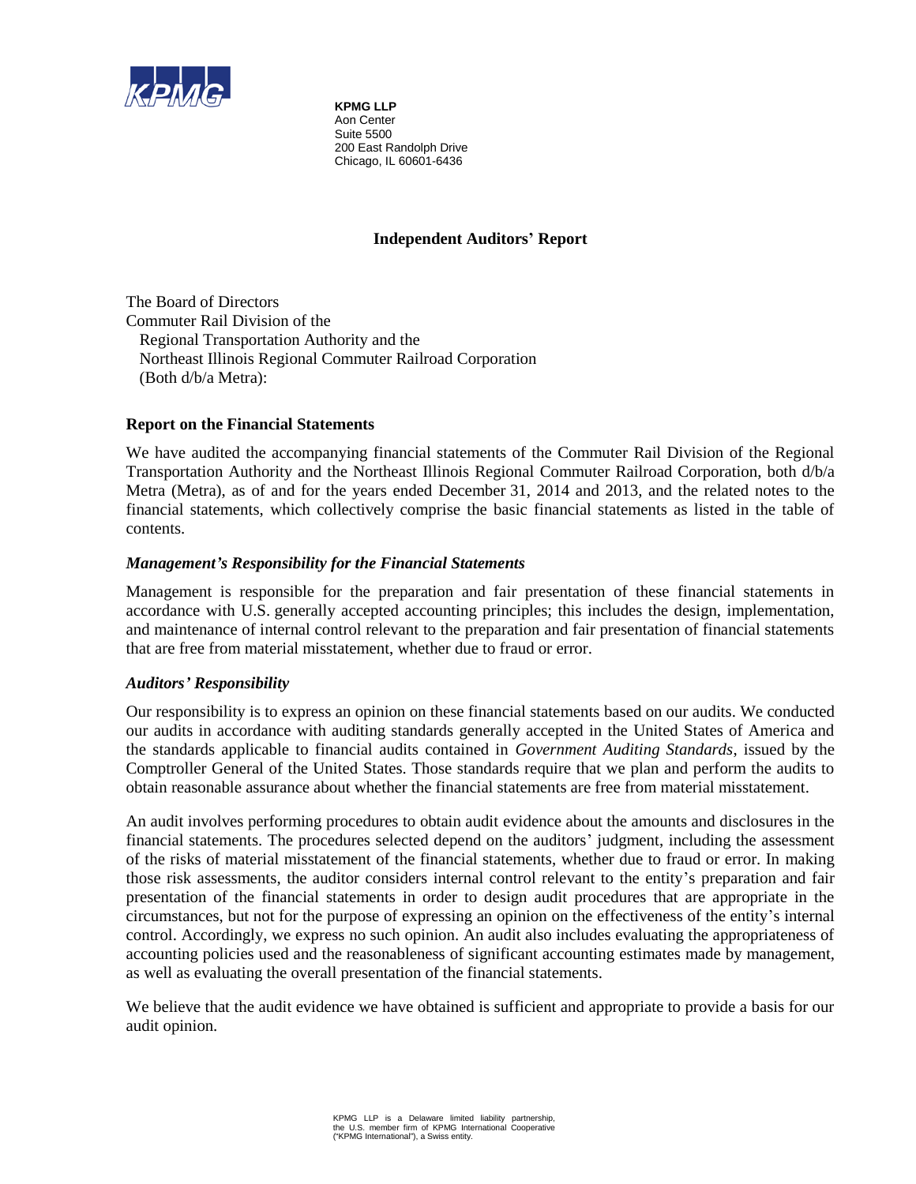**KPMG LLP**
Aon Center
Suite 5500
200 East Randolph Drive
Chicago, IL 60601-6436

## Independent Auditors' Report

The Board of Directors
Commuter Rail Division of the
Regional Transportation Authority and the
Northeast Illinois Regional Commuter Railroad Corporation
(Both d/b/a Metra):

### Report on the Financial Statements

We have audited the accompanying financial statements of the Commuter Rail Division of the Regional Transportation Authority and the Northeast Illinois Regional Commuter Railroad Corporation, both d/b/a Metra (Metra), as of and for the years ended December 31, 2014 and 2013, and the related notes to the financial statements, which collectively comprise the basic financial statements as listed in the table of contents.

#### *Management's Responsibility for the Financial Statements*

Management is responsible for the preparation and fair presentation of these financial statements in accordance with U.S. generally accepted accounting principles; this includes the design, implementation, and maintenance of internal control relevant to the preparation and fair presentation of financial statements that are free from material misstatement, whether due to fraud or error.

#### *Auditors' Responsibility*

Our responsibility is to express an opinion on these financial statements based on our audits. We conducted our audits in accordance with auditing standards generally accepted in the United States of America and the standards applicable to financial audits contained in *Government Auditing Standards*, issued by the Comptroller General of the United States. Those standards require that we plan and perform the audits to obtain reasonable assurance about whether the financial statements are free from material misstatement.

An audit involves performing procedures to obtain audit evidence about the amounts and disclosures in the financial statements. The procedures selected depend on the auditors' judgment, including the assessment of the risks of material misstatement of the financial statements, whether due to fraud or error. In making those risk assessments, the auditor considers internal control relevant to the entity's preparation and fair presentation of the financial statements in order to design audit procedures that are appropriate in the circumstances, but not for the purpose of expressing an opinion on the effectiveness of the entity's internal control. Accordingly, we express no such opinion. An audit also includes evaluating the appropriateness of accounting policies used and the reasonableness of significant accounting estimates made by management, as well as evaluating the overall presentation of the financial statements.

We believe that the audit evidence we have obtained is sufficient and appropriate to provide a basis for our audit opinion.

KPMG LLP is a Delaware limited liability partnership, the U.S. member firm of KPMG International Cooperative ("KPMG International"), a Swiss entity.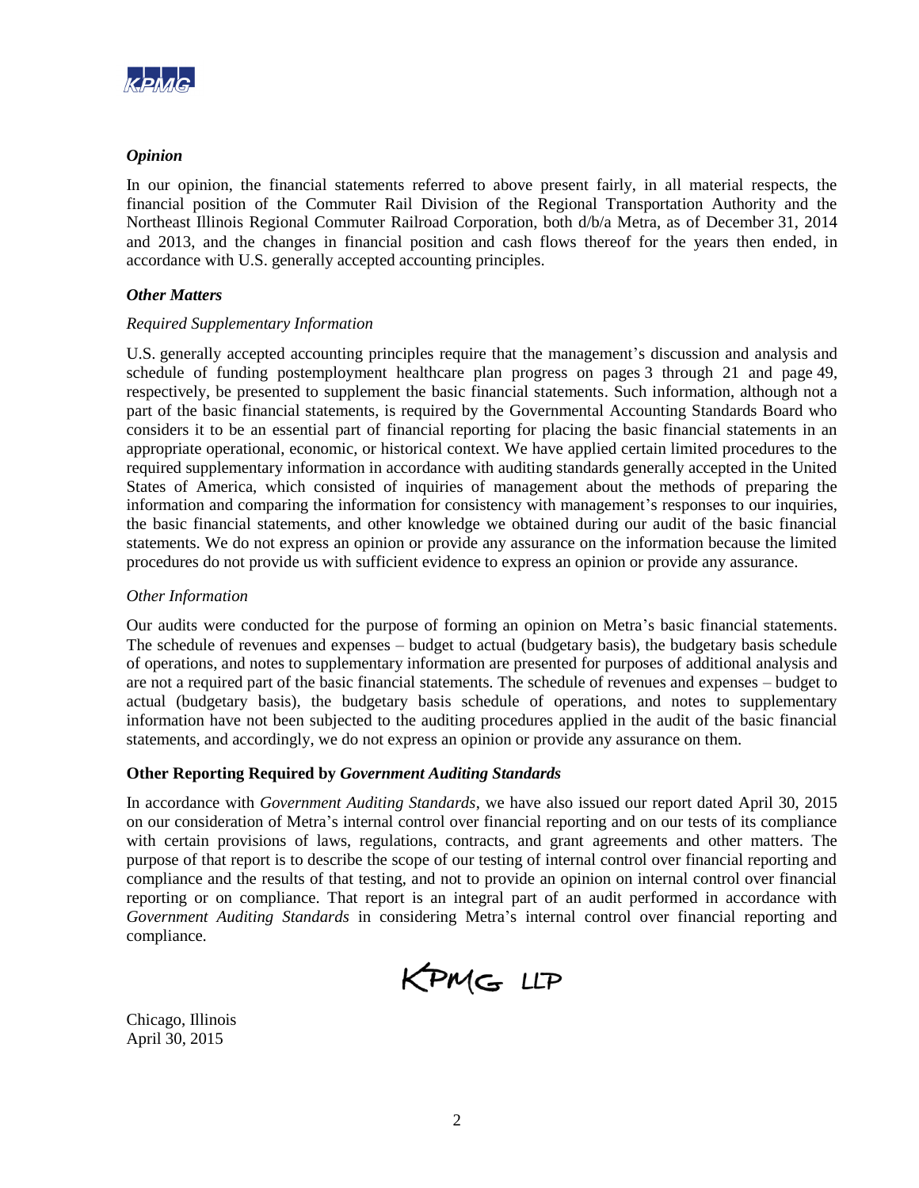### *Opinion*

In our opinion, the financial statements referred to above present fairly, in all material respects, the financial position of the Commuter Rail Division of the Regional Transportation Authority and the Northeast Illinois Regional Commuter Railroad Corporation, both d/b/a Metra, as of December 31, 2014 and 2013, and the changes in financial position and cash flows thereof for the years then ended, in accordance with U.S. generally accepted accounting principles.

### *Other Matters*

*Required Supplementary Information*

U.S. generally accepted accounting principles require that the management's discussion and analysis and schedule of funding postemployment healthcare plan progress on pages 3 through 21 and page 49, respectively, be presented to supplement the basic financial statements. Such information, although not a part of the basic financial statements, is required by the Governmental Accounting Standards Board who considers it to be an essential part of financial reporting for placing the basic financial statements in an appropriate operational, economic, or historical context. We have applied certain limited procedures to the required supplementary information in accordance with auditing standards generally accepted in the United States of America, which consisted of inquiries of management about the methods of preparing the information and comparing the information for consistency with management's responses to our inquiries, the basic financial statements, and other knowledge we obtained during our audit of the basic financial statements. We do not express an opinion or provide any assurance on the information because the limited procedures do not provide us with sufficient evidence to express an opinion or provide any assurance.

*Other Information*

Our audits were conducted for the purpose of forming an opinion on Metra's basic financial statements. The schedule of revenues and expenses – budget to actual (budgetary basis), the budgetary basis schedule of operations, and notes to supplementary information are presented for purposes of additional analysis and are not a required part of the basic financial statements. The schedule of revenues and expenses – budget to actual (budgetary basis), the budgetary basis schedule of operations, and notes to supplementary information have not been subjected to the auditing procedures applied in the audit of the basic financial statements, and accordingly, we do not express an opinion or provide any assurance on them.

### Other Reporting Required by *Government Auditing Standards*

In accordance with *Government Auditing Standards*, we have also issued our report dated April 30, 2015 on our consideration of Metra's internal control over financial reporting and on our tests of its compliance with certain provisions of laws, regulations, contracts, and grant agreements and other matters. The purpose of that report is to describe the scope of our testing of internal control over financial reporting and compliance and the results of that testing, and not to provide an opinion on internal control over financial reporting or on compliance. That report is an integral part of an audit performed in accordance with *Government Auditing Standards* in considering Metra's internal control over financial reporting and compliance.

KPMG LLP

Chicago, Illinois
April 30, 2015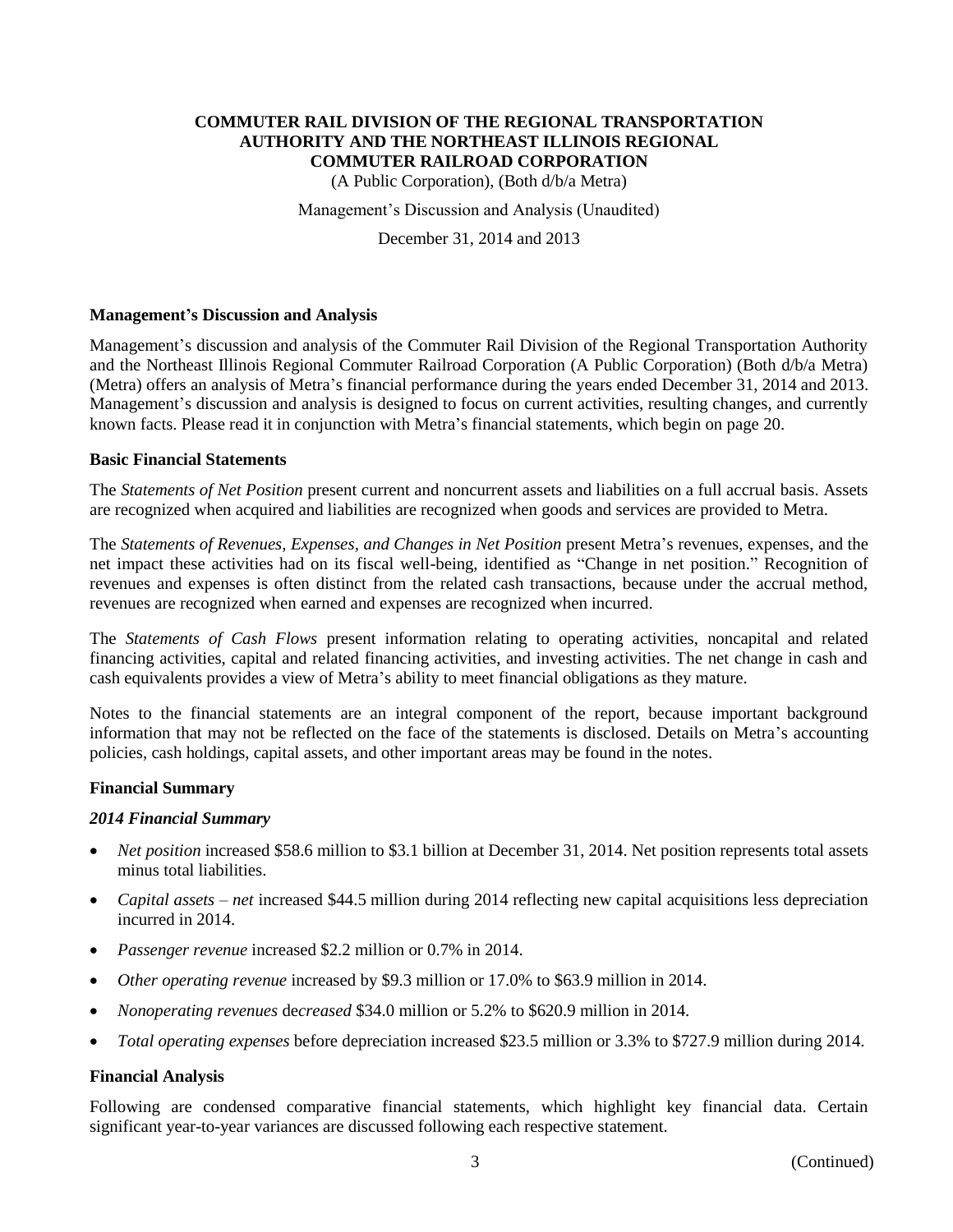# COMMUTER RAIL DIVISION OF THE REGIONAL TRANSPORTATION AUTHORITY AND THE NORTHEAST ILLINOIS REGIONAL COMMUTER RAILROAD CORPORATION

(A Public Corporation), (Both d/b/a Metra)

Management's Discussion and Analysis (Unaudited)

December 31, 2014 and 2013

### Management's Discussion and Analysis

Management's discussion and analysis of the Commuter Rail Division of the Regional Transportation Authority and the Northeast Illinois Regional Commuter Railroad Corporation (A Public Corporation) (Both d/b/a Metra) (Metra) offers an analysis of Metra's financial performance during the years ended December 31, 2014 and 2013. Management's discussion and analysis is designed to focus on current activities, resulting changes, and currently known facts. Please read it in conjunction with Metra's financial statements, which begin on page 20.

### Basic Financial Statements

The *Statements of Net Position* present current and noncurrent assets and liabilities on a full accrual basis. Assets are recognized when acquired and liabilities are recognized when goods and services are provided to Metra.

The *Statements of Revenues, Expenses, and Changes in Net Position* present Metra's revenues, expenses, and the net impact these activities had on its fiscal well-being, identified as "Change in net position." Recognition of revenues and expenses is often distinct from the related cash transactions, because under the accrual method, revenues are recognized when earned and expenses are recognized when incurred.

The *Statements of Cash Flows* present information relating to operating activities, noncapital and related financing activities, capital and related financing activities, and investing activities. The net change in cash and cash equivalents provides a view of Metra's ability to meet financial obligations as they mature.

Notes to the financial statements are an integral component of the report, because important background information that may not be reflected on the face of the statements is disclosed. Details on Metra's accounting policies, cash holdings, capital assets, and other important areas may be found in the notes.

### Financial Summary

#### *2014 Financial Summary*

- *Net position* increased \$58.6 million to \$3.1 billion at December 31, 2014. Net position represents total assets minus total liabilities.
- *Capital assets – net* increased \$44.5 million during 2014 reflecting new capital acquisitions less depreciation incurred in 2014.
- *Passenger revenue* increased \$2.2 million or 0.7% in 2014.
- *Other operating revenue* increased by \$9.3 million or 17.0% to \$63.9 million in 2014.
- *Nonoperating revenues* d*ecreased* \$34.0 million or 5.2% to \$620.9 million in 2014.
- *Total operating expenses* before depreciation increased \$23.5 million or 3.3% to \$727.9 million during 2014.

### Financial Analysis

Following are condensed comparative financial statements, which highlight key financial data. Certain significant year-to-year variances are discussed following each respective statement.

(Continued)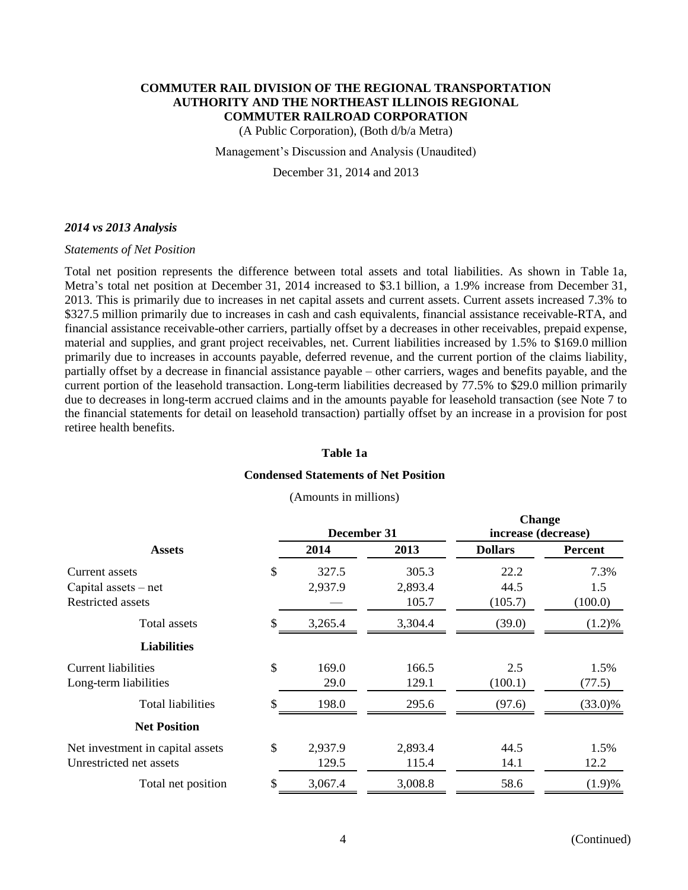# COMMUTER RAIL DIVISION OF THE REGIONAL TRANSPORTATION AUTHORITY AND THE NORTHEAST ILLINOIS REGIONAL COMMUTER RAILROAD CORPORATION

(A Public Corporation), (Both d/b/a Metra)

Management's Discussion and Analysis (Unaudited)

December 31, 2014 and 2013

*2014 vs 2013 Analysis*

*Statements of Net Position*

Total net position represents the difference between total assets and total liabilities. As shown in Table 1a, Metra's total net position at December 31, 2014 increased to \$3.1 billion, a 1.9% increase from December 31, 2013. This is primarily due to increases in net capital assets and current assets. Current assets increased 7.3% to \$327.5 million primarily due to increases in cash and cash equivalents, financial assistance receivable-RTA, and financial assistance receivable-other carriers, partially offset by a decreases in other receivables, prepaid expense, material and supplies, and grant project receivables, net. Current liabilities increased by 1.5% to \$169.0 million primarily due to increases in accounts payable, deferred revenue, and the current portion of the claims liability, partially offset by a decrease in financial assistance payable – other carriers, wages and benefits payable, and the current portion of the leasehold transaction. Long-term liabilities decreased by 77.5% to \$29.0 million primarily due to decreases in long-term accrued claims and in the amounts payable for leasehold transaction (see Note 7 to the financial statements for detail on leasehold transaction) partially offset by an increase in a provision for post retiree health benefits.

**Table 1a**

**Condensed Statements of Net Position**

(Amounts in millions)

| | December 31 | | Change increase (decrease) | |
|---|---|---|---|---|
| **Assets** | **2014** | **2013** | **Dollars** | **Percent** |
| Current assets | $ 327.5 | 305.3 | 22.2 | 7.3% |
| Capital assets – net | 2,937.9 | 2,893.4 | 44.5 | 1.5 |
| Restricted assets | — | 105.7 | (105.7) | (100.0) |
| Total assets | $ 3,265.4 | 3,304.4 | (39.0) | (1.2)% |
| **Liabilities** | | | | |
| Current liabilities | $ 169.0 | 166.5 | 2.5 | 1.5% |
| Long-term liabilities | 29.0 | 129.1 | (100.1) | (77.5) |
| Total liabilities | $ 198.0 | 295.6 | (97.6) | (33.0)% |
| **Net Position** | | | | |
| Net investment in capital assets | $ 2,937.9 | 2,893.4 | 44.5 | 1.5% |
| Unrestricted net assets | 129.5 | 115.4 | 14.1 | 12.2 |
| Total net position | $ 3,067.4 | 3,008.8 | 58.6 | (1.9)% |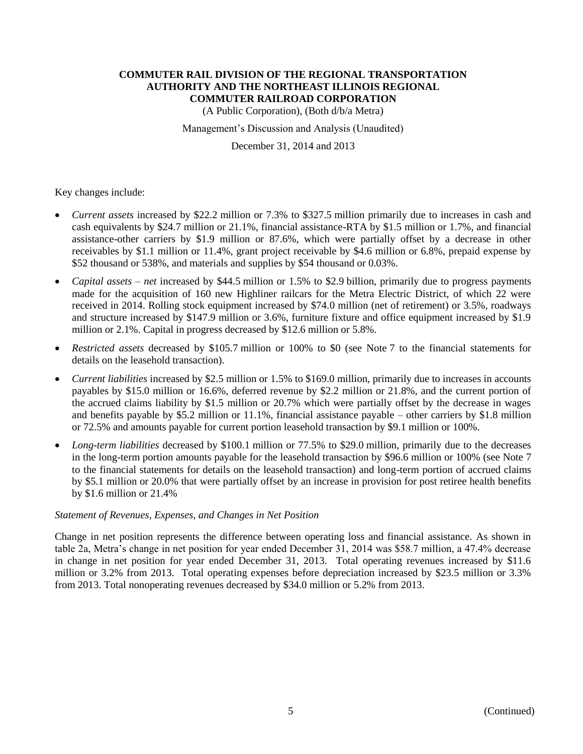Key changes include:

- *Current assets* increased by \$22.2 million or 7.3% to \$327.5 million primarily due to increases in cash and cash equivalents by \$24.7 million or 21.1%, financial assistance-RTA by \$1.5 million or 1.7%, and financial assistance-other carriers by \$1.9 million or 87.6%, which were partially offset by a decrease in other receivables by \$1.1 million or 11.4%, grant project receivable by \$4.6 million or 6.8%, prepaid expense by \$52 thousand or 538%, and materials and supplies by \$54 thousand or 0.03%.
- *Capital assets – net* increased by \$44.5 million or 1.5% to \$2.9 billion, primarily due to progress payments made for the acquisition of 160 new Highliner railcars for the Metra Electric District, of which 22 were received in 2014. Rolling stock equipment increased by \$74.0 million (net of retirement) or 3.5%, roadways and structure increased by \$147.9 million or 3.6%, furniture fixture and office equipment increased by \$1.9 million or 2.1%. Capital in progress decreased by \$12.6 million or 5.8%.
- *Restricted assets* decreased by \$105.7 million or 100% to \$0 (see Note 7 to the financial statements for details on the leasehold transaction).
- *Current liabilities* increased by \$2.5 million or 1.5% to \$169.0 million, primarily due to increases in accounts payables by \$15.0 million or 16.6%, deferred revenue by \$2.2 million or 21.8%, and the current portion of the accrued claims liability by \$1.5 million or 20.7% which were partially offset by the decrease in wages and benefits payable by \$5.2 million or 11.1%, financial assistance payable – other carriers by \$1.8 million or 72.5% and amounts payable for current portion leasehold transaction by \$9.1 million or 100%.
- *Long-term liabilities* decreased by \$100.1 million or 77.5% to \$29.0 million, primarily due to the decreases in the long-term portion amounts payable for the leasehold transaction by \$96.6 million or 100% (see Note 7 to the financial statements for details on the leasehold transaction) and long-term portion of accrued claims by \$5.1 million or 20.0% that were partially offset by an increase in provision for post retiree health benefits by \$1.6 million or 21.4%

*Statement of Revenues, Expenses, and Changes in Net Position*

Change in net position represents the difference between operating loss and financial assistance. As shown in table 2a, Metra's change in net position for year ended December 31, 2014 was \$58.7 million, a 47.4% decrease in change in net position for year ended December 31, 2013. Total operating revenues increased by \$11.6 million or 3.2% from 2013. Total operating expenses before depreciation increased by \$23.5 million or 3.3% from 2013. Total nonoperating revenues decreased by \$34.0 million or 5.2% from 2013.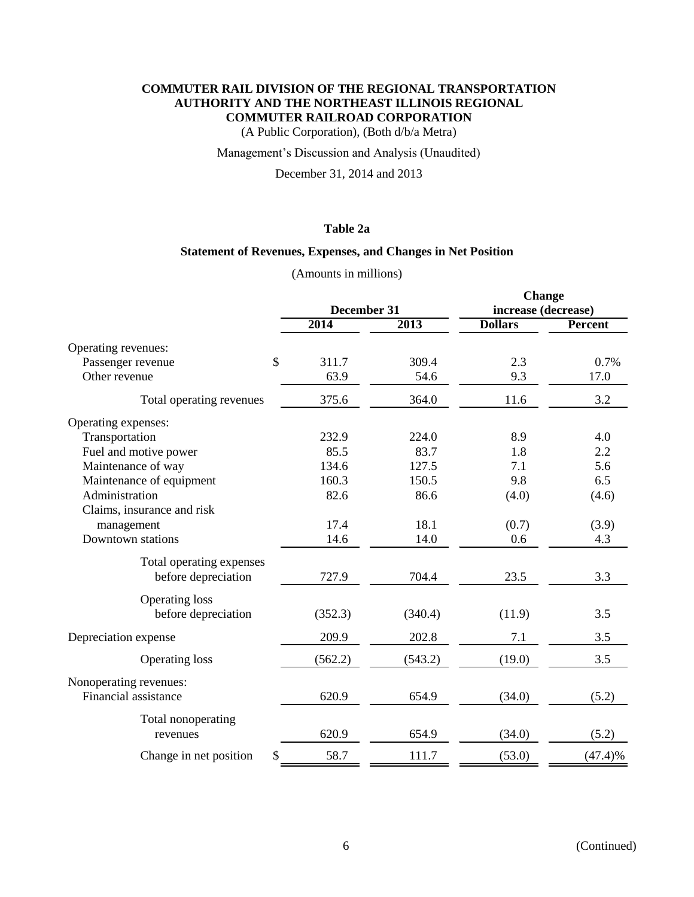**COMMUTER RAIL DIVISION OF THE REGIONAL TRANSPORTATION AUTHORITY AND THE NORTHEAST ILLINOIS REGIONAL COMMUTER RAILROAD CORPORATION**

(A Public Corporation), (Both d/b/a Metra)

Management's Discussion and Analysis (Unaudited)

December 31, 2014 and 2013

**Table 2a**

**Statement of Revenues, Expenses, and Changes in Net Position**

(Amounts in millions)

| | December 31 | | Change increase (decrease) | |
|---|---|---|---|---|
| | **2014** | **2013** | **Dollars** | **Percent** |
| Operating revenues: | | | | |
| Passenger revenue | $ 311.7 | 309.4 | 2.3 | 0.7% |
| Other revenue | 63.9 | 54.6 | 9.3 | 17.0 |
| Total operating revenues | 375.6 | 364.0 | 11.6 | 3.2 |
| Operating expenses: | | | | |
| Transportation | 232.9 | 224.0 | 8.9 | 4.0 |
| Fuel and motive power | 85.5 | 83.7 | 1.8 | 2.2 |
| Maintenance of way | 134.6 | 127.5 | 7.1 | 5.6 |
| Maintenance of equipment | 160.3 | 150.5 | 9.8 | 6.5 |
| Administration | 82.6 | 86.6 | (4.0) | (4.6) |
| Claims, insurance and risk management | 17.4 | 18.1 | (0.7) | (3.9) |
| Downtown stations | 14.6 | 14.0 | 0.6 | 4.3 |
| Total operating expenses before depreciation | 727.9 | 704.4 | 23.5 | 3.3 |
| Operating loss before depreciation | (352.3) | (340.4) | (11.9) | 3.5 |
| Depreciation expense | 209.9 | 202.8 | 7.1 | 3.5 |
| Operating loss | (562.2) | (543.2) | (19.0) | 3.5 |
| Nonoperating revenues: | | | | |
| Financial assistance | 620.9 | 654.9 | (34.0) | (5.2) |
| Total nonoperating revenues | 620.9 | 654.9 | (34.0) | (5.2) |
| Change in net position | $ 58.7 | 111.7 | (53.0) | (47.4)% |

(Continued)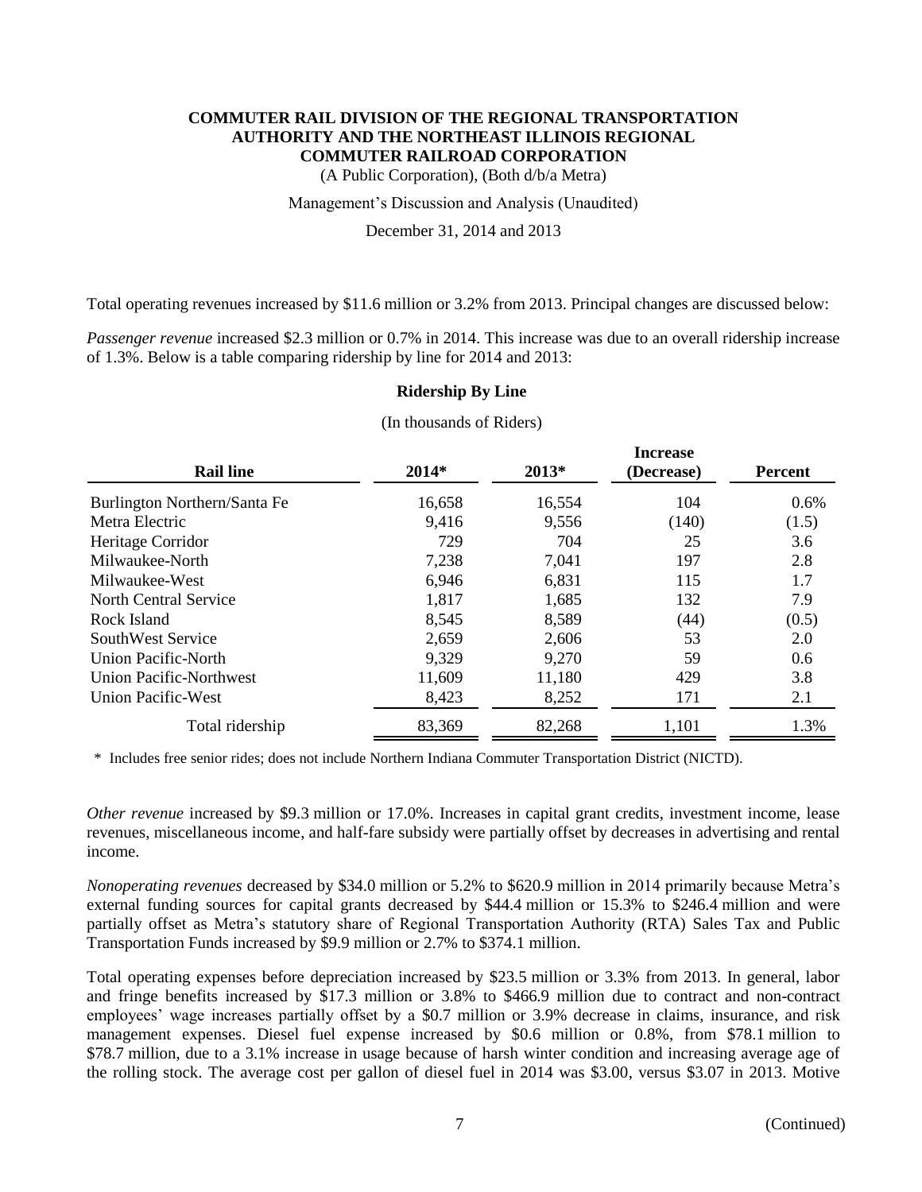**COMMUTER RAIL DIVISION OF THE REGIONAL TRANSPORTATION AUTHORITY AND THE NORTHEAST ILLINOIS REGIONAL COMMUTER RAILROAD CORPORATION**

(A Public Corporation), (Both d/b/a Metra)

Management's Discussion and Analysis (Unaudited)

December 31, 2014 and 2013

Total operating revenues increased by $11.6 million or 3.2% from 2013. Principal changes are discussed below:

*Passenger revenue* increased $2.3 million or 0.7% in 2014. This increase was due to an overall ridership increase of 1.3%. Below is a table comparing ridership by line for 2014 and 2013:

**Ridership By Line**

(In thousands of Riders)

| Rail line | 2014* | 2013* | Increase (Decrease) | Percent |
|---|---|---|---|---|
| Burlington Northern/Santa Fe | 16,658 | 16,554 | 104 | 0.6% |
| Metra Electric | 9,416 | 9,556 | (140) | (1.5) |
| Heritage Corridor | 729 | 704 | 25 | 3.6 |
| Milwaukee-North | 7,238 | 7,041 | 197 | 2.8 |
| Milwaukee-West | 6,946 | 6,831 | 115 | 1.7 |
| North Central Service | 1,817 | 1,685 | 132 | 7.9 |
| Rock Island | 8,545 | 8,589 | (44) | (0.5) |
| SouthWest Service | 2,659 | 2,606 | 53 | 2.0 |
| Union Pacific-North | 9,329 | 9,270 | 59 | 0.6 |
| Union Pacific-Northwest | 11,609 | 11,180 | 429 | 3.8 |
| Union Pacific-West | 8,423 | 8,252 | 171 | 2.1 |
| Total ridership | 83,369 | 82,268 | 1,101 | 1.3% |

\* Includes free senior rides; does not include Northern Indiana Commuter Transportation District (NICTD).

*Other revenue* increased by $9.3 million or 17.0%. Increases in capital grant credits, investment income, lease revenues, miscellaneous income, and half-fare subsidy were partially offset by decreases in advertising and rental income.

*Nonoperating revenues* decreased by $34.0 million or 5.2% to $620.9 million in 2014 primarily because Metra's external funding sources for capital grants decreased by $44.4 million or 15.3% to $246.4 million and were partially offset as Metra's statutory share of Regional Transportation Authority (RTA) Sales Tax and Public Transportation Funds increased by $9.9 million or 2.7% to $374.1 million.

Total operating expenses before depreciation increased by $23.5 million or 3.3% from 2013. In general, labor and fringe benefits increased by $17.3 million or 3.8% to $466.9 million due to contract and non-contract employees' wage increases partially offset by a $0.7 million or 3.9% decrease in claims, insurance, and risk management expenses. Diesel fuel expense increased by $0.6 million or 0.8%, from $78.1 million to $78.7 million, due to a 3.1% increase in usage because of harsh winter condition and increasing average age of the rolling stock. The average cost per gallon of diesel fuel in 2014 was $3.00, versus $3.07 in 2013. Motive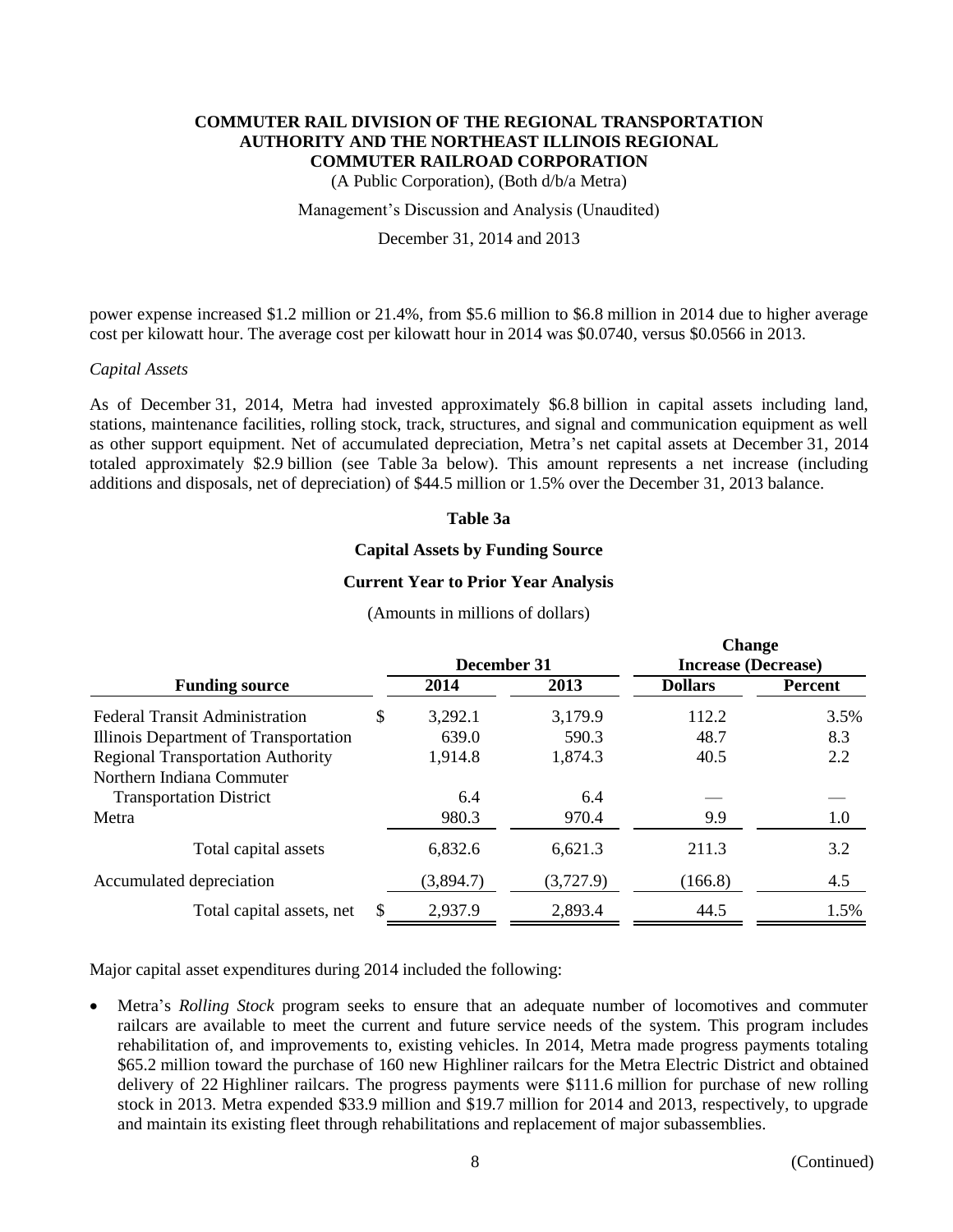power expense increased $1.2 million or 21.4%, from $5.6 million to $6.8 million in 2014 due to higher average cost per kilowatt hour. The average cost per kilowatt hour in 2014 was $0.0740, versus $0.0566 in 2013.

*Capital Assets*

As of December 31, 2014, Metra had invested approximately $6.8 billion in capital assets including land, stations, maintenance facilities, rolling stock, track, structures, and signal and communication equipment as well as other support equipment. Net of accumulated depreciation, Metra's net capital assets at December 31, 2014 totaled approximately $2.9 billion (see Table 3a below). This amount represents a net increase (including additions and disposals, net of depreciation) of $44.5 million or 1.5% over the December 31, 2013 balance.

**Table 3a**

**Capital Assets by Funding Source**

**Current Year to Prior Year Analysis**

(Amounts in millions of dollars)

| Funding source | December 31 | | Change Increase (Decrease) | |
|---|---|---|---|---|
| | 2014 | 2013 | Dollars | Percent |
| Federal Transit Administration | $ 3,292.1 | 3,179.9 | 112.2 | 3.5% |
| Illinois Department of Transportation | 639.0 | 590.3 | 48.7 | 8.3 |
| Regional Transportation Authority | 1,914.8 | 1,874.3 | 40.5 | 2.2 |
| Northern Indiana Commuter Transportation District | 6.4 | 6.4 | — | — |
| Metra | 980.3 | 970.4 | 9.9 | 1.0 |
| Total capital assets | 6,832.6 | 6,621.3 | 211.3 | 3.2 |
| Accumulated depreciation | (3,894.7) | (3,727.9) | (166.8) | 4.5 |
| Total capital assets, net | $ 2,937.9 | 2,893.4 | 44.5 | 1.5% |

Major capital asset expenditures during 2014 included the following:

- Metra's *Rolling Stock* program seeks to ensure that an adequate number of locomotives and commuter railcars are available to meet the current and future service needs of the system. This program includes rehabilitation of, and improvements to, existing vehicles. In 2014, Metra made progress payments totaling $65.2 million toward the purchase of 160 new Highliner railcars for the Metra Electric District and obtained delivery of 22 Highliner railcars. The progress payments were $111.6 million for purchase of new rolling stock in 2013. Metra expended $33.9 million and $19.7 million for 2014 and 2013, respectively, to upgrade and maintain its existing fleet through rehabilitations and replacement of major subassemblies.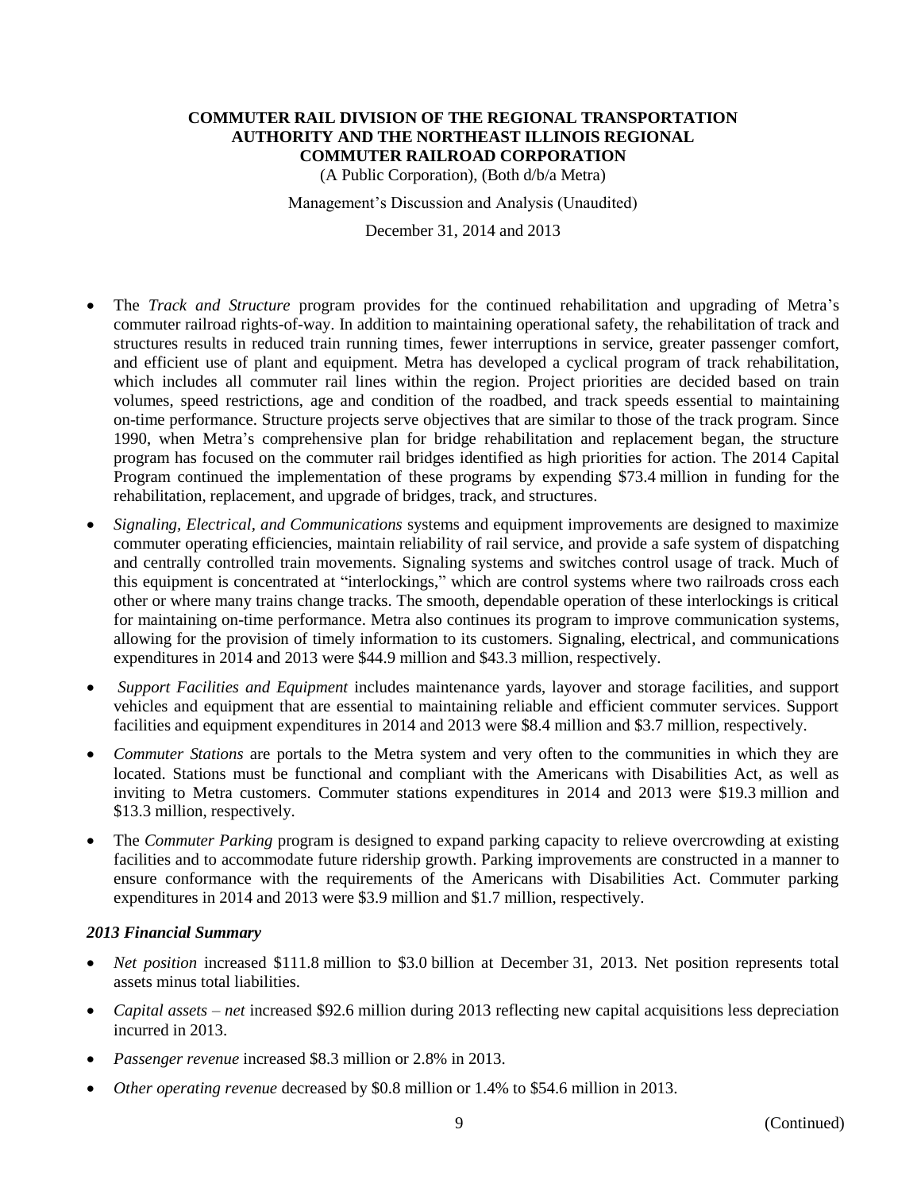- The *Track and Structure* program provides for the continued rehabilitation and upgrading of Metra's commuter railroad rights-of-way. In addition to maintaining operational safety, the rehabilitation of track and structures results in reduced train running times, fewer interruptions in service, greater passenger comfort, and efficient use of plant and equipment. Metra has developed a cyclical program of track rehabilitation, which includes all commuter rail lines within the region. Project priorities are decided based on train volumes, speed restrictions, age and condition of the roadbed, and track speeds essential to maintaining on-time performance. Structure projects serve objectives that are similar to those of the track program. Since 1990, when Metra's comprehensive plan for bridge rehabilitation and replacement began, the structure program has focused on the commuter rail bridges identified as high priorities for action. The 2014 Capital Program continued the implementation of these programs by expending $73.4 million in funding for the rehabilitation, replacement, and upgrade of bridges, track, and structures.
- *Signaling, Electrical, and Communications* systems and equipment improvements are designed to maximize commuter operating efficiencies, maintain reliability of rail service, and provide a safe system of dispatching and centrally controlled train movements. Signaling systems and switches control usage of track. Much of this equipment is concentrated at "interlockings," which are control systems where two railroads cross each other or where many trains change tracks. The smooth, dependable operation of these interlockings is critical for maintaining on-time performance. Metra also continues its program to improve communication systems, allowing for the provision of timely information to its customers. Signaling, electrical, and communications expenditures in 2014 and 2013 were $44.9 million and $43.3 million, respectively.
- *Support Facilities and Equipment* includes maintenance yards, layover and storage facilities, and support vehicles and equipment that are essential to maintaining reliable and efficient commuter services. Support facilities and equipment expenditures in 2014 and 2013 were $8.4 million and $3.7 million, respectively.
- *Commuter Stations* are portals to the Metra system and very often to the communities in which they are located. Stations must be functional and compliant with the Americans with Disabilities Act, as well as inviting to Metra customers. Commuter stations expenditures in 2014 and 2013 were $19.3 million and $13.3 million, respectively.
- The *Commuter Parking* program is designed to expand parking capacity to relieve overcrowding at existing facilities and to accommodate future ridership growth. Parking improvements are constructed in a manner to ensure conformance with the requirements of the Americans with Disabilities Act. Commuter parking expenditures in 2014 and 2013 were $3.9 million and $1.7 million, respectively.

### *2013 Financial Summary*

- *Net position* increased $111.8 million to $3.0 billion at December 31, 2013. Net position represents total assets minus total liabilities.
- *Capital assets – net* increased $92.6 million during 2013 reflecting new capital acquisitions less depreciation incurred in 2013.
- *Passenger revenue* increased $8.3 million or 2.8% in 2013.
- *Other operating revenue* decreased by $0.8 million or 1.4% to $54.6 million in 2013.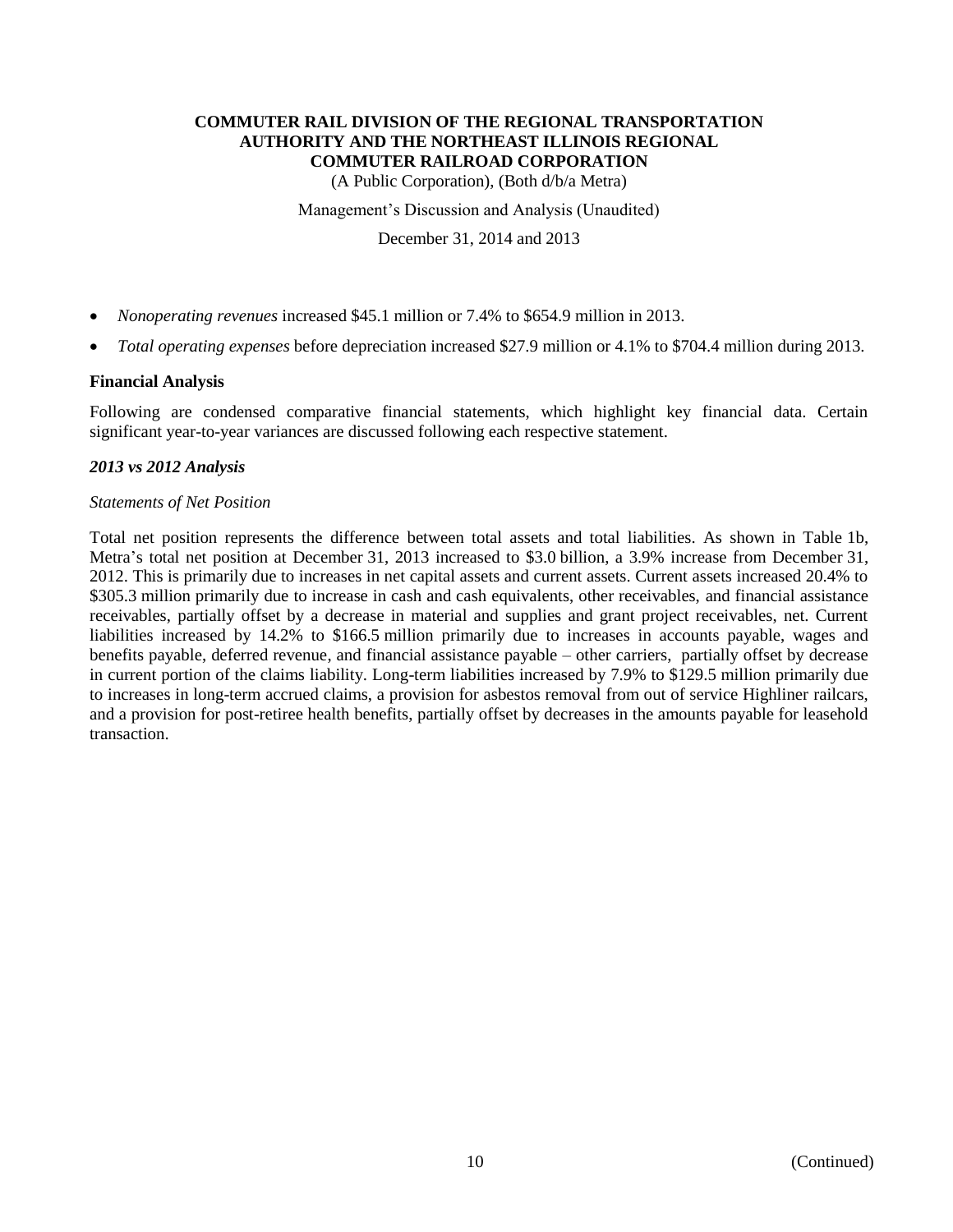- *Nonoperating revenues* increased $45.1 million or 7.4% to $654.9 million in 2013.
- *Total operating expenses* before depreciation increased $27.9 million or 4.1% to $704.4 million during 2013.

### Financial Analysis

Following are condensed comparative financial statements, which highlight key financial data. Certain significant year-to-year variances are discussed following each respective statement.

#### *2013 vs 2012 Analysis*

*Statements of Net Position*

Total net position represents the difference between total assets and total liabilities. As shown in Table 1b, Metra's total net position at December 31, 2013 increased to $3.0 billion, a 3.9% increase from December 31, 2012. This is primarily due to increases in net capital assets and current assets. Current assets increased 20.4% to $305.3 million primarily due to increase in cash and cash equivalents, other receivables, and financial assistance receivables, partially offset by a decrease in material and supplies and grant project receivables, net. Current liabilities increased by 14.2% to $166.5 million primarily due to increases in accounts payable, wages and benefits payable, deferred revenue, and financial assistance payable – other carriers, partially offset by decrease in current portion of the claims liability. Long-term liabilities increased by 7.9% to $129.5 million primarily due to increases in long-term accrued claims, a provision for asbestos removal from out of service Highliner railcars, and a provision for post-retiree health benefits, partially offset by decreases in the amounts payable for leasehold transaction.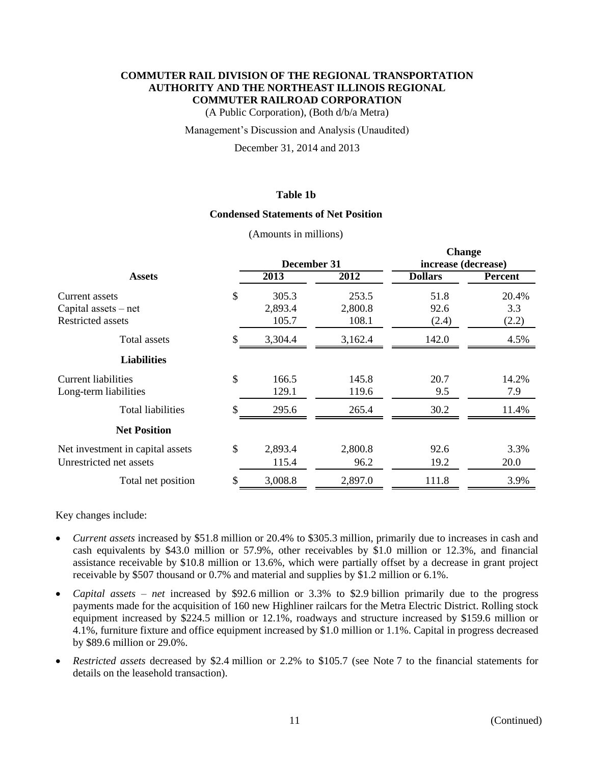**COMMUTER RAIL DIVISION OF THE REGIONAL TRANSPORTATION AUTHORITY AND THE NORTHEAST ILLINOIS REGIONAL COMMUTER RAILROAD CORPORATION**

(A Public Corporation), (Both d/b/a Metra)

Management's Discussion and Analysis (Unaudited)

December 31, 2014 and 2013

### Table 1b

### Condensed Statements of Net Position

(Amounts in millions)

| | December 31 | | Change increase (decrease) | |
|---|---|---|---|---|
| **Assets** | **2013** | **2012** | **Dollars** | **Percent** |
| Current assets | $ 305.3 | 253.5 | 51.8 | 20.4% |
| Capital assets – net | 2,893.4 | 2,800.8 | 92.6 | 3.3 |
| Restricted assets | 105.7 | 108.1 | (2.4) | (2.2) |
| Total assets | $ 3,304.4 | 3,162.4 | 142.0 | 4.5% |
| **Liabilities** | | | | |
| Current liabilities | $ 166.5 | 145.8 | 20.7 | 14.2% |
| Long-term liabilities | 129.1 | 119.6 | 9.5 | 7.9 |
| Total liabilities | $ 295.6 | 265.4 | 30.2 | 11.4% |
| **Net Position** | | | | |
| Net investment in capital assets | $ 2,893.4 | 2,800.8 | 92.6 | 3.3% |
| Unrestricted net assets | 115.4 | 96.2 | 19.2 | 20.0 |
| Total net position | $ 3,008.8 | 2,897.0 | 111.8 | 3.9% |

Key changes include:

- *Current assets* increased by $51.8 million or 20.4% to $305.3 million, primarily due to increases in cash and cash equivalents by $43.0 million or 57.9%, other receivables by $1.0 million or 12.3%, and financial assistance receivable by $10.8 million or 13.6%, which were partially offset by a decrease in grant project receivable by $507 thousand or 0.7% and material and supplies by $1.2 million or 6.1%.
- *Capital assets – net* increased by $92.6 million or 3.3% to $2.9 billion primarily due to the progress payments made for the acquisition of 160 new Highliner railcars for the Metra Electric District. Rolling stock equipment increased by $224.5 million or 12.1%, roadways and structure increased by $159.6 million or 4.1%, furniture fixture and office equipment increased by $1.0 million or 1.1%. Capital in progress decreased by $89.6 million or 29.0%.
- *Restricted assets* decreased by $2.4 million or 2.2% to $105.7 (see Note 7 to the financial statements for details on the leasehold transaction).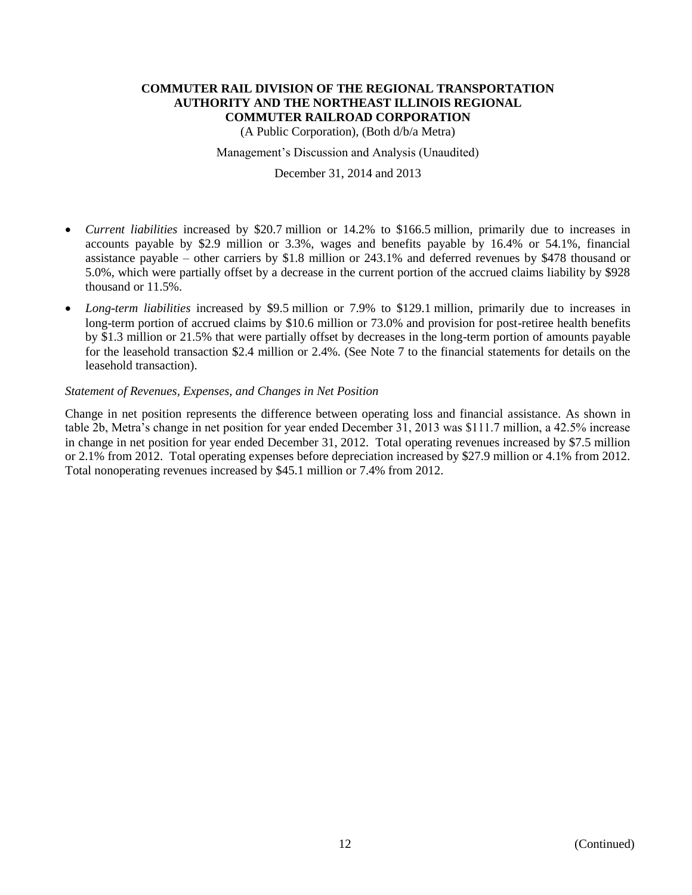- *Current liabilities* increased by $20.7 million or 14.2% to $166.5 million, primarily due to increases in accounts payable by $2.9 million or 3.3%, wages and benefits payable by 16.4% or 54.1%, financial assistance payable – other carriers by $1.8 million or 243.1% and deferred revenues by $478 thousand or 5.0%, which were partially offset by a decrease in the current portion of the accrued claims liability by $928 thousand or 11.5%.
- *Long-term liabilities* increased by $9.5 million or 7.9% to $129.1 million, primarily due to increases in long-term portion of accrued claims by $10.6 million or 73.0% and provision for post-retiree health benefits by $1.3 million or 21.5% that were partially offset by decreases in the long-term portion of amounts payable for the leasehold transaction $2.4 million or 2.4%. (See Note 7 to the financial statements for details on the leasehold transaction).

*Statement of Revenues, Expenses, and Changes in Net Position*

Change in net position represents the difference between operating loss and financial assistance. As shown in table 2b, Metra's change in net position for year ended December 31, 2013 was $111.7 million, a 42.5% increase in change in net position for year ended December 31, 2012. Total operating revenues increased by $7.5 million or 2.1% from 2012. Total operating expenses before depreciation increased by $27.9 million or 4.1% from 2012. Total nonoperating revenues increased by $45.1 million or 7.4% from 2012.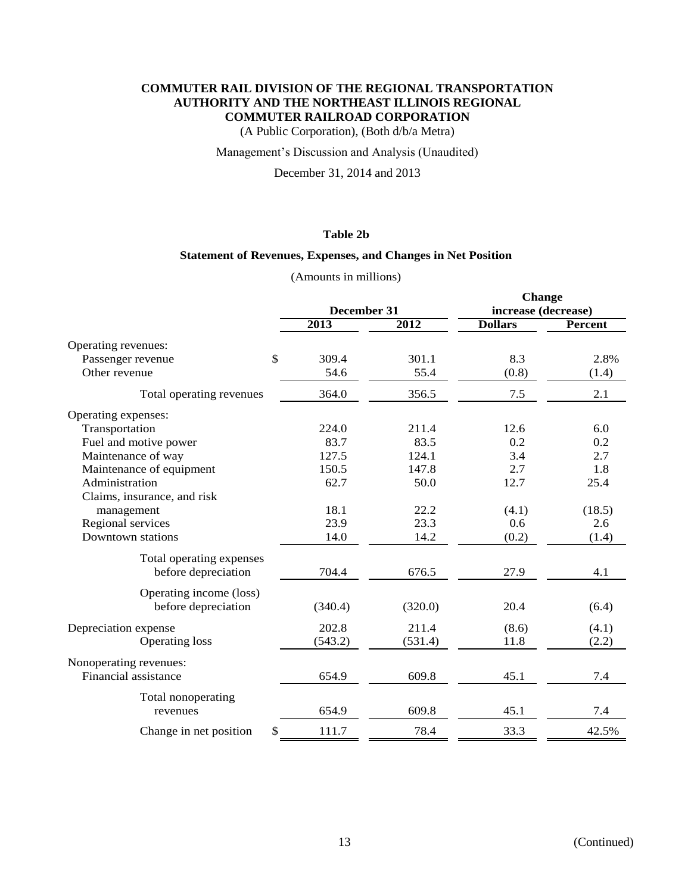**COMMUTER RAIL DIVISION OF THE REGIONAL TRANSPORTATION AUTHORITY AND THE NORTHEAST ILLINOIS REGIONAL COMMUTER RAILROAD CORPORATION**

(A Public Corporation), (Both d/b/a Metra)

Management's Discussion and Analysis (Unaudited)

December 31, 2014 and 2013

**Table 2b**

**Statement of Revenues, Expenses, and Changes in Net Position**

(Amounts in millions)

| | December 31 | | Change increase (decrease) | |
|---|---|---|---|---|
| | **2013** | **2012** | **Dollars** | **Percent** |
| Operating revenues: | | | | |
| Passenger revenue | $ 309.4 | 301.1 | 8.3 | 2.8% |
| Other revenue | 54.6 | 55.4 | (0.8) | (1.4) |
| Total operating revenues | 364.0 | 356.5 | 7.5 | 2.1 |
| Operating expenses: | | | | |
| Transportation | 224.0 | 211.4 | 12.6 | 6.0 |
| Fuel and motive power | 83.7 | 83.5 | 0.2 | 0.2 |
| Maintenance of way | 127.5 | 124.1 | 3.4 | 2.7 |
| Maintenance of equipment | 150.5 | 147.8 | 2.7 | 1.8 |
| Administration | 62.7 | 50.0 | 12.7 | 25.4 |
| Claims, insurance, and risk management | 18.1 | 22.2 | (4.1) | (18.5) |
| Regional services | 23.9 | 23.3 | 0.6 | 2.6 |
| Downtown stations | 14.0 | 14.2 | (0.2) | (1.4) |
| Total operating expenses before depreciation | 704.4 | 676.5 | 27.9 | 4.1 |
| Operating income (loss) before depreciation | (340.4) | (320.0) | 20.4 | (6.4) |
| Depreciation expense | 202.8 | 211.4 | (8.6) | (4.1) |
| Operating loss | (543.2) | (531.4) | 11.8 | (2.2) |
| Nonoperating revenues: | | | | |
| Financial assistance | 654.9 | 609.8 | 45.1 | 7.4 |
| Total nonoperating revenues | 654.9 | 609.8 | 45.1 | 7.4 |
| Change in net position | $ 111.7 | 78.4 | 33.3 | 42.5% |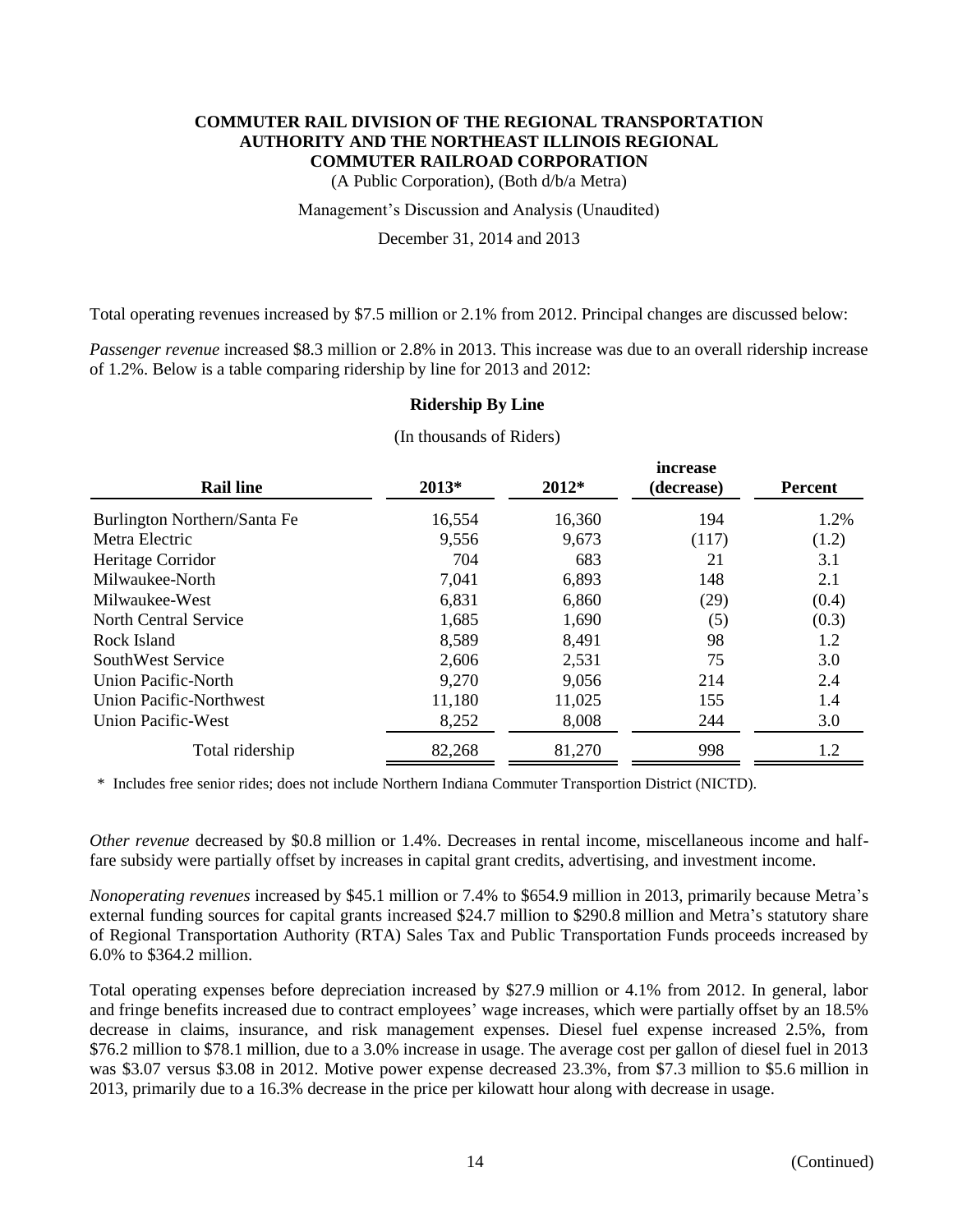Total operating revenues increased by $7.5 million or 2.1% from 2012. Principal changes are discussed below:

*Passenger revenue* increased $8.3 million or 2.8% in 2013. This increase was due to an overall ridership increase of 1.2%. Below is a table comparing ridership by line for 2013 and 2012:

**Ridership By Line**

(In thousands of Riders)

| Rail line | 2013* | 2012* | increase (decrease) | Percent |
|---|---|---|---|---|
| Burlington Northern/Santa Fe | 16,554 | 16,360 | 194 | 1.2% |
| Metra Electric | 9,556 | 9,673 | (117) | (1.2) |
| Heritage Corridor | 704 | 683 | 21 | 3.1 |
| Milwaukee-North | 7,041 | 6,893 | 148 | 2.1 |
| Milwaukee-West | 6,831 | 6,860 | (29) | (0.4) |
| North Central Service | 1,685 | 1,690 | (5) | (0.3) |
| Rock Island | 8,589 | 8,491 | 98 | 1.2 |
| SouthWest Service | 2,606 | 2,531 | 75 | 3.0 |
| Union Pacific-North | 9,270 | 9,056 | 214 | 2.4 |
| Union Pacific-Northwest | 11,180 | 11,025 | 155 | 1.4 |
| Union Pacific-West | 8,252 | 8,008 | 244 | 3.0 |
| Total ridership | 82,268 | 81,270 | 998 | 1.2 |

\* Includes free senior rides; does not include Northern Indiana Commuter Transportion District (NICTD).

*Other revenue* decreased by $0.8 million or 1.4%. Decreases in rental income, miscellaneous income and half-fare subsidy were partially offset by increases in capital grant credits, advertising, and investment income.

*Nonoperating revenues* increased by $45.1 million or 7.4% to $654.9 million in 2013, primarily because Metra's external funding sources for capital grants increased $24.7 million to $290.8 million and Metra's statutory share of Regional Transportation Authority (RTA) Sales Tax and Public Transportation Funds proceeds increased by 6.0% to $364.2 million.

Total operating expenses before depreciation increased by $27.9 million or 4.1% from 2012. In general, labor and fringe benefits increased due to contract employees' wage increases, which were partially offset by an 18.5% decrease in claims, insurance, and risk management expenses. Diesel fuel expense increased 2.5%, from $76.2 million to $78.1 million, due to a 3.0% increase in usage. The average cost per gallon of diesel fuel in 2013 was $3.07 versus $3.08 in 2012. Motive power expense decreased 23.3%, from $7.3 million to $5.6 million in 2013, primarily due to a 16.3% decrease in the price per kilowatt hour along with decrease in usage.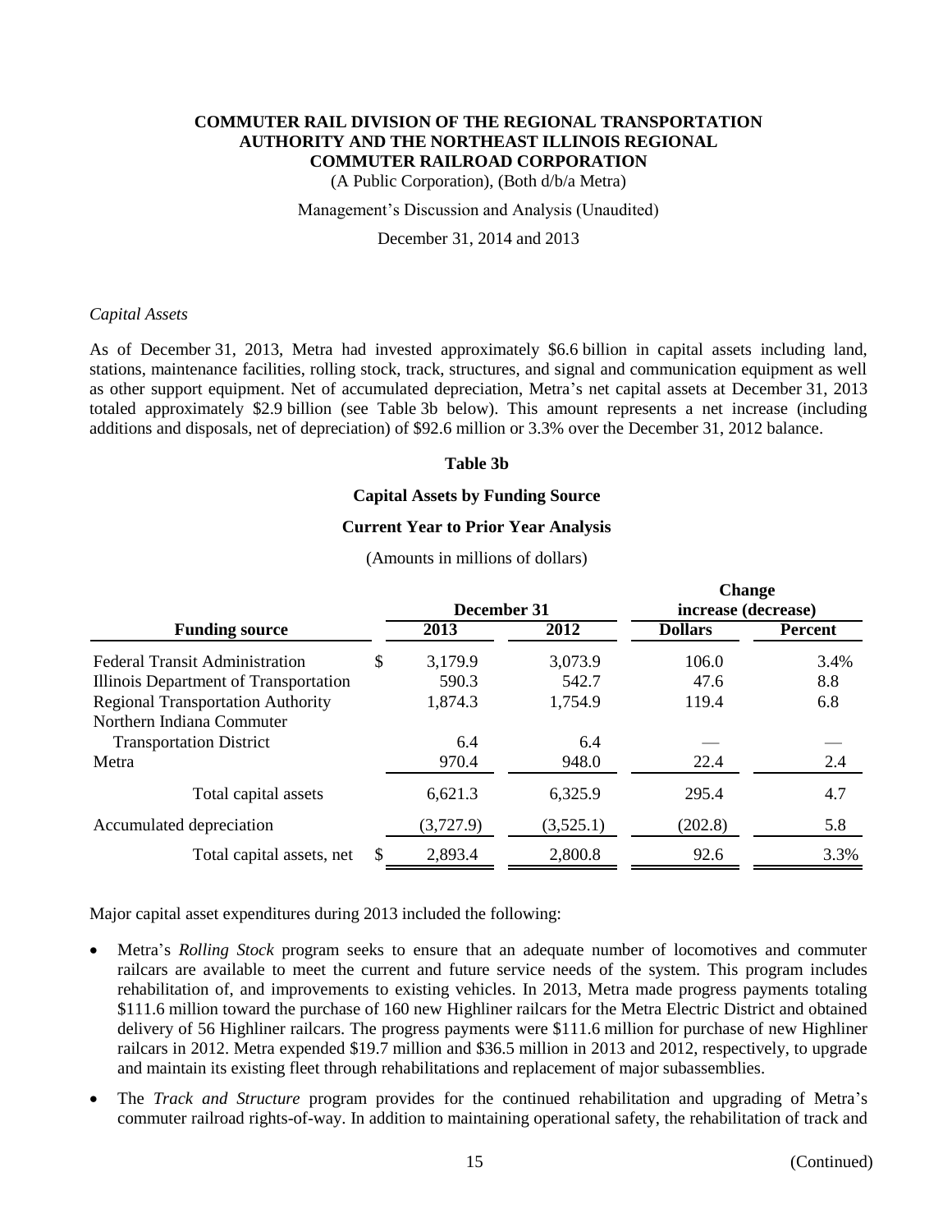*Capital Assets*

As of December 31, 2013, Metra had invested approximately $6.6 billion in capital assets including land, stations, maintenance facilities, rolling stock, track, structures, and signal and communication equipment as well as other support equipment. Net of accumulated depreciation, Metra's net capital assets at December 31, 2013 totaled approximately $2.9 billion (see Table 3b below). This amount represents a net increase (including additions and disposals, net of depreciation) of $92.6 million or 3.3% over the December 31, 2012 balance.

**Table 3b**

**Capital Assets by Funding Source**

**Current Year to Prior Year Analysis**

(Amounts in millions of dollars)

| Funding source | December 31 | | Change increase (decrease) | |
|---|---|---|---|---|
| | 2013 | 2012 | Dollars | Percent |
| Federal Transit Administration | $ 3,179.9 | 3,073.9 | 106.0 | 3.4% |
| Illinois Department of Transportation | 590.3 | 542.7 | 47.6 | 8.8 |
| Regional Transportation Authority | 1,874.3 | 1,754.9 | 119.4 | 6.8 |
| Northern Indiana Commuter Transportation District | 6.4 | 6.4 | — | — |
| Metra | 970.4 | 948.0 | 22.4 | 2.4 |
| Total capital assets | 6,621.3 | 6,325.9 | 295.4 | 4.7 |
| Accumulated depreciation | (3,727.9) | (3,525.1) | (202.8) | 5.8 |
| Total capital assets, net | $ 2,893.4 | 2,800.8 | 92.6 | 3.3% |

Major capital asset expenditures during 2013 included the following:

- Metra's *Rolling Stock* program seeks to ensure that an adequate number of locomotives and commuter railcars are available to meet the current and future service needs of the system. This program includes rehabilitation of, and improvements to existing vehicles. In 2013, Metra made progress payments totaling $111.6 million toward the purchase of 160 new Highliner railcars for the Metra Electric District and obtained delivery of 56 Highliner railcars. The progress payments were $111.6 million for purchase of new Highliner railcars in 2012. Metra expended $19.7 million and $36.5 million in 2013 and 2012, respectively, to upgrade and maintain its existing fleet through rehabilitations and replacement of major subassemblies.
- The *Track and Structure* program provides for the continued rehabilitation and upgrading of Metra's commuter railroad rights-of-way. In addition to maintaining operational safety, the rehabilitation of track and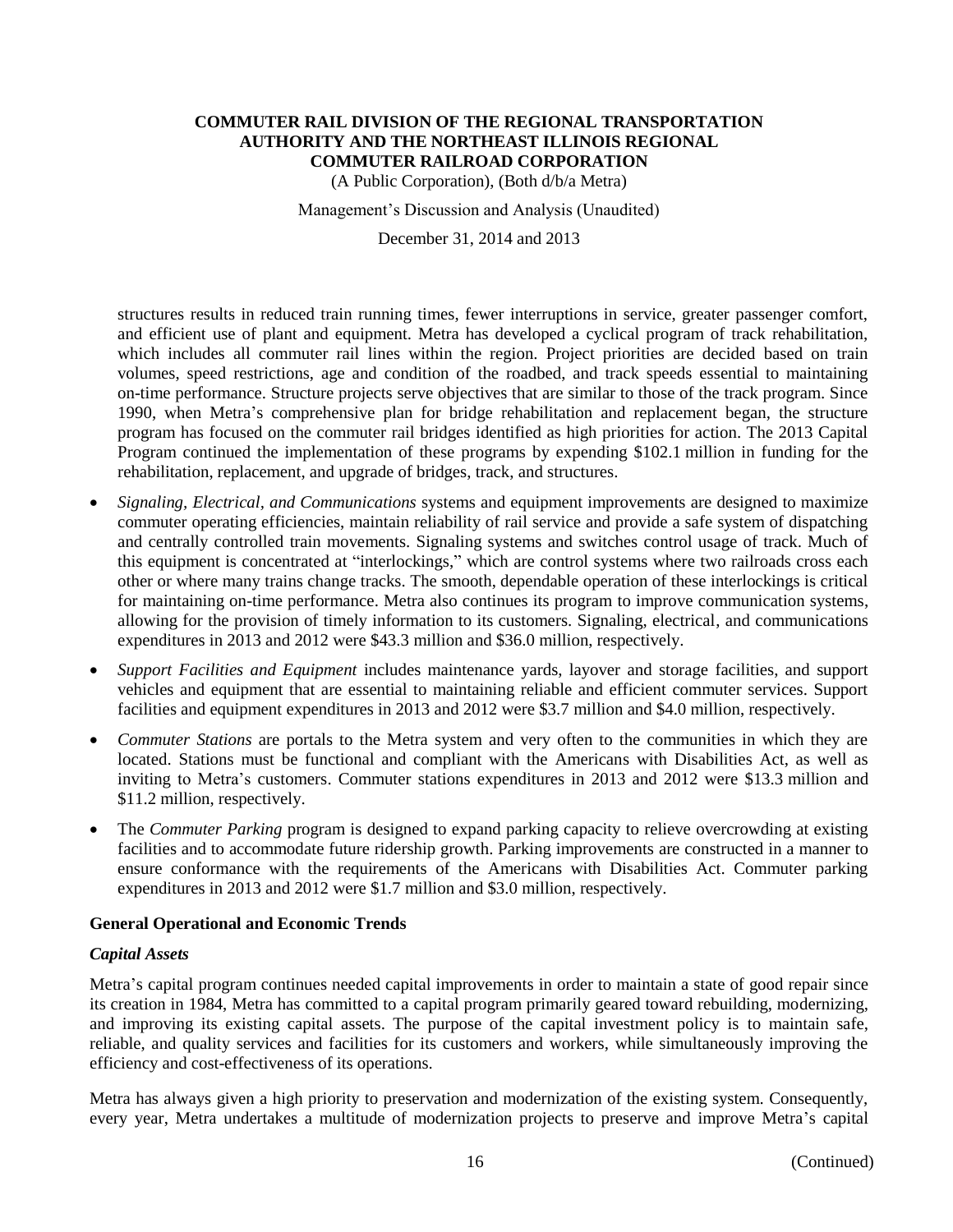structures results in reduced train running times, fewer interruptions in service, greater passenger comfort, and efficient use of plant and equipment. Metra has developed a cyclical program of track rehabilitation, which includes all commuter rail lines within the region. Project priorities are decided based on train volumes, speed restrictions, age and condition of the roadbed, and track speeds essential to maintaining on-time performance. Structure projects serve objectives that are similar to those of the track program. Since 1990, when Metra's comprehensive plan for bridge rehabilitation and replacement began, the structure program has focused on the commuter rail bridges identified as high priorities for action. The 2013 Capital Program continued the implementation of these programs by expending $102.1 million in funding for the rehabilitation, replacement, and upgrade of bridges, track, and structures.

- *Signaling, Electrical, and Communications* systems and equipment improvements are designed to maximize commuter operating efficiencies, maintain reliability of rail service and provide a safe system of dispatching and centrally controlled train movements. Signaling systems and switches control usage of track. Much of this equipment is concentrated at "interlockings," which are control systems where two railroads cross each other or where many trains change tracks. The smooth, dependable operation of these interlockings is critical for maintaining on-time performance. Metra also continues its program to improve communication systems, allowing for the provision of timely information to its customers. Signaling, electrical, and communications expenditures in 2013 and 2012 were $43.3 million and $36.0 million, respectively.
- *Support Facilities and Equipment* includes maintenance yards, layover and storage facilities, and support vehicles and equipment that are essential to maintaining reliable and efficient commuter services. Support facilities and equipment expenditures in 2013 and 2012 were $3.7 million and $4.0 million, respectively.
- *Commuter Stations* are portals to the Metra system and very often to the communities in which they are located. Stations must be functional and compliant with the Americans with Disabilities Act, as well as inviting to Metra's customers. Commuter stations expenditures in 2013 and 2012 were $13.3 million and $11.2 million, respectively.
- The *Commuter Parking* program is designed to expand parking capacity to relieve overcrowding at existing facilities and to accommodate future ridership growth. Parking improvements are constructed in a manner to ensure conformance with the requirements of the Americans with Disabilities Act. Commuter parking expenditures in 2013 and 2012 were $1.7 million and $3.0 million, respectively.

### General Operational and Economic Trends

#### *Capital Assets*

Metra's capital program continues needed capital improvements in order to maintain a state of good repair since its creation in 1984, Metra has committed to a capital program primarily geared toward rebuilding, modernizing, and improving its existing capital assets. The purpose of the capital investment policy is to maintain safe, reliable, and quality services and facilities for its customers and workers, while simultaneously improving the efficiency and cost-effectiveness of its operations.

Metra has always given a high priority to preservation and modernization of the existing system. Consequently, every year, Metra undertakes a multitude of modernization projects to preserve and improve Metra's capital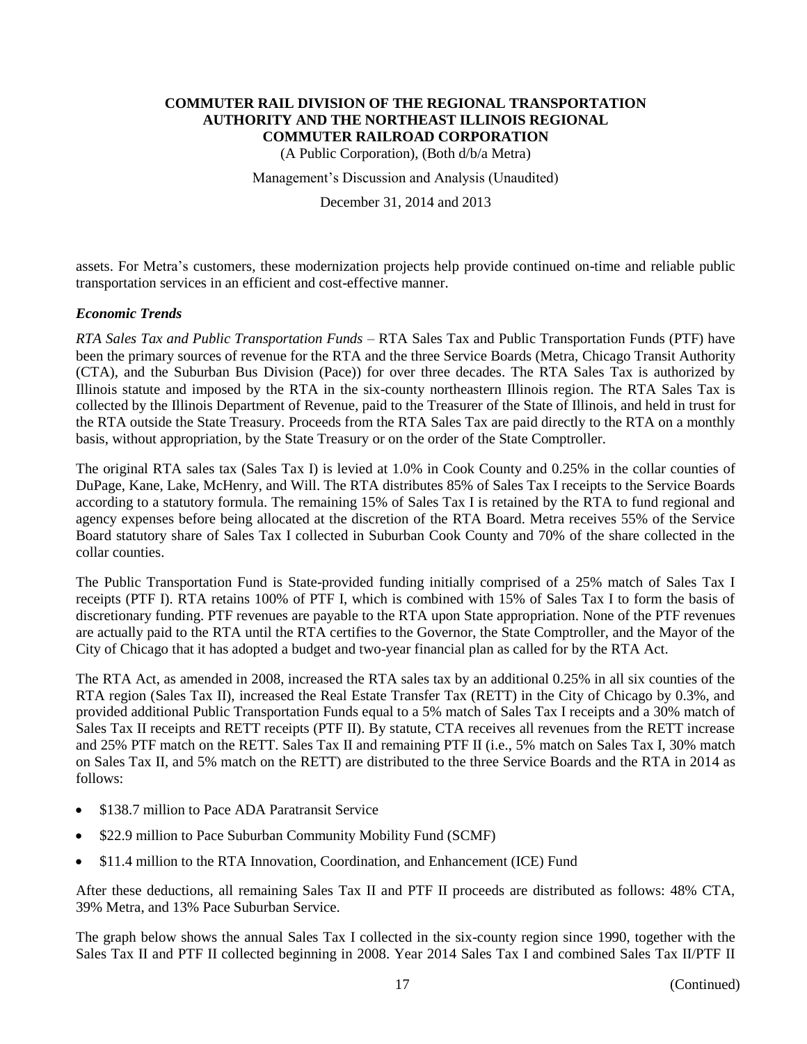assets. For Metra's customers, these modernization projects help provide continued on-time and reliable public transportation services in an efficient and cost-effective manner.

### *Economic Trends*

*RTA Sales Tax and Public Transportation Funds* – RTA Sales Tax and Public Transportation Funds (PTF) have been the primary sources of revenue for the RTA and the three Service Boards (Metra, Chicago Transit Authority (CTA), and the Suburban Bus Division (Pace)) for over three decades. The RTA Sales Tax is authorized by Illinois statute and imposed by the RTA in the six-county northeastern Illinois region. The RTA Sales Tax is collected by the Illinois Department of Revenue, paid to the Treasurer of the State of Illinois, and held in trust for the RTA outside the State Treasury. Proceeds from the RTA Sales Tax are paid directly to the RTA on a monthly basis, without appropriation, by the State Treasury or on the order of the State Comptroller.

The original RTA sales tax (Sales Tax I) is levied at 1.0% in Cook County and 0.25% in the collar counties of DuPage, Kane, Lake, McHenry, and Will. The RTA distributes 85% of Sales Tax I receipts to the Service Boards according to a statutory formula. The remaining 15% of Sales Tax I is retained by the RTA to fund regional and agency expenses before being allocated at the discretion of the RTA Board. Metra receives 55% of the Service Board statutory share of Sales Tax I collected in Suburban Cook County and 70% of the share collected in the collar counties.

The Public Transportation Fund is State-provided funding initially comprised of a 25% match of Sales Tax I receipts (PTF I). RTA retains 100% of PTF I, which is combined with 15% of Sales Tax I to form the basis of discretionary funding. PTF revenues are payable to the RTA upon State appropriation. None of the PTF revenues are actually paid to the RTA until the RTA certifies to the Governor, the State Comptroller, and the Mayor of the City of Chicago that it has adopted a budget and two-year financial plan as called for by the RTA Act.

The RTA Act, as amended in 2008, increased the RTA sales tax by an additional 0.25% in all six counties of the RTA region (Sales Tax II), increased the Real Estate Transfer Tax (RETT) in the City of Chicago by 0.3%, and provided additional Public Transportation Funds equal to a 5% match of Sales Tax I receipts and a 30% match of Sales Tax II receipts and RETT receipts (PTF II). By statute, CTA receives all revenues from the RETT increase and 25% PTF match on the RETT. Sales Tax II and remaining PTF II (i.e., 5% match on Sales Tax I, 30% match on Sales Tax II, and 5% match on the RETT) are distributed to the three Service Boards and the RTA in 2014 as follows:

- $138.7 million to Pace ADA Paratransit Service
- $22.9 million to Pace Suburban Community Mobility Fund (SCMF)
- $11.4 million to the RTA Innovation, Coordination, and Enhancement (ICE) Fund

After these deductions, all remaining Sales Tax II and PTF II proceeds are distributed as follows: 48% CTA, 39% Metra, and 13% Pace Suburban Service.

The graph below shows the annual Sales Tax I collected in the six-county region since 1990, together with the Sales Tax II and PTF II collected beginning in 2008. Year 2014 Sales Tax I and combined Sales Tax II/PTF II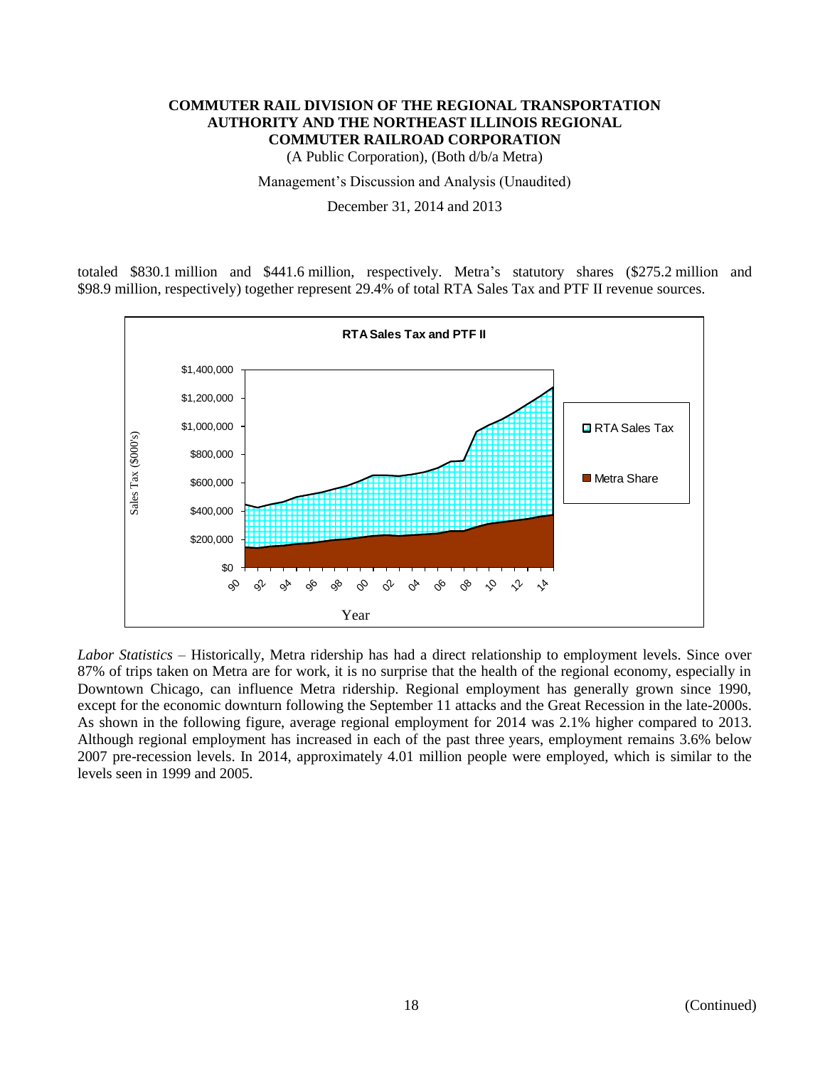totaled \$830.1 million and \$441.6 million, respectively. Metra's statutory shares (\$275.2 million and \$98.9 million, respectively) together represent 29.4% of total RTA Sales Tax and PTF II revenue sources.

**RTA Sales Tax and PTF II**

*Labor Statistics* – Historically, Metra ridership has had a direct relationship to employment levels. Since over 87% of trips taken on Metra are for work, it is no surprise that the health of the regional economy, especially in Downtown Chicago, can influence Metra ridership. Regional employment has generally grown since 1990, except for the economic downturn following the September 11 attacks and the Great Recession in the late-2000s. As shown in the following figure, average regional employment for 2014 was 2.1% higher compared to 2013. Although regional employment has increased in each of the past three years, employment remains 3.6% below 2007 pre-recession levels. In 2014, approximately 4.01 million people were employed, which is similar to the levels seen in 1999 and 2005.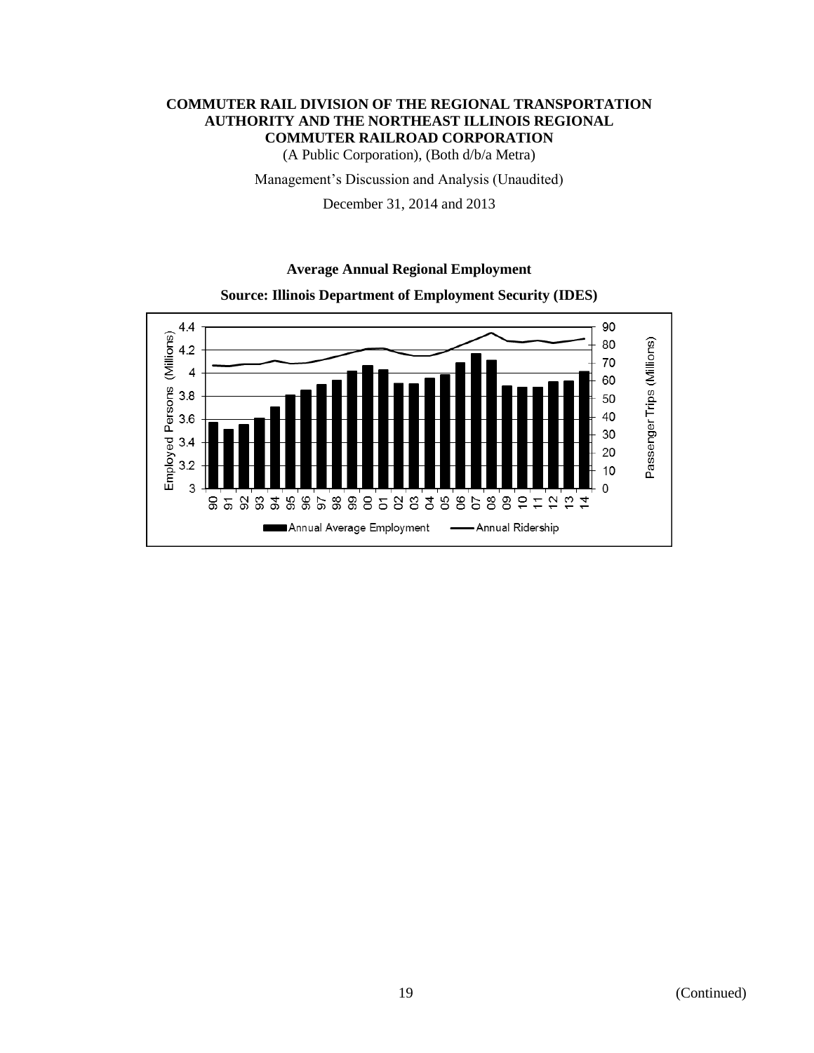## COMMUTER RAIL DIVISION OF THE REGIONAL TRANSPORTATION AUTHORITY AND THE NORTHEAST ILLINOIS REGIONAL COMMUTER RAILROAD CORPORATION

(A Public Corporation), (Both d/b/a Metra)

Management's Discussion and Analysis (Unaudited)

December 31, 2014 and 2013

**Average Annual Regional Employment**

**Source: Illinois Department of Employment Security (IDES)**

Employed Persons (Millions) | Passenger Trips (Millions)

Annual Average Employment — Annual Ridership

90 91 92 93 94 95 96 97 98 99 00 01 02 03 04 05 06 07 08 09 10 11 12 13 14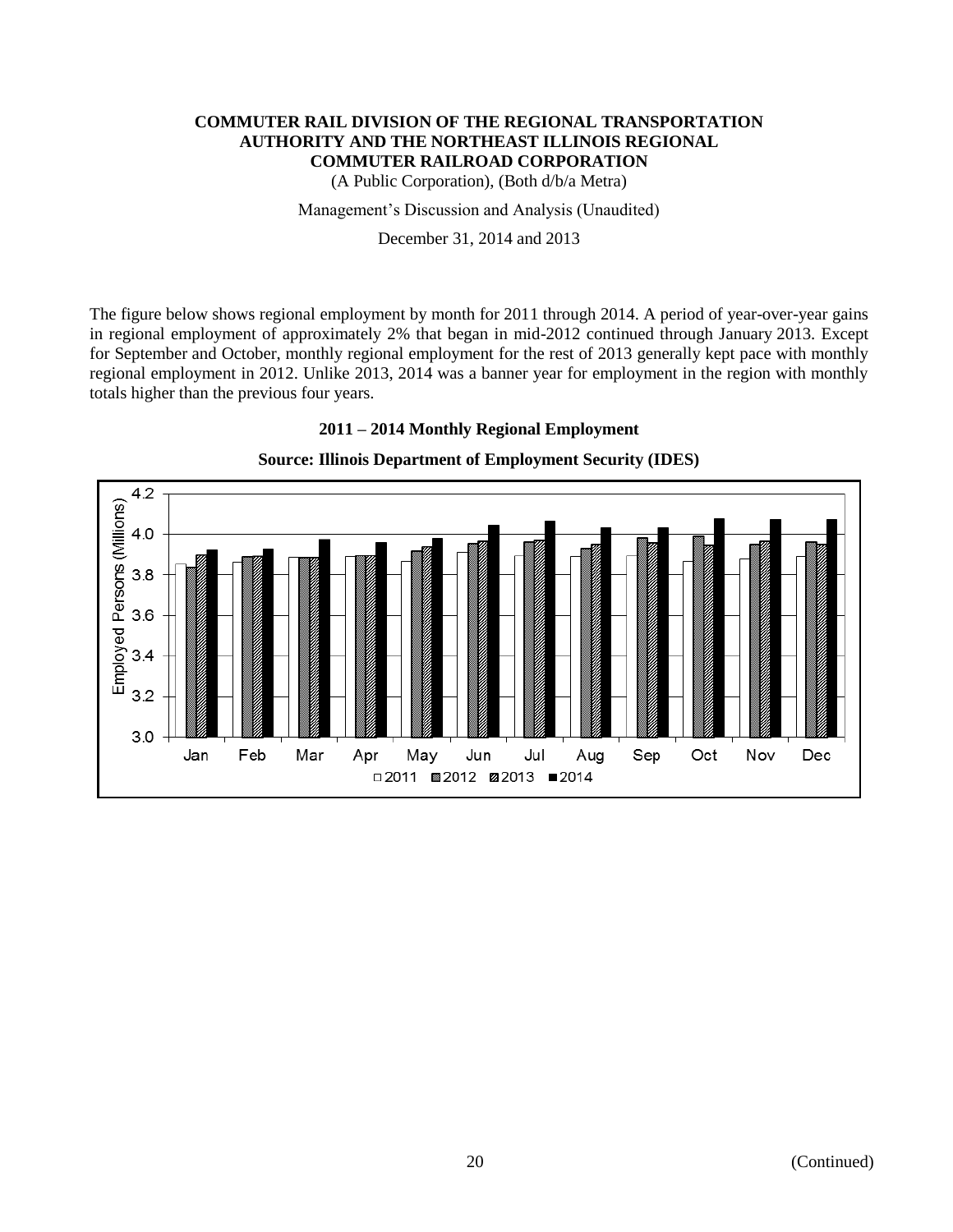The figure below shows regional employment by month for 2011 through 2014. A period of year-over-year gains in regional employment of approximately 2% that began in mid-2012 continued through January 2013. Except for September and October, monthly regional employment for the rest of 2013 generally kept pace with monthly regional employment in 2012. Unlike 2013, 2014 was a banner year for employment in the region with monthly totals higher than the previous four years.

**2011 – 2014 Monthly Regional Employment**

**Source: Illinois Department of Employment Security (IDES)**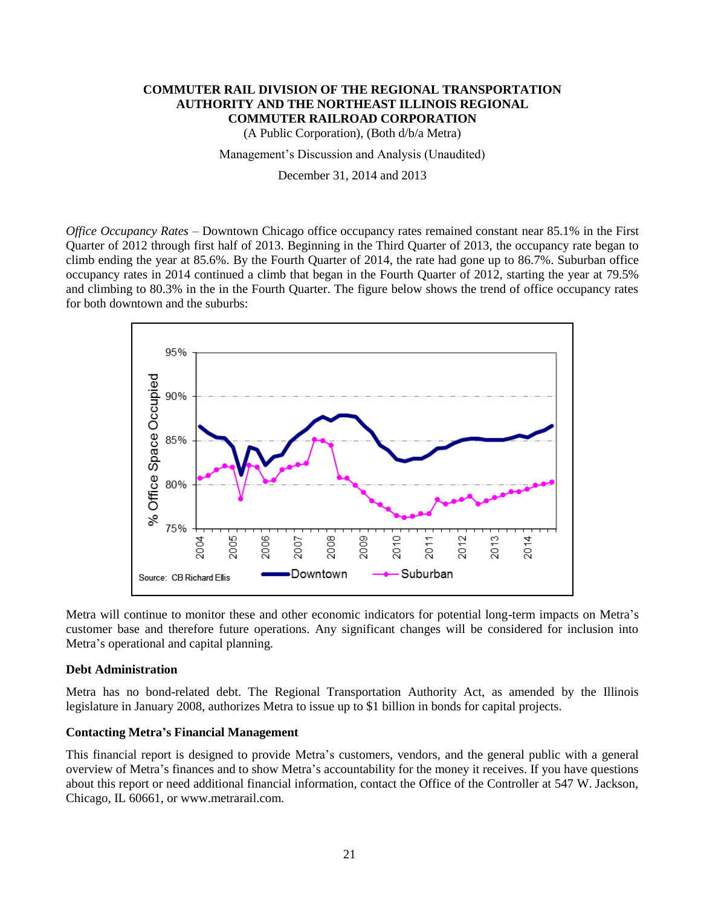*Office Occupancy Rates* – Downtown Chicago office occupancy rates remained constant near 85.1% in the First Quarter of 2012 through first half of 2013. Beginning in the Third Quarter of 2013, the occupancy rate began to climb ending the year at 85.6%. By the Fourth Quarter of 2014, the rate had gone up to 86.7%. Suburban office occupancy rates in 2014 continued a climb that began in the Fourth Quarter of 2012, starting the year at 79.5% and climbing to 80.3% in the in the Fourth Quarter. The figure below shows the trend of office occupancy rates for both downtown and the suburbs:

Metra will continue to monitor these and other economic indicators for potential long-term impacts on Metra's customer base and therefore future operations. Any significant changes will be considered for inclusion into Metra's operational and capital planning.

### Debt Administration

Metra has no bond-related debt. The Regional Transportation Authority Act, as amended by the Illinois legislature in January 2008, authorizes Metra to issue up to $1 billion in bonds for capital projects.

### Contacting Metra's Financial Management

This financial report is designed to provide Metra's customers, vendors, and the general public with a general overview of Metra's finances and to show Metra's accountability for the money it receives. If you have questions about this report or need additional financial information, contact the Office of the Controller at 547 W. Jackson, Chicago, IL 60661, or www.metrarail.com.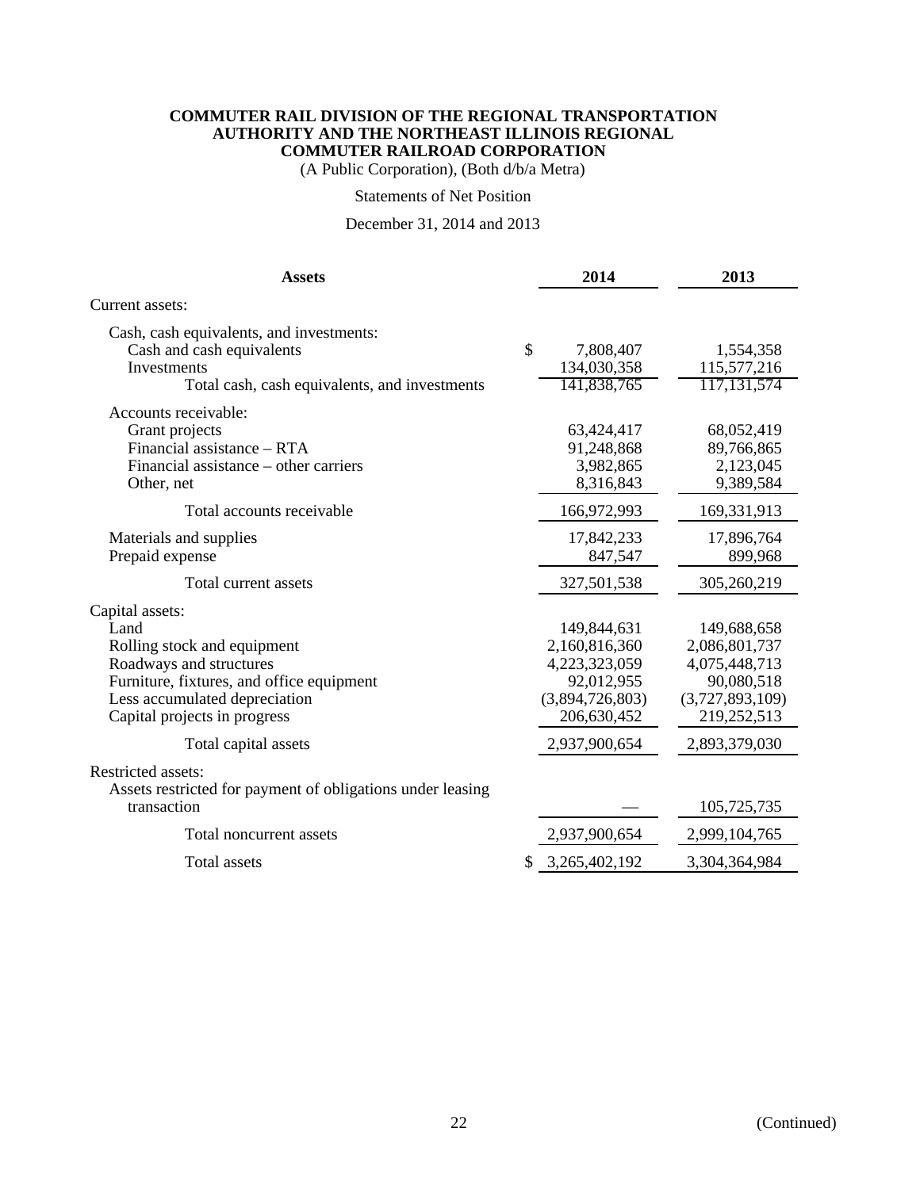**COMMUTER RAIL DIVISION OF THE REGIONAL TRANSPORTATION AUTHORITY AND THE NORTHEAST ILLINOIS REGIONAL COMMUTER RAILROAD CORPORATION**

(A Public Corporation), (Both d/b/a Metra)

Statements of Net Position

December 31, 2014 and 2013

| **Assets** | | **2014** | **2013** |
|---|---|---|---|
| Current assets: | | | |
| Cash, cash equivalents, and investments: | | | |
| Cash and cash equivalents | $ | 7,808,407 | 1,554,358 |
| Investments | | 134,030,358 | 115,577,216 |
| Total cash, cash equivalents, and investments | | 141,838,765 | 117,131,574 |
| Accounts receivable: | | | |
| Grant projects | | 63,424,417 | 68,052,419 |
| Financial assistance – RTA | | 91,248,868 | 89,766,865 |
| Financial assistance – other carriers | | 3,982,865 | 2,123,045 |
| Other, net | | 8,316,843 | 9,389,584 |
| Total accounts receivable | | 166,972,993 | 169,331,913 |
| Materials and supplies | | 17,842,233 | 17,896,764 |
| Prepaid expense | | 847,547 | 899,968 |
| Total current assets | | 327,501,538 | 305,260,219 |
| Capital assets: | | | |
| Land | | 149,844,631 | 149,688,658 |
| Rolling stock and equipment | | 2,160,816,360 | 2,086,801,737 |
| Roadways and structures | | 4,223,323,059 | 4,075,448,713 |
| Furniture, fixtures, and office equipment | | 92,012,955 | 90,080,518 |
| Less accumulated depreciation | | (3,894,726,803) | (3,727,893,109) |
| Capital projects in progress | | 206,630,452 | 219,252,513 |
| Total capital assets | | 2,937,900,654 | 2,893,379,030 |
| Restricted assets: | | | |
| Assets restricted for payment of obligations under leasing transaction | | — | 105,725,735 |
| Total noncurrent assets | | 2,937,900,654 | 2,999,104,765 |
| Total assets | $ | 3,265,402,192 | 3,304,364,984 |

(Continued)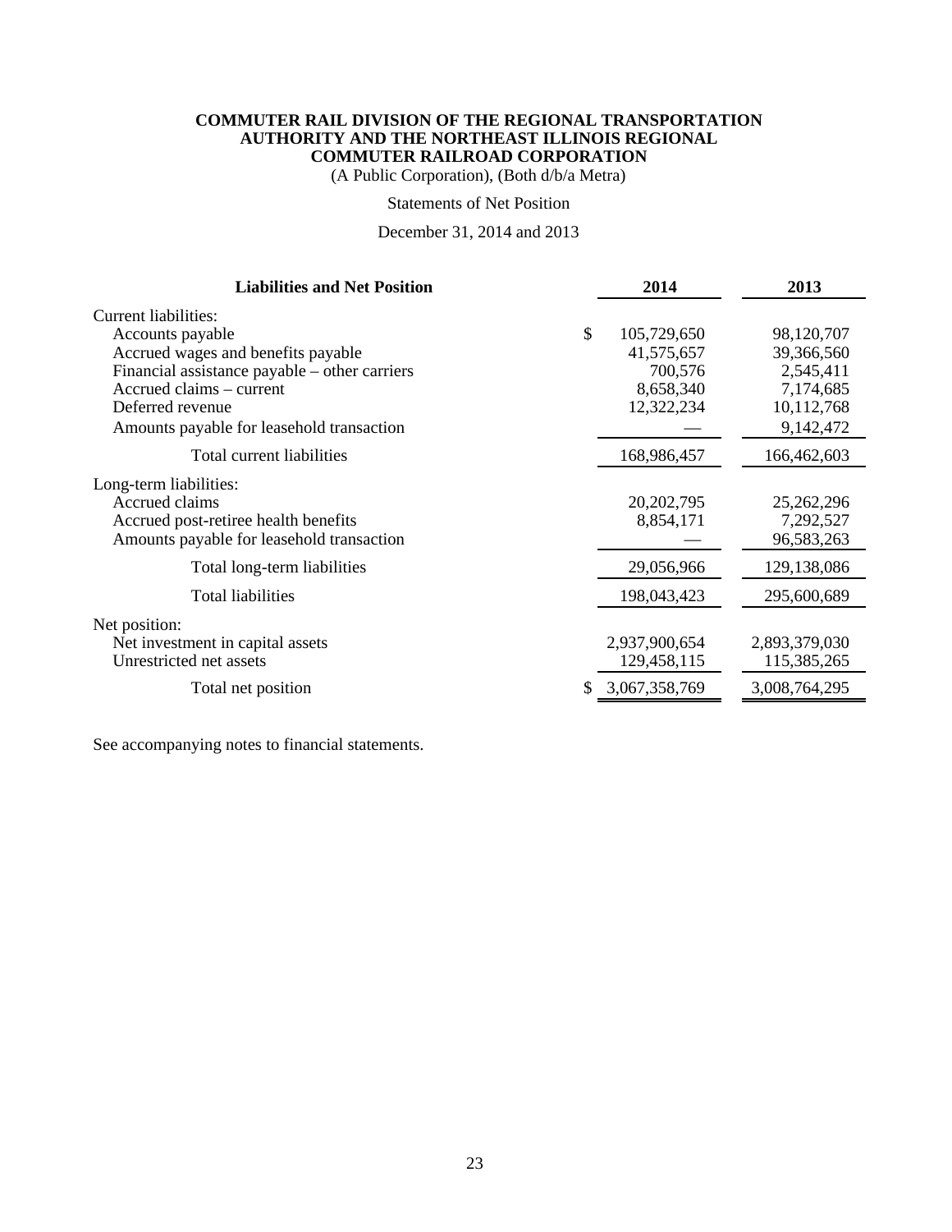**COMMUTER RAIL DIVISION OF THE REGIONAL TRANSPORTATION AUTHORITY AND THE NORTHEAST ILLINOIS REGIONAL COMMUTER RAILROAD CORPORATION**

(A Public Corporation), (Both d/b/a Metra)

Statements of Net Position

December 31, 2014 and 2013

| Liabilities and Net Position | 2014 | 2013 |
|---|---|---|
| Current liabilities: | | |
| Accounts payable | $ 105,729,650 | 98,120,707 |
| Accrued wages and benefits payable | 41,575,657 | 39,366,560 |
| Financial assistance payable – other carriers | 700,576 | 2,545,411 |
| Accrued claims – current | 8,658,340 | 7,174,685 |
| Deferred revenue | 12,322,234 | 10,112,768 |
| Amounts payable for leasehold transaction | — | 9,142,472 |
| Total current liabilities | 168,986,457 | 166,462,603 |
| Long-term liabilities: | | |
| Accrued claims | 20,202,795 | 25,262,296 |
| Accrued post-retiree health benefits | 8,854,171 | 7,292,527 |
| Amounts payable for leasehold transaction | — | 96,583,263 |
| Total long-term liabilities | 29,056,966 | 129,138,086 |
| Total liabilities | 198,043,423 | 295,600,689 |
| Net position: | | |
| Net investment in capital assets | 2,937,900,654 | 2,893,379,030 |
| Unrestricted net assets | 129,458,115 | 115,385,265 |
| Total net position | $ 3,067,358,769 | 3,008,764,295 |

See accompanying notes to financial statements.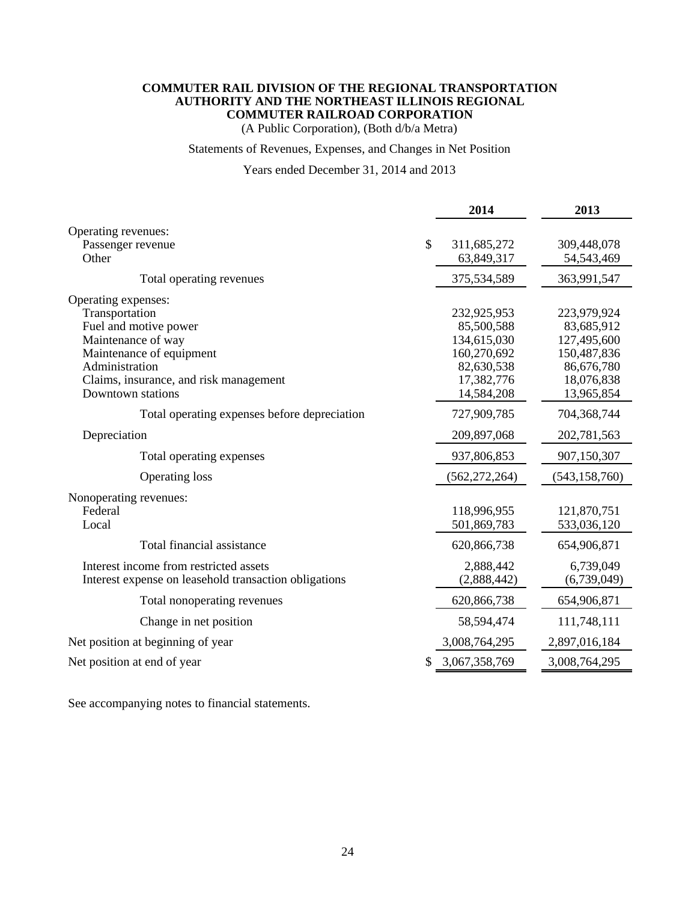**COMMUTER RAIL DIVISION OF THE REGIONAL TRANSPORTATION AUTHORITY AND THE NORTHEAST ILLINOIS REGIONAL COMMUTER RAILROAD CORPORATION**

(A Public Corporation), (Both d/b/a Metra)

Statements of Revenues, Expenses, and Changes in Net Position

Years ended December 31, 2014 and 2013

| | 2014 | 2013 |
|---|---|---|
| Operating revenues: | | |
| Passenger revenue | $ 311,685,272 | 309,448,078 |
| Other | 63,849,317 | 54,543,469 |
| Total operating revenues | 375,534,589 | 363,991,547 |
| Operating expenses: | | |
| Transportation | 232,925,953 | 223,979,924 |
| Fuel and motive power | 85,500,588 | 83,685,912 |
| Maintenance of way | 134,615,030 | 127,495,600 |
| Maintenance of equipment | 160,270,692 | 150,487,836 |
| Administration | 82,630,538 | 86,676,780 |
| Claims, insurance, and risk management | 17,382,776 | 18,076,838 |
| Downtown stations | 14,584,208 | 13,965,854 |
| Total operating expenses before depreciation | 727,909,785 | 704,368,744 |
| Depreciation | 209,897,068 | 202,781,563 |
| Total operating expenses | 937,806,853 | 907,150,307 |
| Operating loss | (562,272,264) | (543,158,760) |
| Nonoperating revenues: | | |
| Federal | 118,996,955 | 121,870,751 |
| Local | 501,869,783 | 533,036,120 |
| Total financial assistance | 620,866,738 | 654,906,871 |
| Interest income from restricted assets | 2,888,442 | 6,739,049 |
| Interest expense on leasehold transaction obligations | (2,888,442) | (6,739,049) |
| Total nonoperating revenues | 620,866,738 | 654,906,871 |
| Change in net position | 58,594,474 | 111,748,111 |
| Net position at beginning of year | 3,008,764,295 | 2,897,016,184 |
| Net position at end of year | $ 3,067,358,769 | 3,008,764,295 |

See accompanying notes to financial statements.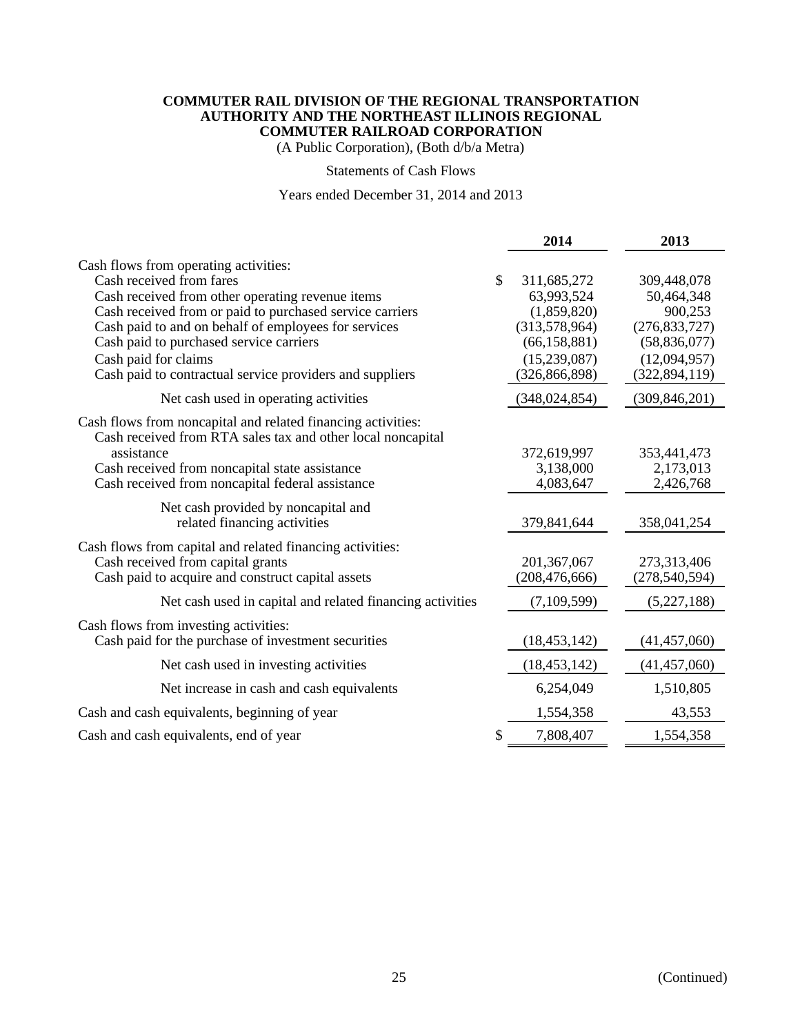**COMMUTER RAIL DIVISION OF THE REGIONAL TRANSPORTATION AUTHORITY AND THE NORTHEAST ILLINOIS REGIONAL COMMUTER RAILROAD CORPORATION**

(A Public Corporation), (Both d/b/a Metra)

Statements of Cash Flows

Years ended December 31, 2014 and 2013

| | 2014 | 2013 |
|---|---|---|
| Cash flows from operating activities: | | |
| Cash received from fares | $ 311,685,272 | 309,448,078 |
| Cash received from other operating revenue items | 63,993,524 | 50,464,348 |
| Cash received from or paid to purchased service carriers | (1,859,820) | 900,253 |
| Cash paid to and on behalf of employees for services | (313,578,964) | (276,833,727) |
| Cash paid to purchased service carriers | (66,158,881) | (58,836,077) |
| Cash paid for claims | (15,239,087) | (12,094,957) |
| Cash paid to contractual service providers and suppliers | (326,866,898) | (322,894,119) |
| Net cash used in operating activities | (348,024,854) | (309,846,201) |
| Cash flows from noncapital and related financing activities: | | |
| Cash received from RTA sales tax and other local noncapital assistance | 372,619,997 | 353,441,473 |
| Cash received from noncapital state assistance | 3,138,000 | 2,173,013 |
| Cash received from noncapital federal assistance | 4,083,647 | 2,426,768 |
| Net cash provided by noncapital and related financing activities | 379,841,644 | 358,041,254 |
| Cash flows from capital and related financing activities: | | |
| Cash received from capital grants | 201,367,067 | 273,313,406 |
| Cash paid to acquire and construct capital assets | (208,476,666) | (278,540,594) |
| Net cash used in capital and related financing activities | (7,109,599) | (5,227,188) |
| Cash flows from investing activities: | | |
| Cash paid for the purchase of investment securities | (18,453,142) | (41,457,060) |
| Net cash used in investing activities | (18,453,142) | (41,457,060) |
| Net increase in cash and cash equivalents | 6,254,049 | 1,510,805 |
| Cash and cash equivalents, beginning of year | 1,554,358 | 43,553 |
| Cash and cash equivalents, end of year | $ 7,808,407 | 1,554,358 |

(Continued)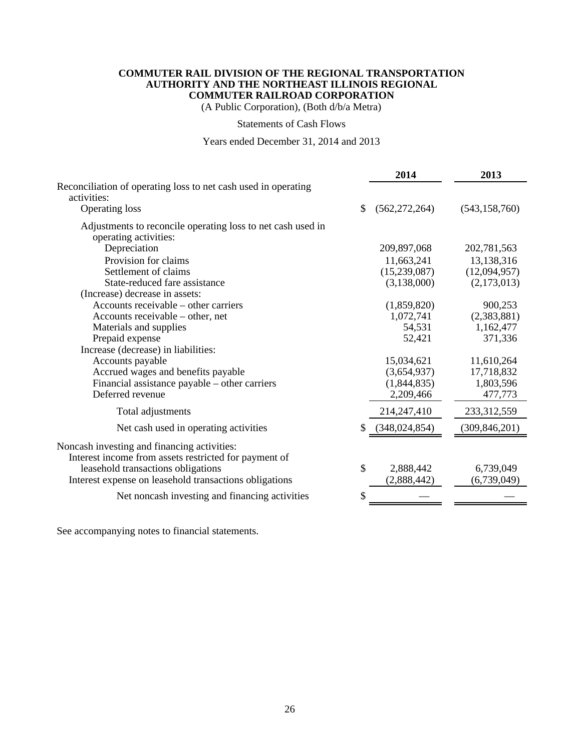**COMMUTER RAIL DIVISION OF THE REGIONAL TRANSPORTATION AUTHORITY AND THE NORTHEAST ILLINOIS REGIONAL COMMUTER RAILROAD CORPORATION**

(A Public Corporation), (Both d/b/a Metra)

Statements of Cash Flows

Years ended December 31, 2014 and 2013

| | 2014 | 2013 |
|---|---|---|
| Reconciliation of operating loss to net cash used in operating activities: | | |
| Operating loss | $ (562,272,264) | (543,158,760) |
| Adjustments to reconcile operating loss to net cash used in operating activities: | | |
| Depreciation | 209,897,068 | 202,781,563 |
| Provision for claims | 11,663,241 | 13,138,316 |
| Settlement of claims | (15,239,087) | (12,094,957) |
| State-reduced fare assistance | (3,138,000) | (2,173,013) |
| (Increase) decrease in assets: | | |
| Accounts receivable – other carriers | (1,859,820) | 900,253 |
| Accounts receivable – other, net | 1,072,741 | (2,383,881) |
| Materials and supplies | 54,531 | 1,162,477 |
| Prepaid expense | 52,421 | 371,336 |
| Increase (decrease) in liabilities: | | |
| Accounts payable | 15,034,621 | 11,610,264 |
| Accrued wages and benefits payable | (3,654,937) | 17,718,832 |
| Financial assistance payable – other carriers | (1,844,835) | 1,803,596 |
| Deferred revenue | 2,209,466 | 477,773 |
| Total adjustments | 214,247,410 | 233,312,559 |
| Net cash used in operating activities | $ (348,024,854) | (309,846,201) |
| Noncash investing and financing activities: | | |
| Interest income from assets restricted for payment of leasehold transactions obligations | $ 2,888,442 | 6,739,049 |
| Interest expense on leasehold transactions obligations | (2,888,442) | (6,739,049) |
| Net noncash investing and financing activities | $ — | — |

See accompanying notes to financial statements.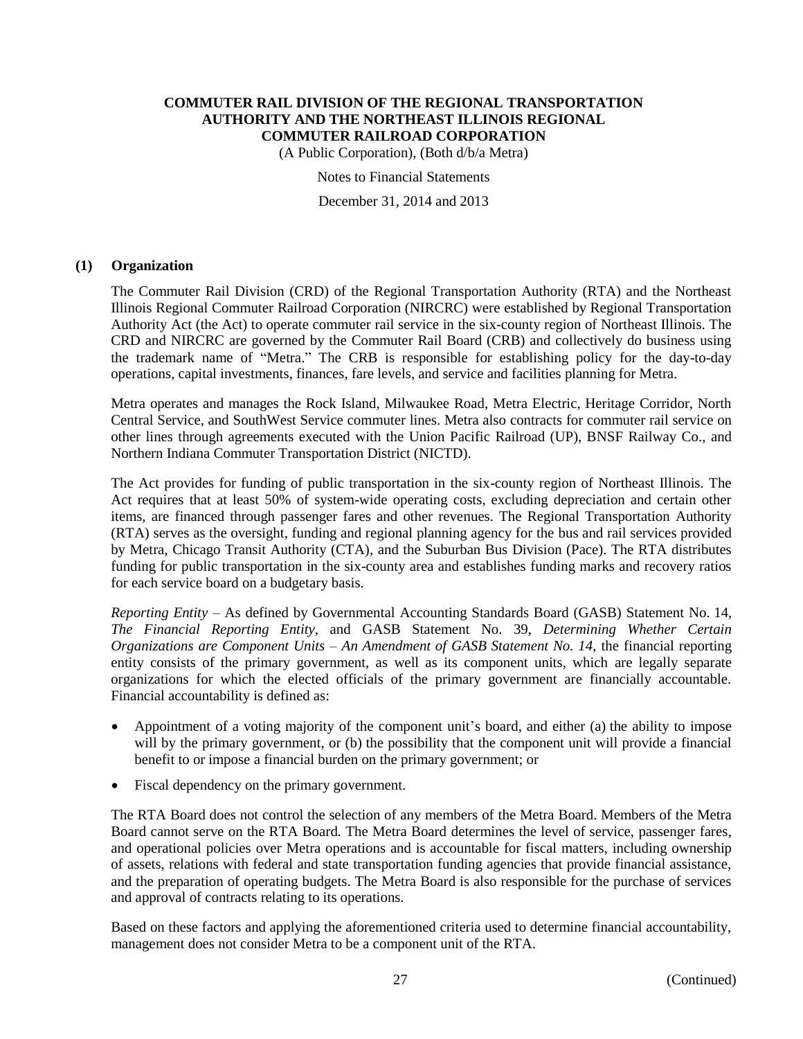# COMMUTER RAIL DIVISION OF THE REGIONAL TRANSPORTATION AUTHORITY AND THE NORTHEAST ILLINOIS REGIONAL COMMUTER RAILROAD CORPORATION

(A Public Corporation), (Both d/b/a Metra)

Notes to Financial Statements

December 31, 2014 and 2013

## (1) Organization

The Commuter Rail Division (CRD) of the Regional Transportation Authority (RTA) and the Northeast Illinois Regional Commuter Railroad Corporation (NIRCRC) were established by Regional Transportation Authority Act (the Act) to operate commuter rail service in the six-county region of Northeast Illinois. The CRD and NIRCRC are governed by the Commuter Rail Board (CRB) and collectively do business using the trademark name of "Metra." The CRB is responsible for establishing policy for the day-to-day operations, capital investments, finances, fare levels, and service and facilities planning for Metra.

Metra operates and manages the Rock Island, Milwaukee Road, Metra Electric, Heritage Corridor, North Central Service, and SouthWest Service commuter lines. Metra also contracts for commuter rail service on other lines through agreements executed with the Union Pacific Railroad (UP), BNSF Railway Co., and Northern Indiana Commuter Transportation District (NICTD).

The Act provides for funding of public transportation in the six-county region of Northeast Illinois. The Act requires that at least 50% of system-wide operating costs, excluding depreciation and certain other items, are financed through passenger fares and other revenues. The Regional Transportation Authority (RTA) serves as the oversight, funding and regional planning agency for the bus and rail services provided by Metra, Chicago Transit Authority (CTA), and the Suburban Bus Division (Pace). The RTA distributes funding for public transportation in the six-county area and establishes funding marks and recovery ratios for each service board on a budgetary basis.

*Reporting Entity* – As defined by Governmental Accounting Standards Board (GASB) Statement No. 14, *The Financial Reporting Entity*, and GASB Statement No. 39, *Determining Whether Certain Organizations are Component Units – An Amendment of GASB Statement No. 14*, the financial reporting entity consists of the primary government, as well as its component units, which are legally separate organizations for which the elected officials of the primary government are financially accountable. Financial accountability is defined as:

- Appointment of a voting majority of the component unit's board, and either (a) the ability to impose will by the primary government, or (b) the possibility that the component unit will provide a financial benefit to or impose a financial burden on the primary government; or
- Fiscal dependency on the primary government.

The RTA Board does not control the selection of any members of the Metra Board. Members of the Metra Board cannot serve on the RTA Board. The Metra Board determines the level of service, passenger fares, and operational policies over Metra operations and is accountable for fiscal matters, including ownership of assets, relations with federal and state transportation funding agencies that provide financial assistance, and the preparation of operating budgets. The Metra Board is also responsible for the purchase of services and approval of contracts relating to its operations.

Based on these factors and applying the aforementioned criteria used to determine financial accountability, management does not consider Metra to be a component unit of the RTA.

(Continued)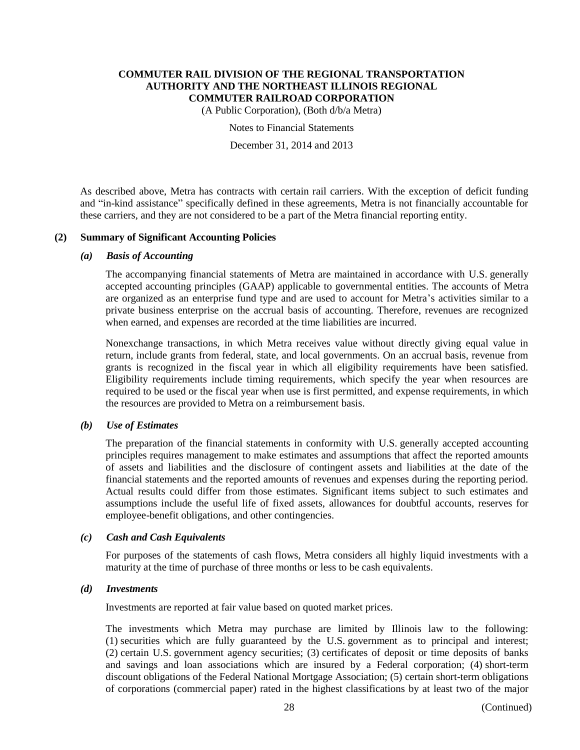As described above, Metra has contracts with certain rail carriers. With the exception of deficit funding and "in-kind assistance" specifically defined in these agreements, Metra is not financially accountable for these carriers, and they are not considered to be a part of the Metra financial reporting entity.

## (2) Summary of Significant Accounting Policies

### *(a) Basis of Accounting*

The accompanying financial statements of Metra are maintained in accordance with U.S. generally accepted accounting principles (GAAP) applicable to governmental entities. The accounts of Metra are organized as an enterprise fund type and are used to account for Metra's activities similar to a private business enterprise on the accrual basis of accounting. Therefore, revenues are recognized when earned, and expenses are recorded at the time liabilities are incurred.

Nonexchange transactions, in which Metra receives value without directly giving equal value in return, include grants from federal, state, and local governments. On an accrual basis, revenue from grants is recognized in the fiscal year in which all eligibility requirements have been satisfied. Eligibility requirements include timing requirements, which specify the year when resources are required to be used or the fiscal year when use is first permitted, and expense requirements, in which the resources are provided to Metra on a reimbursement basis.

### *(b) Use of Estimates*

The preparation of the financial statements in conformity with U.S. generally accepted accounting principles requires management to make estimates and assumptions that affect the reported amounts of assets and liabilities and the disclosure of contingent assets and liabilities at the date of the financial statements and the reported amounts of revenues and expenses during the reporting period. Actual results could differ from those estimates. Significant items subject to such estimates and assumptions include the useful life of fixed assets, allowances for doubtful accounts, reserves for employee-benefit obligations, and other contingencies.

### *(c) Cash and Cash Equivalents*

For purposes of the statements of cash flows, Metra considers all highly liquid investments with a maturity at the time of purchase of three months or less to be cash equivalents.

### *(d) Investments*

Investments are reported at fair value based on quoted market prices.

The investments which Metra may purchase are limited by Illinois law to the following: (1) securities which are fully guaranteed by the U.S. government as to principal and interest; (2) certain U.S. government agency securities; (3) certificates of deposit or time deposits of banks and savings and loan associations which are insured by a Federal corporation; (4) short-term discount obligations of the Federal National Mortgage Association; (5) certain short-term obligations of corporations (commercial paper) rated in the highest classifications by at least two of the major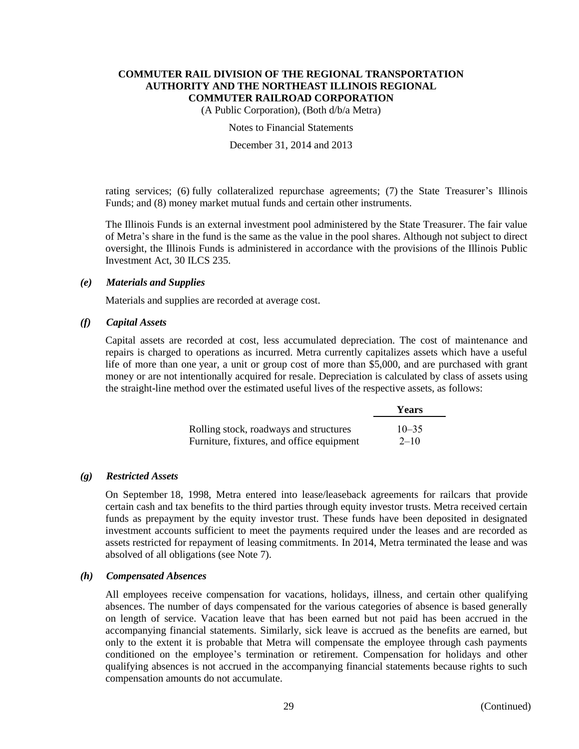rating services; (6) fully collateralized repurchase agreements; (7) the State Treasurer's Illinois Funds; and (8) money market mutual funds and certain other instruments.

The Illinois Funds is an external investment pool administered by the State Treasurer. The fair value of Metra's share in the fund is the same as the value in the pool shares. Although not subject to direct oversight, the Illinois Funds is administered in accordance with the provisions of the Illinois Public Investment Act, 30 ILCS 235.

### *(e) Materials and Supplies*

Materials and supplies are recorded at average cost.

### *(f) Capital Assets*

Capital assets are recorded at cost, less accumulated depreciation. The cost of maintenance and repairs is charged to operations as incurred. Metra currently capitalizes assets which have a useful life of more than one year, a unit or group cost of more than $5,000, and are purchased with grant money or are not intentionally acquired for resale. Depreciation is calculated by class of assets using the straight-line method over the estimated useful lives of the respective assets, as follows:

| | Years |
|---|---|
| Rolling stock, roadways and structures | 10–35 |
| Furniture, fixtures, and office equipment | 2–10 |

### *(g) Restricted Assets*

On September 18, 1998, Metra entered into lease/leaseback agreements for railcars that provide certain cash and tax benefits to the third parties through equity investor trusts. Metra received certain funds as prepayment by the equity investor trust. These funds have been deposited in designated investment accounts sufficient to meet the payments required under the leases and are recorded as assets restricted for repayment of leasing commitments. In 2014, Metra terminated the lease and was absolved of all obligations (see Note 7).

### *(h) Compensated Absences*

All employees receive compensation for vacations, holidays, illness, and certain other qualifying absences. The number of days compensated for the various categories of absence is based generally on length of service. Vacation leave that has been earned but not paid has been accrued in the accompanying financial statements. Similarly, sick leave is accrued as the benefits are earned, but only to the extent it is probable that Metra will compensate the employee through cash payments conditioned on the employee's termination or retirement. Compensation for holidays and other qualifying absences is not accrued in the accompanying financial statements because rights to such compensation amounts do not accumulate.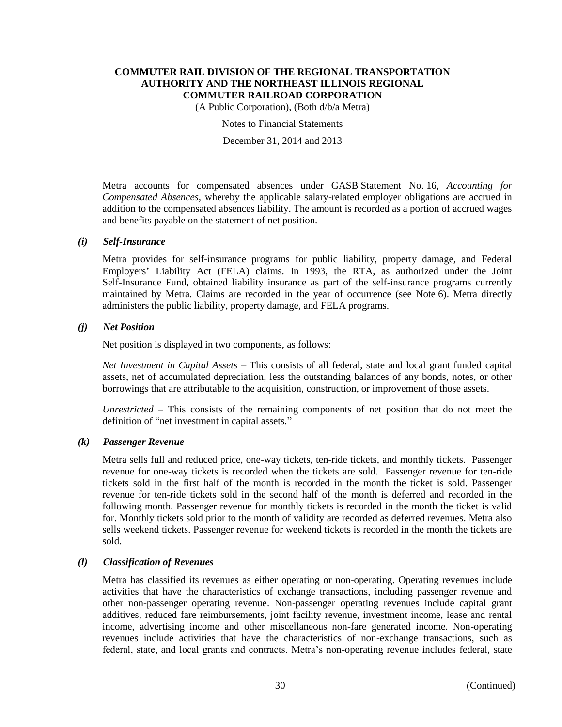Metra accounts for compensated absences under GASB Statement No. 16, *Accounting for Compensated Absences*, whereby the applicable salary-related employer obligations are accrued in addition to the compensated absences liability. The amount is recorded as a portion of accrued wages and benefits payable on the statement of net position.

### *(i) Self-Insurance*

Metra provides for self-insurance programs for public liability, property damage, and Federal Employers' Liability Act (FELA) claims. In 1993, the RTA, as authorized under the Joint Self-Insurance Fund, obtained liability insurance as part of the self-insurance programs currently maintained by Metra. Claims are recorded in the year of occurrence (see Note 6). Metra directly administers the public liability, property damage, and FELA programs.

### *(j) Net Position*

Net position is displayed in two components, as follows:

*Net Investment in Capital Assets* – This consists of all federal, state and local grant funded capital assets, net of accumulated depreciation, less the outstanding balances of any bonds, notes, or other borrowings that are attributable to the acquisition, construction, or improvement of those assets.

*Unrestricted* – This consists of the remaining components of net position that do not meet the definition of "net investment in capital assets."

### *(k) Passenger Revenue*

Metra sells full and reduced price, one-way tickets, ten-ride tickets, and monthly tickets. Passenger revenue for one-way tickets is recorded when the tickets are sold. Passenger revenue for ten-ride tickets sold in the first half of the month is recorded in the month the ticket is sold. Passenger revenue for ten-ride tickets sold in the second half of the month is deferred and recorded in the following month. Passenger revenue for monthly tickets is recorded in the month the ticket is valid for. Monthly tickets sold prior to the month of validity are recorded as deferred revenues. Metra also sells weekend tickets. Passenger revenue for weekend tickets is recorded in the month the tickets are sold.

### *(l) Classification of Revenues*

Metra has classified its revenues as either operating or non-operating. Operating revenues include activities that have the characteristics of exchange transactions, including passenger revenue and other non-passenger operating revenue. Non-passenger operating revenues include capital grant additives, reduced fare reimbursements, joint facility revenue, investment income, lease and rental income, advertising income and other miscellaneous non-fare generated income. Non-operating revenues include activities that have the characteristics of non-exchange transactions, such as federal, state, and local grants and contracts. Metra's non-operating revenue includes federal, state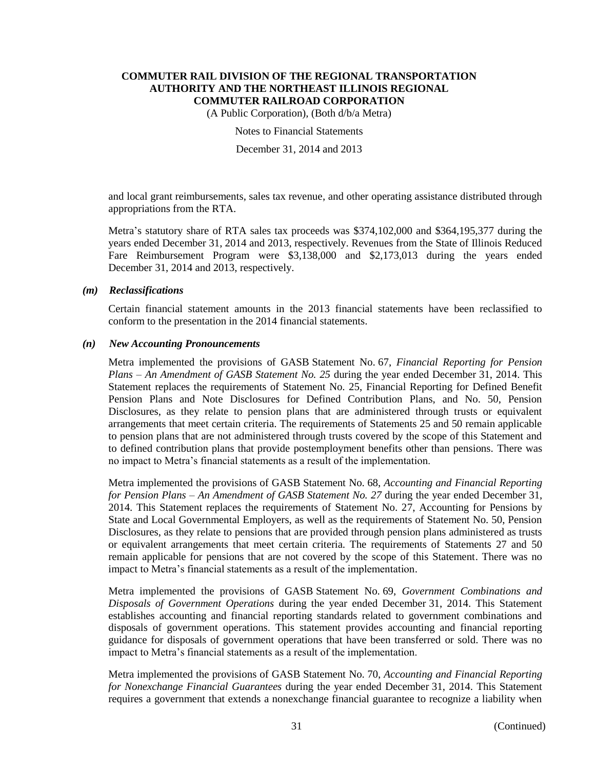and local grant reimbursements, sales tax revenue, and other operating assistance distributed through appropriations from the RTA.

Metra's statutory share of RTA sales tax proceeds was $374,102,000 and $364,195,377 during the years ended December 31, 2014 and 2013, respectively. Revenues from the State of Illinois Reduced Fare Reimbursement Program were $3,138,000 and $2,173,013 during the years ended December 31, 2014 and 2013, respectively.

### *(m) Reclassifications*

Certain financial statement amounts in the 2013 financial statements have been reclassified to conform to the presentation in the 2014 financial statements.

### *(n) New Accounting Pronouncements*

Metra implemented the provisions of GASB Statement No. 67, *Financial Reporting for Pension Plans – An Amendment of GASB Statement No. 25* during the year ended December 31, 2014. This Statement replaces the requirements of Statement No. 25, Financial Reporting for Defined Benefit Pension Plans and Note Disclosures for Defined Contribution Plans, and No. 50, Pension Disclosures, as they relate to pension plans that are administered through trusts or equivalent arrangements that meet certain criteria. The requirements of Statements 25 and 50 remain applicable to pension plans that are not administered through trusts covered by the scope of this Statement and to defined contribution plans that provide postemployment benefits other than pensions. There was no impact to Metra's financial statements as a result of the implementation.

Metra implemented the provisions of GASB Statement No. 68, *Accounting and Financial Reporting for Pension Plans – An Amendment of GASB Statement No. 27* during the year ended December 31, 2014. This Statement replaces the requirements of Statement No. 27, Accounting for Pensions by State and Local Governmental Employers, as well as the requirements of Statement No. 50, Pension Disclosures, as they relate to pensions that are provided through pension plans administered as trusts or equivalent arrangements that meet certain criteria. The requirements of Statements 27 and 50 remain applicable for pensions that are not covered by the scope of this Statement. There was no impact to Metra's financial statements as a result of the implementation.

Metra implemented the provisions of GASB Statement No. 69, *Government Combinations and Disposals of Government Operations* during the year ended December 31, 2014. This Statement establishes accounting and financial reporting standards related to government combinations and disposals of government operations. This statement provides accounting and financial reporting guidance for disposals of government operations that have been transferred or sold. There was no impact to Metra's financial statements as a result of the implementation.

Metra implemented the provisions of GASB Statement No. 70, *Accounting and Financial Reporting for Nonexchange Financial Guarantees* during the year ended December 31, 2014. This Statement requires a government that extends a nonexchange financial guarantee to recognize a liability when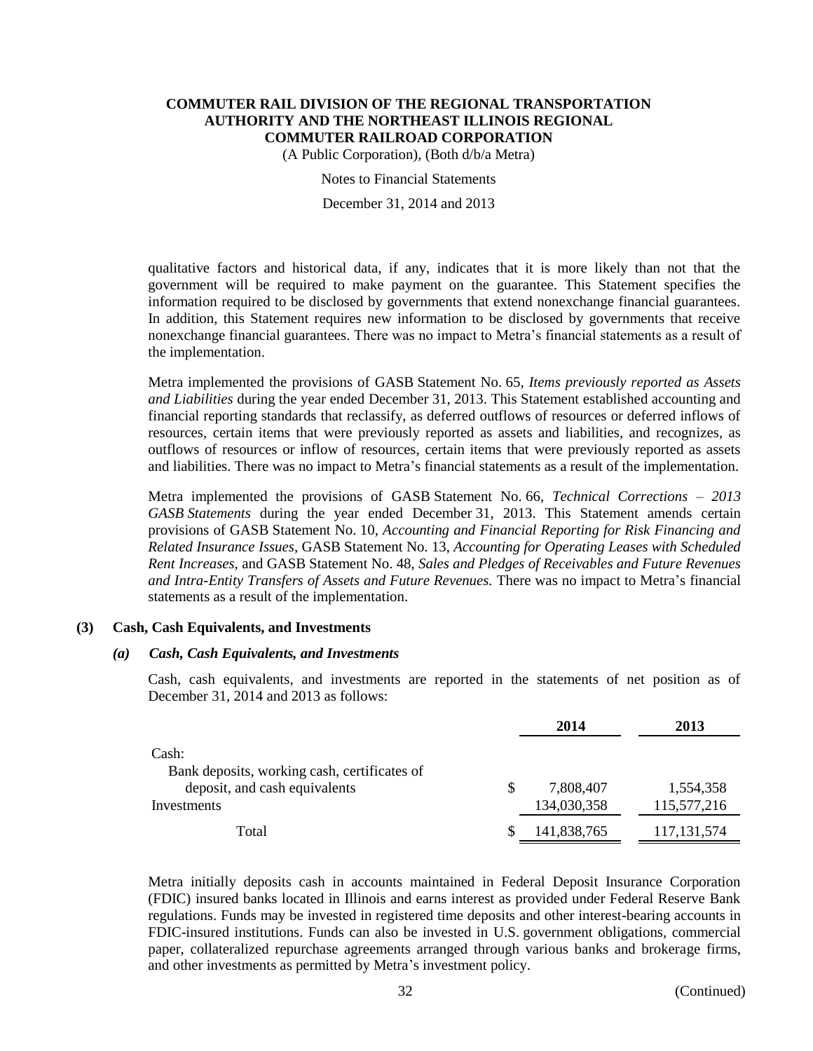qualitative factors and historical data, if any, indicates that it is more likely than not that the government will be required to make payment on the guarantee. This Statement specifies the information required to be disclosed by governments that extend nonexchange financial guarantees. In addition, this Statement requires new information to be disclosed by governments that receive nonexchange financial guarantees. There was no impact to Metra's financial statements as a result of the implementation.

Metra implemented the provisions of GASB Statement No. 65, *Items previously reported as Assets and Liabilities* during the year ended December 31, 2013. This Statement established accounting and financial reporting standards that reclassify, as deferred outflows of resources or deferred inflows of resources, certain items that were previously reported as assets and liabilities, and recognizes, as outflows of resources or inflow of resources, certain items that were previously reported as assets and liabilities. There was no impact to Metra's financial statements as a result of the implementation.

Metra implemented the provisions of GASB Statement No. 66, *Technical Corrections – 2013 GASB Statements* during the year ended December 31, 2013. This Statement amends certain provisions of GASB Statement No. 10, *Accounting and Financial Reporting for Risk Financing and Related Insurance Issues*, GASB Statement No. 13, *Accounting for Operating Leases with Scheduled Rent Increases*, and GASB Statement No. 48, *Sales and Pledges of Receivables and Future Revenues and Intra-Entity Transfers of Assets and Future Revenues.* There was no impact to Metra's financial statements as a result of the implementation.

## (3) Cash, Cash Equivalents, and Investments

### *(a) Cash, Cash Equivalents, and Investments*

Cash, cash equivalents, and investments are reported in the statements of net position as of December 31, 2014 and 2013 as follows:

| | 2014 | 2013 |
|---|---|---|
| Cash: | | |
| Bank deposits, working cash, certificates of deposit, and cash equivalents | $ 7,808,407 | 1,554,358 |
| Investments | 134,030,358 | 115,577,216 |
| Total | $ 141,838,765 | 117,131,574 |

Metra initially deposits cash in accounts maintained in Federal Deposit Insurance Corporation (FDIC) insured banks located in Illinois and earns interest as provided under Federal Reserve Bank regulations. Funds may be invested in registered time deposits and other interest-bearing accounts in FDIC-insured institutions. Funds can also be invested in U.S. government obligations, commercial paper, collateralized repurchase agreements arranged through various banks and brokerage firms, and other investments as permitted by Metra's investment policy.

(Continued)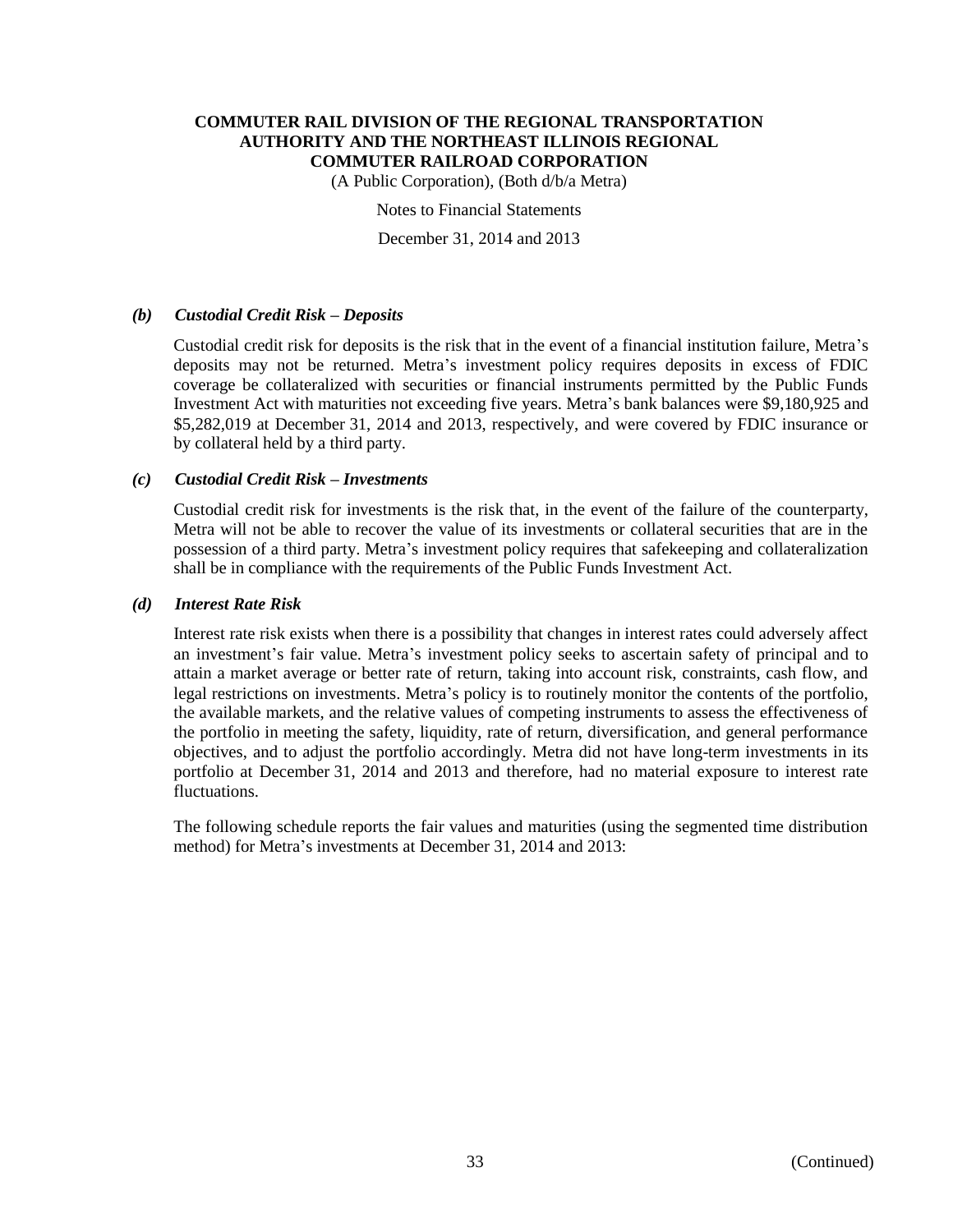### *(b) Custodial Credit Risk – Deposits*

Custodial credit risk for deposits is the risk that in the event of a financial institution failure, Metra's deposits may not be returned. Metra's investment policy requires deposits in excess of FDIC coverage be collateralized with securities or financial instruments permitted by the Public Funds Investment Act with maturities not exceeding five years. Metra's bank balances were $9,180,925 and $5,282,019 at December 31, 2014 and 2013, respectively, and were covered by FDIC insurance or by collateral held by a third party.

### *(c) Custodial Credit Risk – Investments*

Custodial credit risk for investments is the risk that, in the event of the failure of the counterparty, Metra will not be able to recover the value of its investments or collateral securities that are in the possession of a third party. Metra's investment policy requires that safekeeping and collateralization shall be in compliance with the requirements of the Public Funds Investment Act.

### *(d) Interest Rate Risk*

Interest rate risk exists when there is a possibility that changes in interest rates could adversely affect an investment's fair value. Metra's investment policy seeks to ascertain safety of principal and to attain a market average or better rate of return, taking into account risk, constraints, cash flow, and legal restrictions on investments. Metra's policy is to routinely monitor the contents of the portfolio, the available markets, and the relative values of competing instruments to assess the effectiveness of the portfolio in meeting the safety, liquidity, rate of return, diversification, and general performance objectives, and to adjust the portfolio accordingly. Metra did not have long-term investments in its portfolio at December 31, 2014 and 2013 and therefore, had no material exposure to interest rate fluctuations.

The following schedule reports the fair values and maturities (using the segmented time distribution method) for Metra's investments at December 31, 2014 and 2013: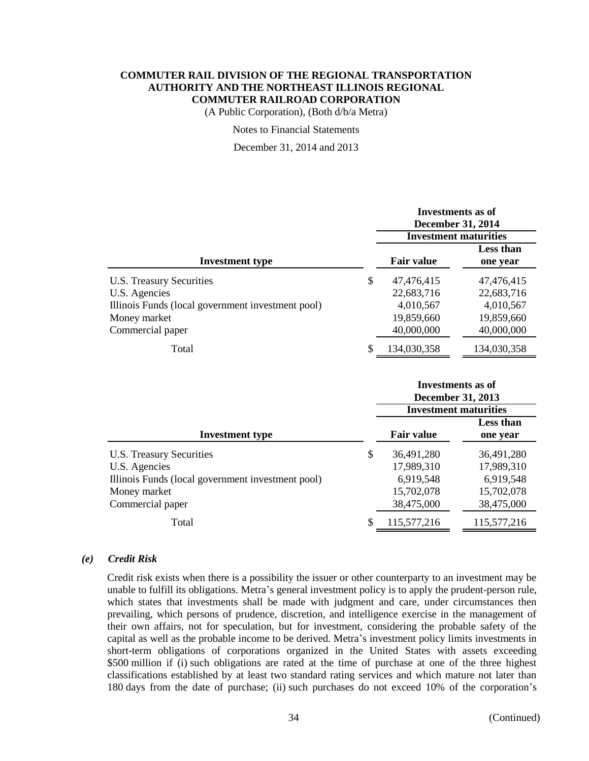| Investment type | Investments as of December 31, 2014 | |
|---|---|---|
| | Investment maturities | |
| | Fair value | Less than one year |
| U.S. Treasury Securities | $ 47,476,415 | 47,476,415 |
| U.S. Agencies | 22,683,716 | 22,683,716 |
| Illinois Funds (local government investment pool) | 4,010,567 | 4,010,567 |
| Money market | 19,859,660 | 19,859,660 |
| Commercial paper | 40,000,000 | 40,000,000 |
| Total | $ 134,030,358 | 134,030,358 |

| Investment type | Investments as of December 31, 2013 | |
|---|---|---|
| | Investment maturities | |
| | Fair value | Less than one year |
| U.S. Treasury Securities | $ 36,491,280 | 36,491,280 |
| U.S. Agencies | 17,989,310 | 17,989,310 |
| Illinois Funds (local government investment pool) | 6,919,548 | 6,919,548 |
| Money market | 15,702,078 | 15,702,078 |
| Commercial paper | 38,475,000 | 38,475,000 |
| Total | $ 115,577,216 | 115,577,216 |

### *(e) Credit Risk*

Credit risk exists when there is a possibility the issuer or other counterparty to an investment may be unable to fulfill its obligations. Metra's general investment policy is to apply the prudent-person rule, which states that investments shall be made with judgment and care, under circumstances then prevailing, which persons of prudence, discretion, and intelligence exercise in the management of their own affairs, not for speculation, but for investment, considering the probable safety of the capital as well as the probable income to be derived. Metra's investment policy limits investments in short-term obligations of corporations organized in the United States with assets exceeding $500 million if (i) such obligations are rated at the time of purchase at one of the three highest classifications established by at least two standard rating services and which mature not later than 180 days from the date of purchase; (ii) such purchases do not exceed 10% of the corporation's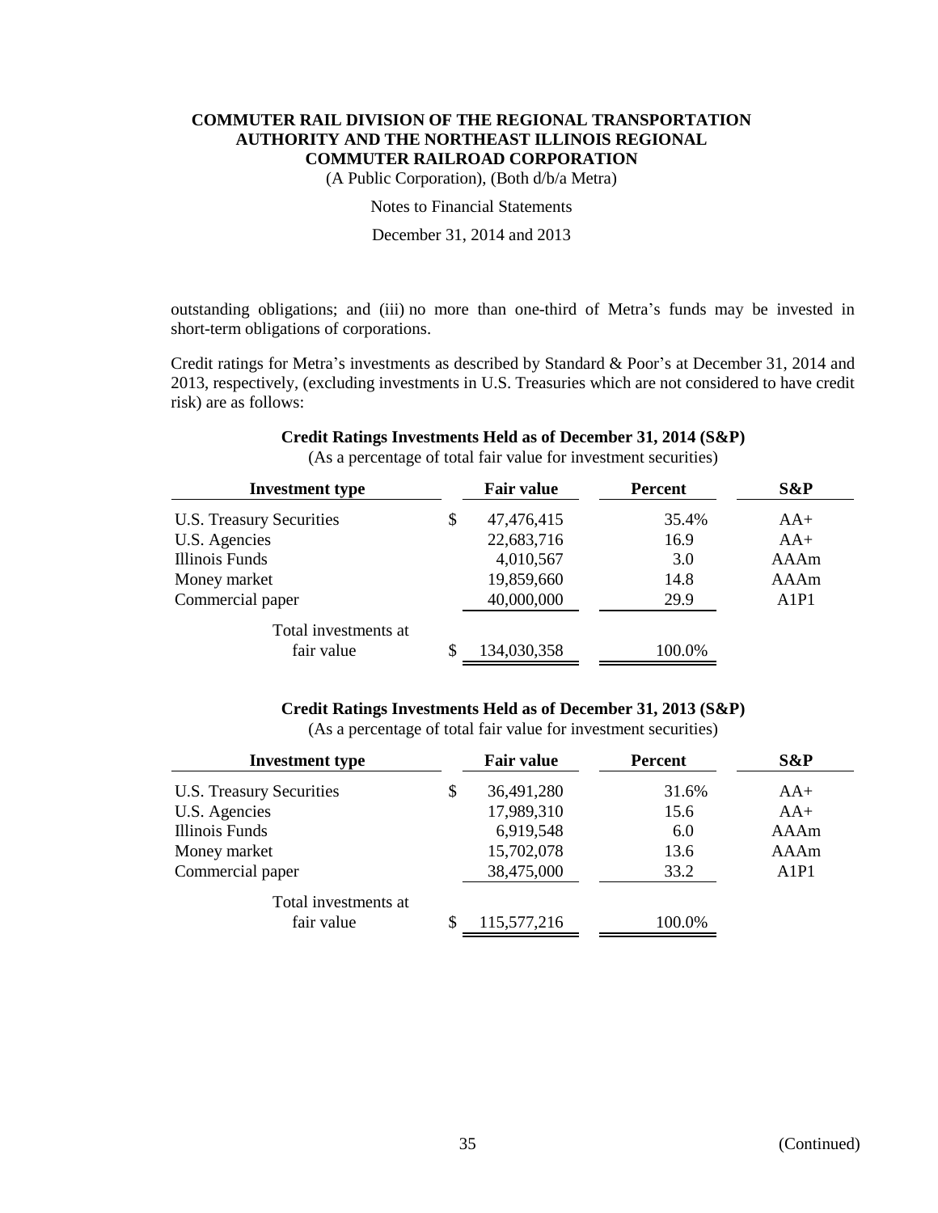outstanding obligations; and (iii) no more than one-third of Metra's funds may be invested in short-term obligations of corporations.

Credit ratings for Metra's investments as described by Standard & Poor's at December 31, 2014 and 2013, respectively, (excluding investments in U.S. Treasuries which are not considered to have credit risk) are as follows:

**Credit Ratings Investments Held as of December 31, 2014 (S&P)**

(As a percentage of total fair value for investment securities)

| Investment type | Fair value | Percent | S&P |
|---|---|---|---|
| U.S. Treasury Securities | $ 47,476,415 | 35.4% | AA+ |
| U.S. Agencies | 22,683,716 | 16.9 | AA+ |
| Illinois Funds | 4,010,567 | 3.0 | AAAm |
| Money market | 19,859,660 | 14.8 | AAAm |
| Commercial paper | 40,000,000 | 29.9 | A1P1 |
| Total investments at fair value | $ 134,030,358 | 100.0% | |

**Credit Ratings Investments Held as of December 31, 2013 (S&P)**

(As a percentage of total fair value for investment securities)

| Investment type | Fair value | Percent | S&P |
|---|---|---|---|
| U.S. Treasury Securities | $ 36,491,280 | 31.6% | AA+ |
| U.S. Agencies | 17,989,310 | 15.6 | AA+ |
| Illinois Funds | 6,919,548 | 6.0 | AAAm |
| Money market | 15,702,078 | 13.6 | AAAm |
| Commercial paper | 38,475,000 | 33.2 | A1P1 |
| Total investments at fair value | $ 115,577,216 | 100.0% | |

(Continued)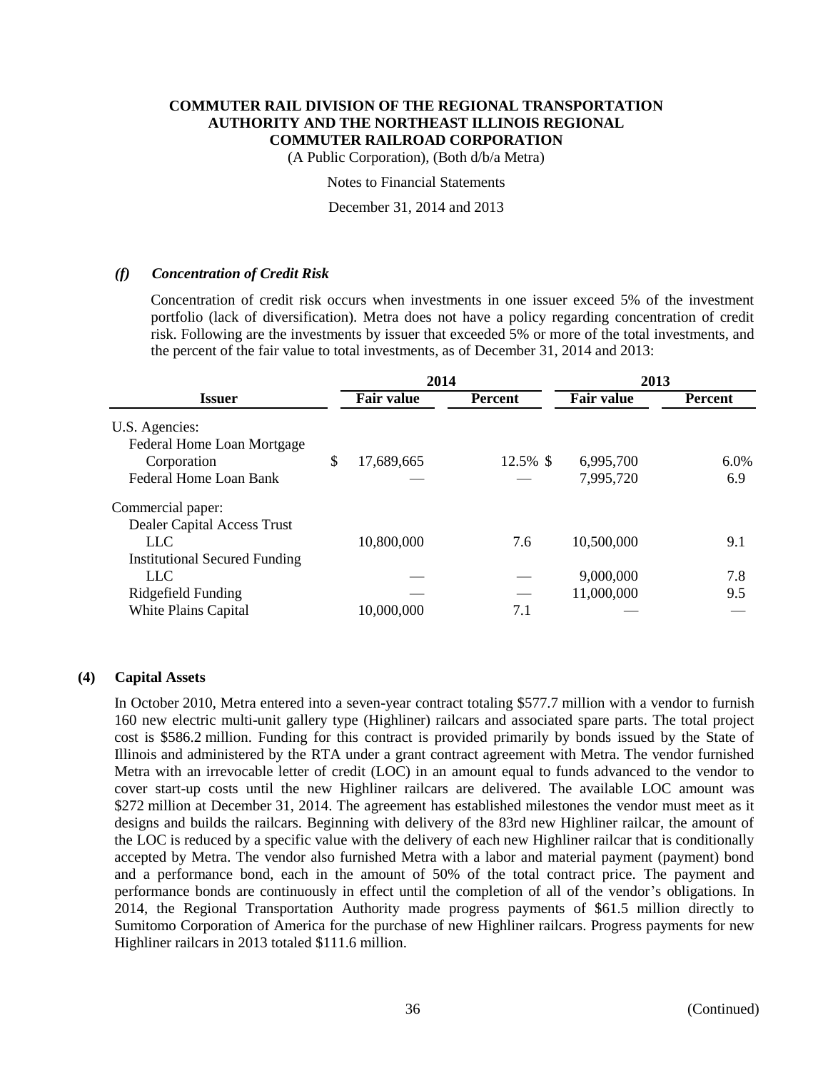#### *(f) Concentration of Credit Risk*

Concentration of credit risk occurs when investments in one issuer exceed 5% of the investment portfolio (lack of diversification). Metra does not have a policy regarding concentration of credit risk. Following are the investments by issuer that exceeded 5% or more of the total investments, and the percent of the fair value to total investments, as of December 31, 2014 and 2013:

| | 2014 | | 2013 | |
|---|---|---|---|---|
| **Issuer** | **Fair value** | **Percent** | **Fair value** | **Percent** |
| U.S. Agencies: | | | | |
| Federal Home Loan Mortgage Corporation | $ 17,689,665 | 12.5% | $ 6,995,700 | 6.0% |
| Federal Home Loan Bank | — | — | 7,995,720 | 6.9 |
| Commercial paper: | | | | |
| Dealer Capital Access Trust LLC | 10,800,000 | 7.6 | 10,500,000 | 9.1 |
| Institutional Secured Funding LLC | — | — | 9,000,000 | 7.8 |
| Ridgefield Funding | — | — | 11,000,000 | 9.5 |
| White Plains Capital | 10,000,000 | 7.1 | — | — |

## (4) Capital Assets

In October 2010, Metra entered into a seven-year contract totaling $577.7 million with a vendor to furnish 160 new electric multi-unit gallery type (Highliner) railcars and associated spare parts. The total project cost is $586.2 million. Funding for this contract is provided primarily by bonds issued by the State of Illinois and administered by the RTA under a grant contract agreement with Metra. The vendor furnished Metra with an irrevocable letter of credit (LOC) in an amount equal to funds advanced to the vendor to cover start-up costs until the new Highliner railcars are delivered. The available LOC amount was $272 million at December 31, 2014. The agreement has established milestones the vendor must meet as it designs and builds the railcars. Beginning with delivery of the 83rd new Highliner railcar, the amount of the LOC is reduced by a specific value with the delivery of each new Highliner railcar that is conditionally accepted by Metra. The vendor also furnished Metra with a labor and material payment (payment) bond and a performance bond, each in the amount of 50% of the total contract price. The payment and performance bonds are continuously in effect until the completion of all of the vendor's obligations. In 2014, the Regional Transportation Authority made progress payments of $61.5 million directly to Sumitomo Corporation of America for the purchase of new Highliner railcars. Progress payments for new Highliner railcars in 2013 totaled $111.6 million.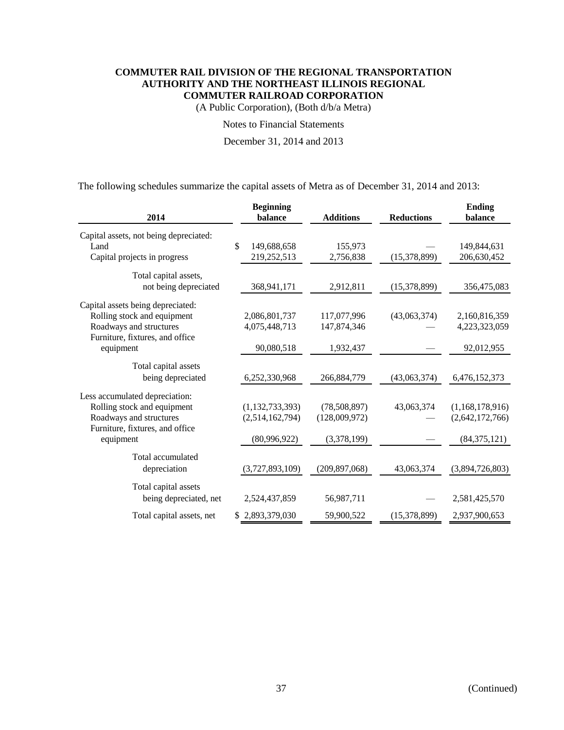The following schedules summarize the capital assets of Metra as of December 31, 2014 and 2013:

| 2014 | Beginning balance | Additions | Reductions | Ending balance |
|---|---|---|---|---|
| Capital assets, not being depreciated: | | | | |
| Land | $ 149,688,658 | 155,973 | — | 149,844,631 |
| Capital projects in progress | 219,252,513 | 2,756,838 | (15,378,899) | 206,630,452 |
| Total capital assets, not being depreciated | 368,941,171 | 2,912,811 | (15,378,899) | 356,475,083 |
| Capital assets being depreciated: | | | | |
| Rolling stock and equipment | 2,086,801,737 | 117,077,996 | (43,063,374) | 2,160,816,359 |
| Roadways and structures | 4,075,448,713 | 147,874,346 | — | 4,223,323,059 |
| Furniture, fixtures, and office equipment | 90,080,518 | 1,932,437 | — | 92,012,955 |
| Total capital assets being depreciated | 6,252,330,968 | 266,884,779 | (43,063,374) | 6,476,152,373 |
| Less accumulated depreciation: | | | | |
| Rolling stock and equipment | (1,132,733,393) | (78,508,897) | 43,063,374 | (1,168,178,916) |
| Roadways and structures | (2,514,162,794) | (128,009,972) | — | (2,642,172,766) |
| Furniture, fixtures, and office equipment | (80,996,922) | (3,378,199) | — | (84,375,121) |
| Total accumulated depreciation | (3,727,893,109) | (209,897,068) | 43,063,374 | (3,894,726,803) |
| Total capital assets being depreciated, net | 2,524,437,859 | 56,987,711 | — | 2,581,425,570 |
| Total capital assets, net | $ 2,893,379,030 | 59,900,522 | (15,378,899) | 2,937,900,653 |

(Continued)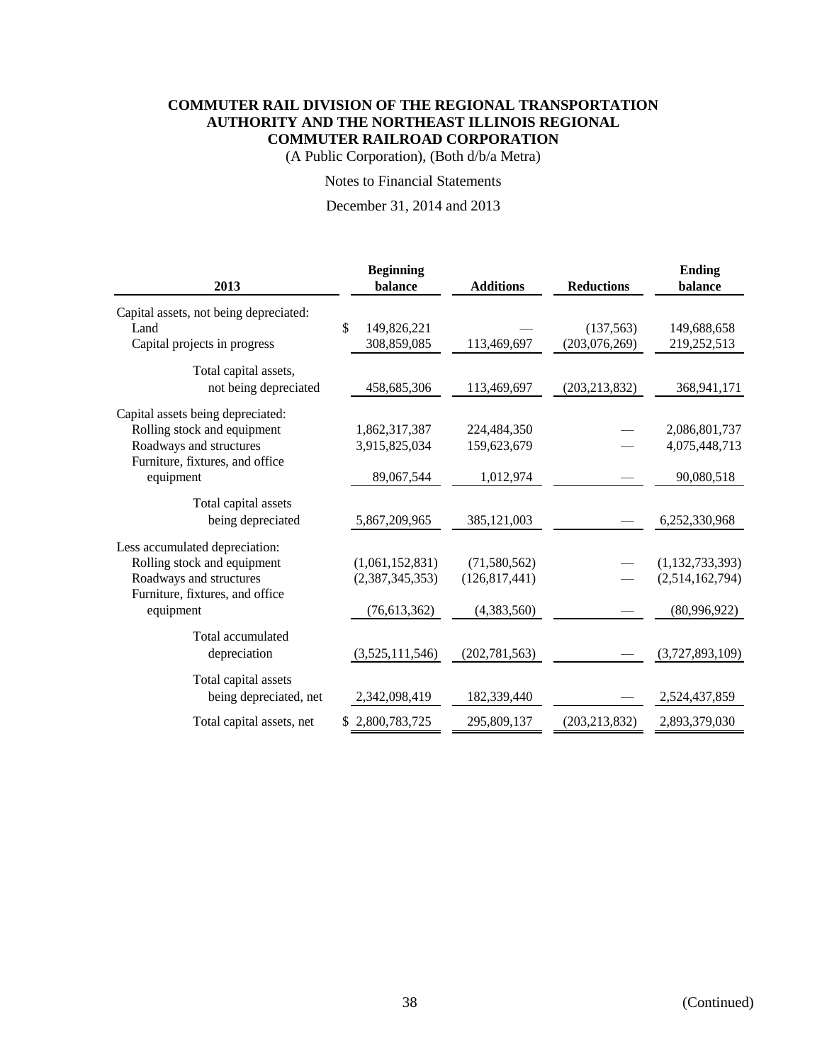**COMMUTER RAIL DIVISION OF THE REGIONAL TRANSPORTATION AUTHORITY AND THE NORTHEAST ILLINOIS REGIONAL COMMUTER RAILROAD CORPORATION**

(A Public Corporation), (Both d/b/a Metra)

Notes to Financial Statements

December 31, 2014 and 2013

| 2013 | Beginning balance | Additions | Reductions | Ending balance |
|---|---|---|---|---|
| Capital assets, not being depreciated: | | | | |
| Land | $ 149,826,221 | — | (137,563) | 149,688,658 |
| Capital projects in progress | 308,859,085 | 113,469,697 | (203,076,269) | 219,252,513 |
| Total capital assets, not being depreciated | 458,685,306 | 113,469,697 | (203,213,832) | 368,941,171 |
| Capital assets being depreciated: | | | | |
| Rolling stock and equipment | 1,862,317,387 | 224,484,350 | — | 2,086,801,737 |
| Roadways and structures | 3,915,825,034 | 159,623,679 | — | 4,075,448,713 |
| Furniture, fixtures, and office equipment | 89,067,544 | 1,012,974 | — | 90,080,518 |
| Total capital assets being depreciated | 5,867,209,965 | 385,121,003 | — | 6,252,330,968 |
| Less accumulated depreciation: | | | | |
| Rolling stock and equipment | (1,061,152,831) | (71,580,562) | — | (1,132,733,393) |
| Roadways and structures | (2,387,345,353) | (126,817,441) | — | (2,514,162,794) |
| Furniture, fixtures, and office equipment | (76,613,362) | (4,383,560) | — | (80,996,922) |
| Total accumulated depreciation | (3,525,111,546) | (202,781,563) | — | (3,727,893,109) |
| Total capital assets being depreciated, net | 2,342,098,419 | 182,339,440 | — | 2,524,437,859 |
| Total capital assets, net | $ 2,800,783,725 | 295,809,137 | (203,213,832) | 2,893,379,030 |

(Continued)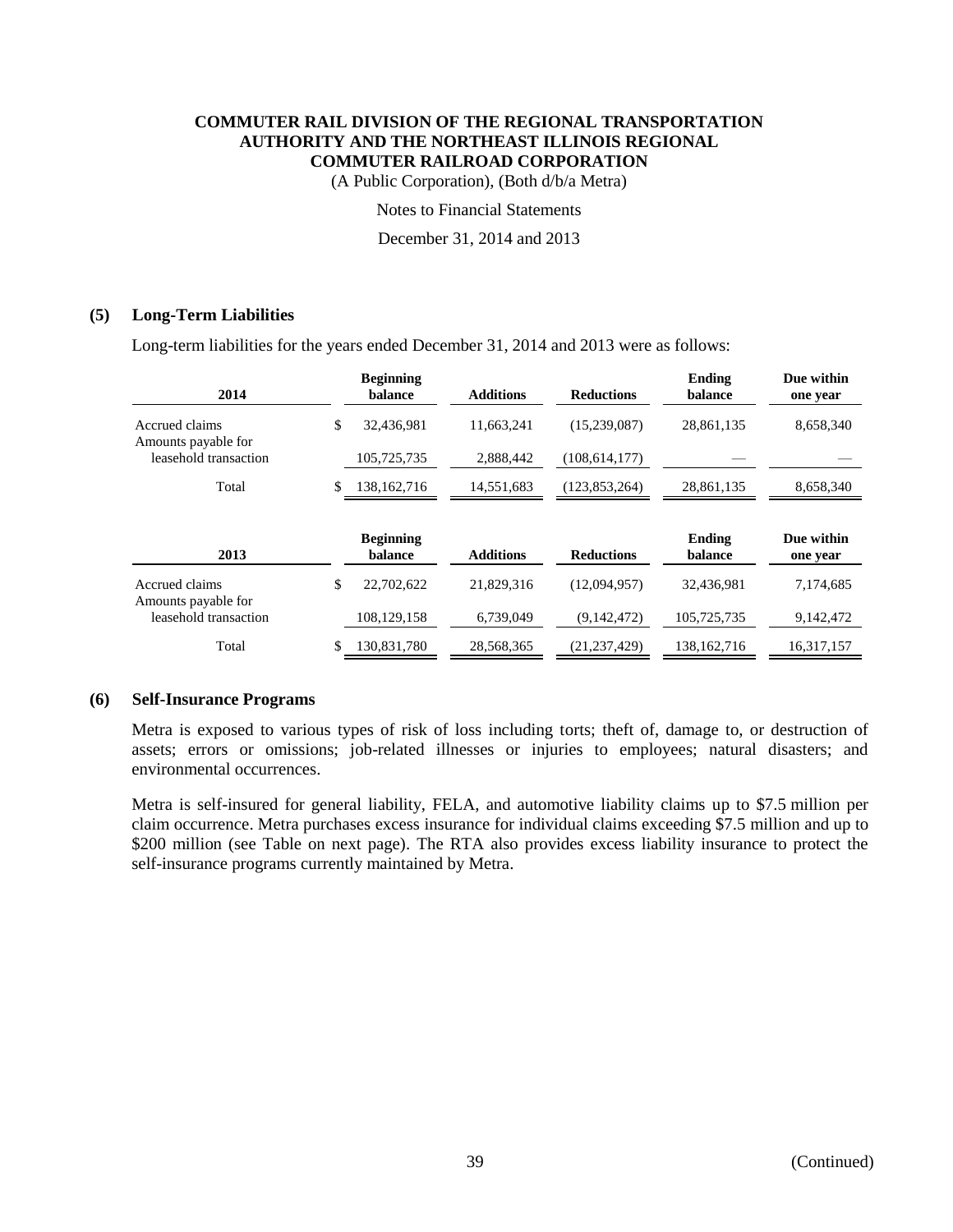# COMMUTER RAIL DIVISION OF THE REGIONAL TRANSPORTATION AUTHORITY AND THE NORTHEAST ILLINOIS REGIONAL COMMUTER RAILROAD CORPORATION

(A Public Corporation), (Both d/b/a Metra)

Notes to Financial Statements

December 31, 2014 and 2013

## (5) Long-Term Liabilities

Long-term liabilities for the years ended December 31, 2014 and 2013 were as follows:

| 2014 | Beginning balance | Additions | Reductions | Ending balance | Due within one year |
|---|---|---|---|---|---|
| Accrued claims | $ 32,436,981 | 11,663,241 | (15,239,087) | 28,861,135 | 8,658,340 |
| Amounts payable for leasehold transaction | 105,725,735 | 2,888,442 | (108,614,177) | — | — |
| Total | $ 138,162,716 | 14,551,683 | (123,853,264) | 28,861,135 | 8,658,340 |

| 2013 | Beginning balance | Additions | Reductions | Ending balance | Due within one year |
|---|---|---|---|---|---|
| Accrued claims | $ 22,702,622 | 21,829,316 | (12,094,957) | 32,436,981 | 7,174,685 |
| Amounts payable for leasehold transaction | 108,129,158 | 6,739,049 | (9,142,472) | 105,725,735 | 9,142,472 |
| Total | $ 130,831,780 | 28,568,365 | (21,237,429) | 138,162,716 | 16,317,157 |

## (6) Self-Insurance Programs

Metra is exposed to various types of risk of loss including torts; theft of, damage to, or destruction of assets; errors or omissions; job-related illnesses or injuries to employees; natural disasters; and environmental occurrences.

Metra is self-insured for general liability, FELA, and automotive liability claims up to $7.5 million per claim occurrence. Metra purchases excess insurance for individual claims exceeding $7.5 million and up to $200 million (see Table on next page). The RTA also provides excess liability insurance to protect the self-insurance programs currently maintained by Metra.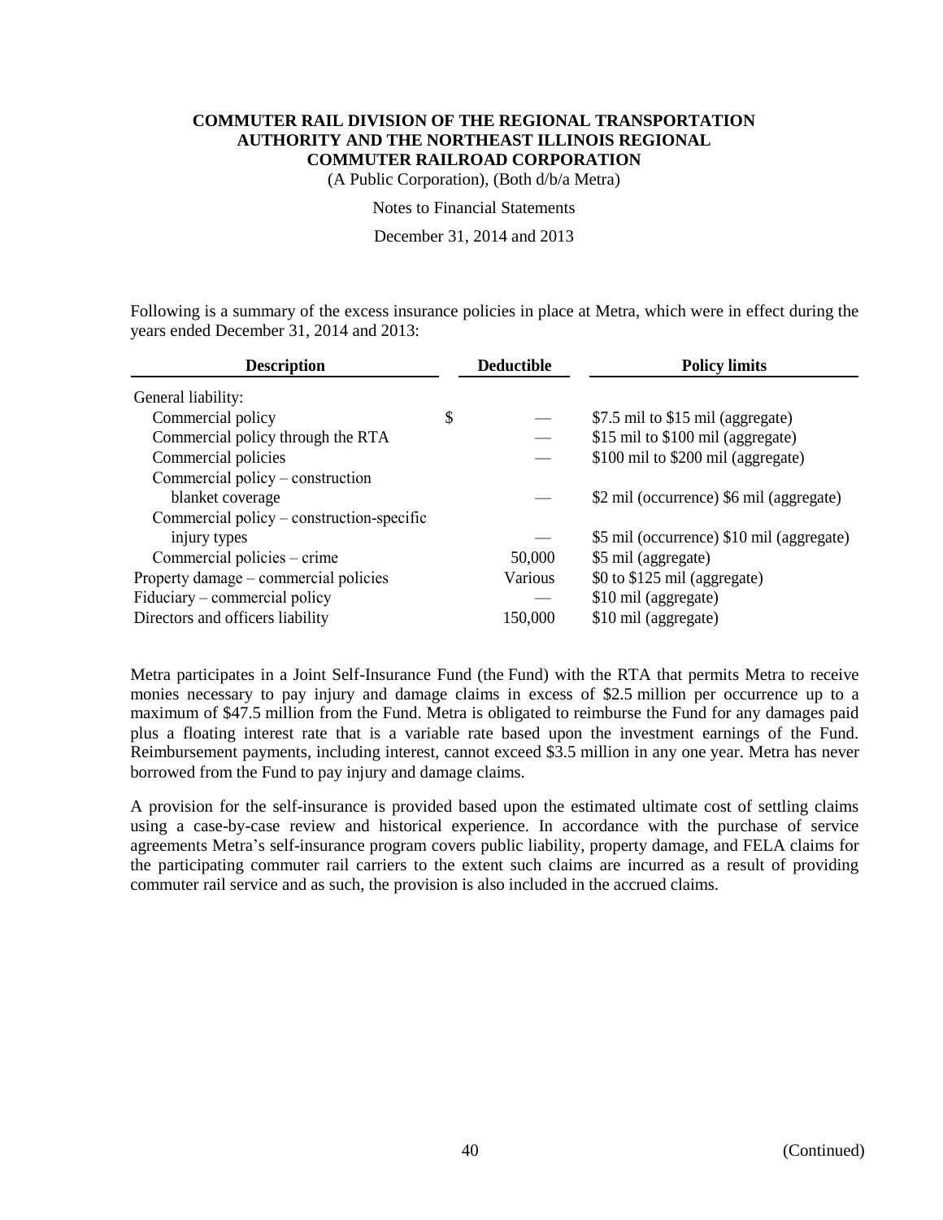Following is a summary of the excess insurance policies in place at Metra, which were in effect during the years ended December 31, 2014 and 2013:

| Description | Deductible | Policy limits |
|---|---|---|
| General liability: | | |
| Commercial policy | $ — | $7.5 mil to $15 mil (aggregate) |
| Commercial policy through the RTA | — | $15 mil to $100 mil (aggregate) |
| Commercial policies | — | $100 mil to $200 mil (aggregate) |
| Commercial policy – construction blanket coverage | — | $2 mil (occurrence) $6 mil (aggregate) |
| Commercial policy – construction-specific injury types | — | $5 mil (occurrence) $10 mil (aggregate) |
| Commercial policies – crime | 50,000 | $5 mil (aggregate) |
| Property damage – commercial policies | Various | $0 to $125 mil (aggregate) |
| Fiduciary – commercial policy | — | $10 mil (aggregate) |
| Directors and officers liability | 150,000 | $10 mil (aggregate) |

Metra participates in a Joint Self-Insurance Fund (the Fund) with the RTA that permits Metra to receive monies necessary to pay injury and damage claims in excess of $2.5 million per occurrence up to a maximum of $47.5 million from the Fund. Metra is obligated to reimburse the Fund for any damages paid plus a floating interest rate that is a variable rate based upon the investment earnings of the Fund. Reimbursement payments, including interest, cannot exceed $3.5 million in any one year. Metra has never borrowed from the Fund to pay injury and damage claims.

A provision for the self-insurance is provided based upon the estimated ultimate cost of settling claims using a case-by-case review and historical experience. In accordance with the purchase of service agreements Metra's self-insurance program covers public liability, property damage, and FELA claims for the participating commuter rail carriers to the extent such claims are incurred as a result of providing commuter rail service and as such, the provision is also included in the accrued claims.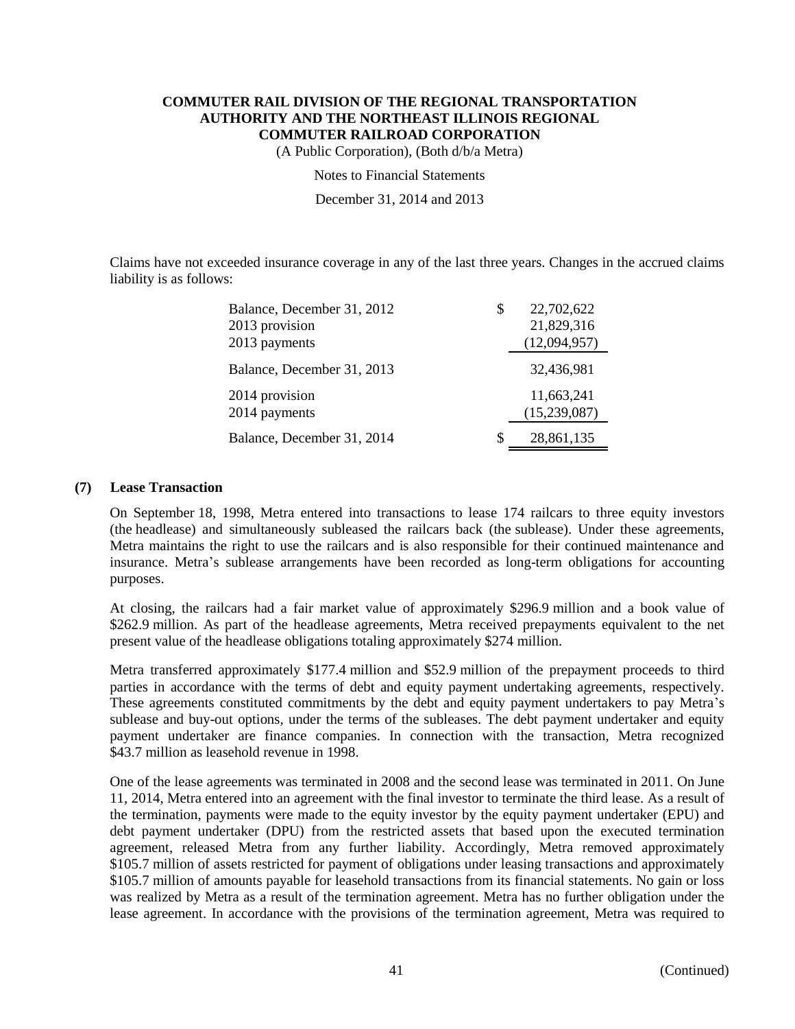Claims have not exceeded insurance coverage in any of the last three years. Changes in the accrued claims liability is as follows:

| | |
|---|---|
| Balance, December 31, 2012 | $ 22,702,622 |
| 2013 provision | 21,829,316 |
| 2013 payments | (12,094,957) |
| Balance, December 31, 2013 | 32,436,981 |
| 2014 provision | 11,663,241 |
| 2014 payments | (15,239,087) |
| Balance, December 31, 2014 | $ 28,861,135 |

## (7) Lease Transaction

On September 18, 1998, Metra entered into transactions to lease 174 railcars to three equity investors (the headlease) and simultaneously subleased the railcars back (the sublease). Under these agreements, Metra maintains the right to use the railcars and is also responsible for their continued maintenance and insurance. Metra's sublease arrangements have been recorded as long-term obligations for accounting purposes.

At closing, the railcars had a fair market value of approximately $296.9 million and a book value of $262.9 million. As part of the headlease agreements, Metra received prepayments equivalent to the net present value of the headlease obligations totaling approximately $274 million.

Metra transferred approximately $177.4 million and $52.9 million of the prepayment proceeds to third parties in accordance with the terms of debt and equity payment undertaking agreements, respectively. These agreements constituted commitments by the debt and equity payment undertakers to pay Metra's sublease and buy-out options, under the terms of the subleases. The debt payment undertaker and equity payment undertaker are finance companies. In connection with the transaction, Metra recognized $43.7 million as leasehold revenue in 1998.

One of the lease agreements was terminated in 2008 and the second lease was terminated in 2011. On June 11, 2014, Metra entered into an agreement with the final investor to terminate the third lease. As a result of the termination, payments were made to the equity investor by the equity payment undertaker (EPU) and debt payment undertaker (DPU) from the restricted assets that based upon the executed termination agreement, released Metra from any further liability. Accordingly, Metra removed approximately $105.7 million of assets restricted for payment of obligations under leasing transactions and approximately $105.7 million of amounts payable for leasehold transactions from its financial statements. No gain or loss was realized by Metra as a result of the termination agreement. Metra has no further obligation under the lease agreement. In accordance with the provisions of the termination agreement, Metra was required to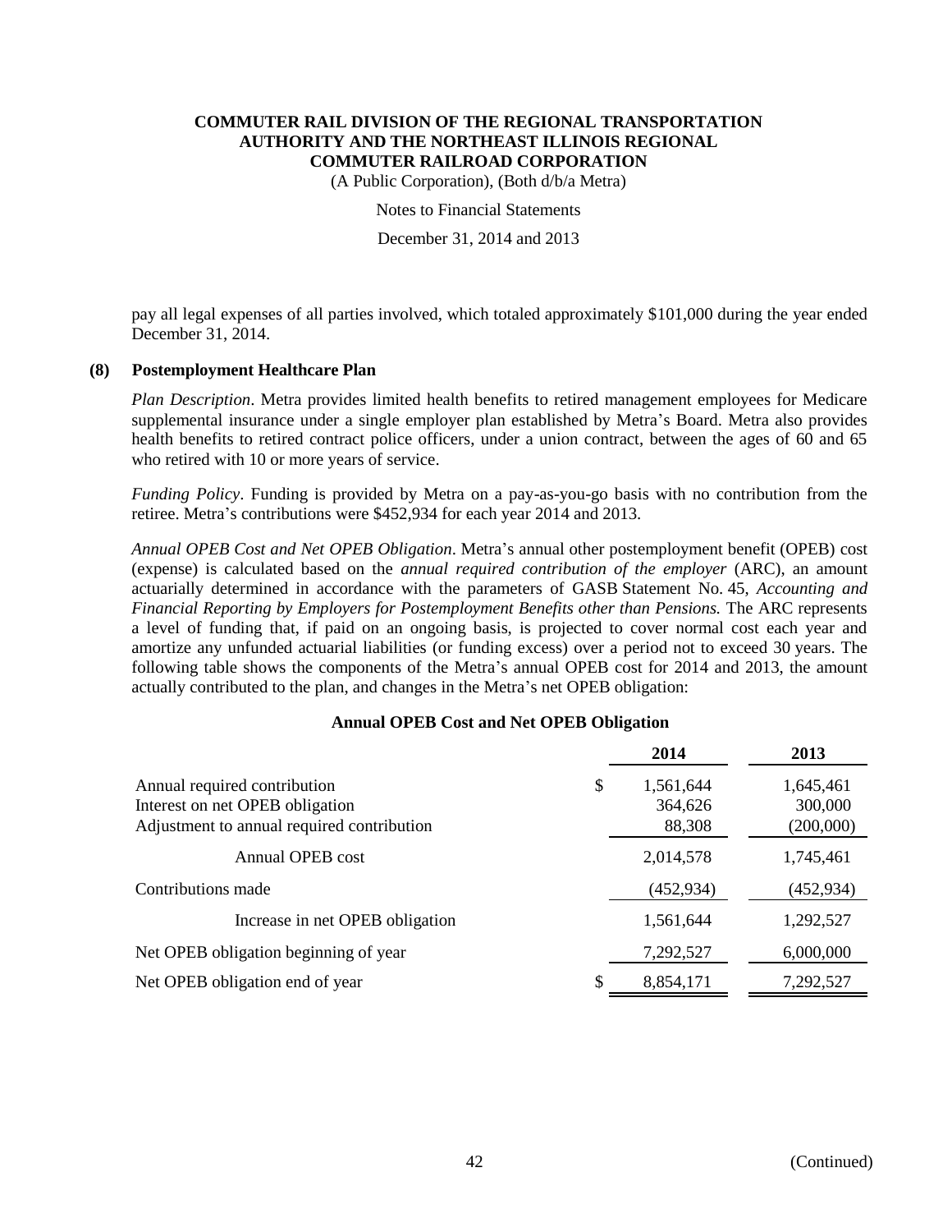pay all legal expenses of all parties involved, which totaled approximately $101,000 during the year ended December 31, 2014.

## (8) Postemployment Healthcare Plan

*Plan Description*. Metra provides limited health benefits to retired management employees for Medicare supplemental insurance under a single employer plan established by Metra's Board. Metra also provides health benefits to retired contract police officers, under a union contract, between the ages of 60 and 65 who retired with 10 or more years of service.

*Funding Policy*. Funding is provided by Metra on a pay-as-you-go basis with no contribution from the retiree. Metra's contributions were $452,934 for each year 2014 and 2013.

*Annual OPEB Cost and Net OPEB Obligation*. Metra's annual other postemployment benefit (OPEB) cost (expense) is calculated based on the *annual required contribution of the employer* (ARC), an amount actuarially determined in accordance with the parameters of GASB Statement No. 45, *Accounting and Financial Reporting by Employers for Postemployment Benefits other than Pensions.* The ARC represents a level of funding that, if paid on an ongoing basis, is projected to cover normal cost each year and amortize any unfunded actuarial liabilities (or funding excess) over a period not to exceed 30 years. The following table shows the components of the Metra's annual OPEB cost for 2014 and 2013, the amount actually contributed to the plan, and changes in the Metra's net OPEB obligation:

**Annual OPEB Cost and Net OPEB Obligation**

| | 2014 | 2013 |
|---|---|---|
| Annual required contribution | $ 1,561,644 | 1,645,461 |
| Interest on net OPEB obligation | 364,626 | 300,000 |
| Adjustment to annual required contribution | 88,308 | (200,000) |
| Annual OPEB cost | 2,014,578 | 1,745,461 |
| Contributions made | (452,934) | (452,934) |
| Increase in net OPEB obligation | 1,561,644 | 1,292,527 |
| Net OPEB obligation beginning of year | 7,292,527 | 6,000,000 |
| Net OPEB obligation end of year | $ 8,854,171 | 7,292,527 |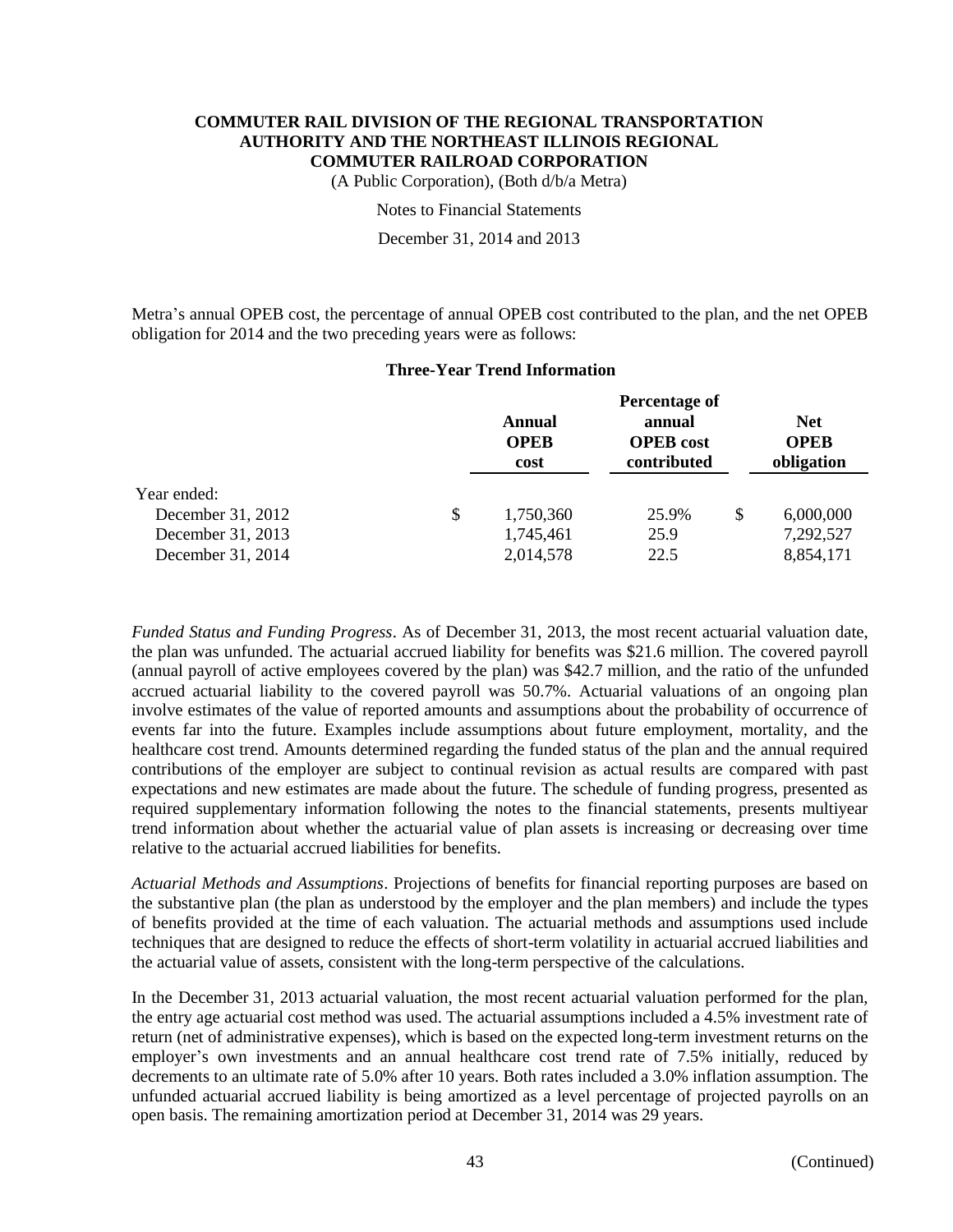Metra's annual OPEB cost, the percentage of annual OPEB cost contributed to the plan, and the net OPEB obligation for 2014 and the two preceding years were as follows:

**Three-Year Trend Information**

| | Annual OPEB cost | Percentage of annual OPEB cost contributed | Net OPEB obligation |
|---|---|---|---|
| Year ended: | | | |
| December 31, 2012 | $ 1,750,360 | 25.9% | $ 6,000,000 |
| December 31, 2013 | 1,745,461 | 25.9 | 7,292,527 |
| December 31, 2014 | 2,014,578 | 22.5 | 8,854,171 |

*Funded Status and Funding Progress*. As of December 31, 2013, the most recent actuarial valuation date, the plan was unfunded. The actuarial accrued liability for benefits was $21.6 million. The covered payroll (annual payroll of active employees covered by the plan) was $42.7 million, and the ratio of the unfunded accrued actuarial liability to the covered payroll was 50.7%. Actuarial valuations of an ongoing plan involve estimates of the value of reported amounts and assumptions about the probability of occurrence of events far into the future. Examples include assumptions about future employment, mortality, and the healthcare cost trend. Amounts determined regarding the funded status of the plan and the annual required contributions of the employer are subject to continual revision as actual results are compared with past expectations and new estimates are made about the future. The schedule of funding progress, presented as required supplementary information following the notes to the financial statements, presents multiyear trend information about whether the actuarial value of plan assets is increasing or decreasing over time relative to the actuarial accrued liabilities for benefits.

*Actuarial Methods and Assumptions*. Projections of benefits for financial reporting purposes are based on the substantive plan (the plan as understood by the employer and the plan members) and include the types of benefits provided at the time of each valuation. The actuarial methods and assumptions used include techniques that are designed to reduce the effects of short-term volatility in actuarial accrued liabilities and the actuarial value of assets, consistent with the long-term perspective of the calculations.

In the December 31, 2013 actuarial valuation, the most recent actuarial valuation performed for the plan, the entry age actuarial cost method was used. The actuarial assumptions included a 4.5% investment rate of return (net of administrative expenses), which is based on the expected long-term investment returns on the employer's own investments and an annual healthcare cost trend rate of 7.5% initially, reduced by decrements to an ultimate rate of 5.0% after 10 years. Both rates included a 3.0% inflation assumption. The unfunded actuarial accrued liability is being amortized as a level percentage of projected payrolls on an open basis. The remaining amortization period at December 31, 2014 was 29 years.

(Continued)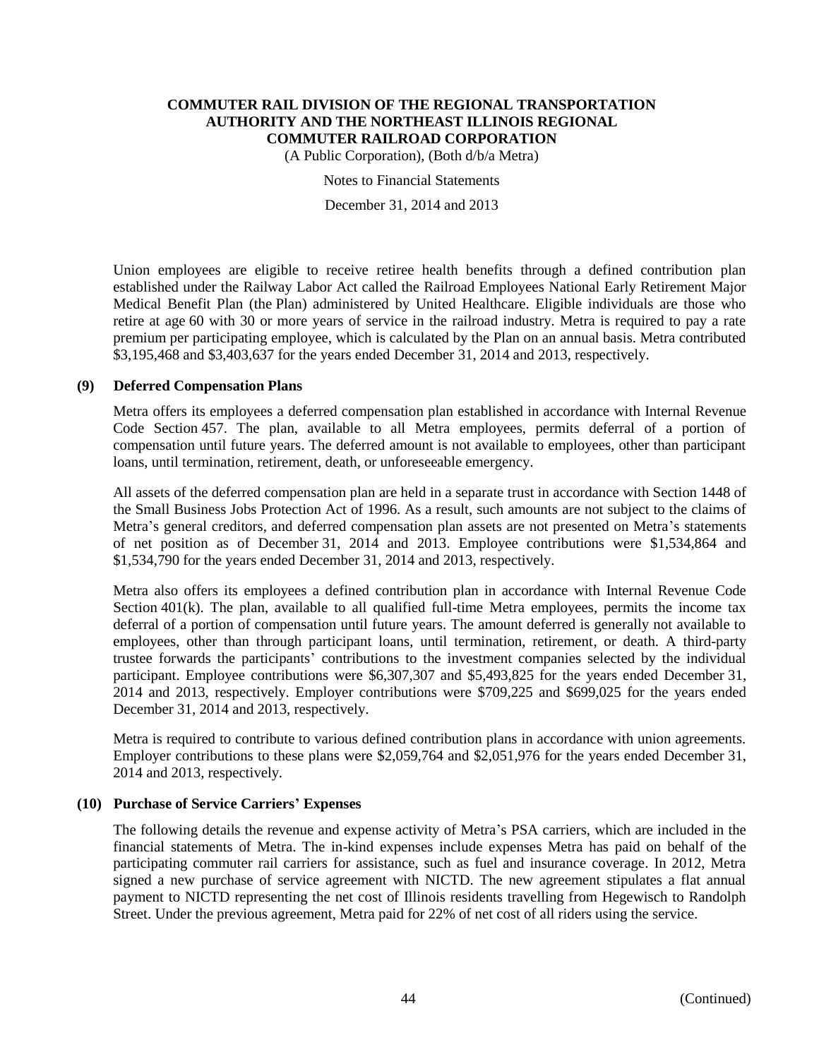Union employees are eligible to receive retiree health benefits through a defined contribution plan established under the Railway Labor Act called the Railroad Employees National Early Retirement Major Medical Benefit Plan (the Plan) administered by United Healthcare. Eligible individuals are those who retire at age 60 with 30 or more years of service in the railroad industry. Metra is required to pay a rate premium per participating employee, which is calculated by the Plan on an annual basis. Metra contributed $3,195,468 and $3,403,637 for the years ended December 31, 2014 and 2013, respectively.

## (9) Deferred Compensation Plans

Metra offers its employees a deferred compensation plan established in accordance with Internal Revenue Code Section 457. The plan, available to all Metra employees, permits deferral of a portion of compensation until future years. The deferred amount is not available to employees, other than participant loans, until termination, retirement, death, or unforeseeable emergency.

All assets of the deferred compensation plan are held in a separate trust in accordance with Section 1448 of the Small Business Jobs Protection Act of 1996. As a result, such amounts are not subject to the claims of Metra's general creditors, and deferred compensation plan assets are not presented on Metra's statements of net position as of December 31, 2014 and 2013. Employee contributions were $1,534,864 and $1,534,790 for the years ended December 31, 2014 and 2013, respectively.

Metra also offers its employees a defined contribution plan in accordance with Internal Revenue Code Section 401(k). The plan, available to all qualified full-time Metra employees, permits the income tax deferral of a portion of compensation until future years. The amount deferred is generally not available to employees, other than through participant loans, until termination, retirement, or death. A third-party trustee forwards the participants' contributions to the investment companies selected by the individual participant. Employee contributions were $6,307,307 and $5,493,825 for the years ended December 31, 2014 and 2013, respectively. Employer contributions were $709,225 and $699,025 for the years ended December 31, 2014 and 2013, respectively.

Metra is required to contribute to various defined contribution plans in accordance with union agreements. Employer contributions to these plans were $2,059,764 and $2,051,976 for the years ended December 31, 2014 and 2013, respectively.

## (10) Purchase of Service Carriers' Expenses

The following details the revenue and expense activity of Metra's PSA carriers, which are included in the financial statements of Metra. The in-kind expenses include expenses Metra has paid on behalf of the participating commuter rail carriers for assistance, such as fuel and insurance coverage. In 2012, Metra signed a new purchase of service agreement with NICTD. The new agreement stipulates a flat annual payment to NICTD representing the net cost of Illinois residents travelling from Hegewisch to Randolph Street. Under the previous agreement, Metra paid for 22% of net cost of all riders using the service.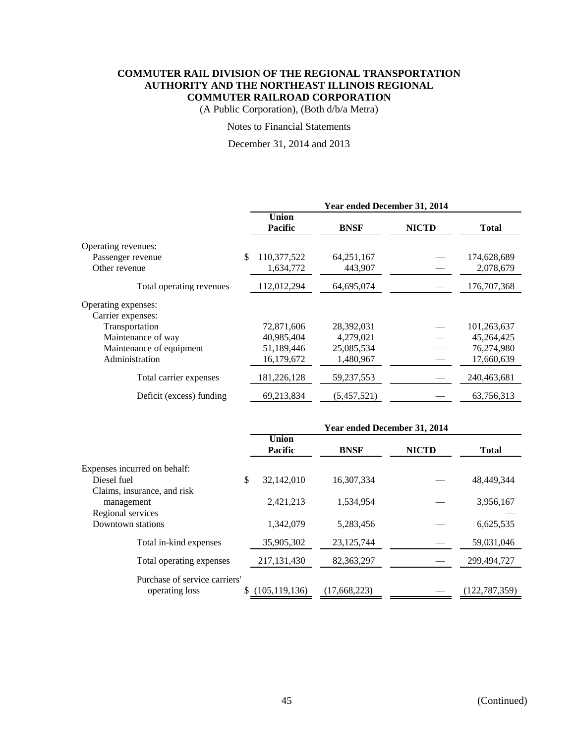# COMMUTER RAIL DIVISION OF THE REGIONAL TRANSPORTATION AUTHORITY AND THE NORTHEAST ILLINOIS REGIONAL COMMUTER RAILROAD CORPORATION

(A Public Corporation), (Both d/b/a Metra)

Notes to Financial Statements

December 31, 2014 and 2013

| | Year ended December 31, 2014 | | | |
|---|---|---|---|---|
| | Union Pacific | BNSF | NICTD | Total |
| Operating revenues: | | | | |
| Passenger revenue | $ 110,377,522 | 64,251,167 | — | 174,628,689 |
| Other revenue | 1,634,772 | 443,907 | — | 2,078,679 |
| Total operating revenues | 112,012,294 | 64,695,074 | — | 176,707,368 |
| Operating expenses: | | | | |
| Carrier expenses: | | | | |
| Transportation | 72,871,606 | 28,392,031 | — | 101,263,637 |
| Maintenance of way | 40,985,404 | 4,279,021 | — | 45,264,425 |
| Maintenance of equipment | 51,189,446 | 25,085,534 | — | 76,274,980 |
| Administration | 16,179,672 | 1,480,967 | — | 17,660,639 |
| Total carrier expenses | 181,226,128 | 59,237,553 | — | 240,463,681 |
| Deficit (excess) funding | 69,213,834 | (5,457,521) | — | 63,756,313 |

| | Year ended December 31, 2014 | | | |
|---|---|---|---|---|
| | Union Pacific | BNSF | NICTD | Total |
| Expenses incurred on behalf: | | | | |
| Diesel fuel | $ 32,142,010 | 16,307,334 | — | 48,449,344 |
| Claims, insurance, and risk management | 2,421,213 | 1,534,954 | — | 3,956,167 |
| Regional services | | | | — |
| Downtown stations | 1,342,079 | 5,283,456 | — | 6,625,535 |
| Total in-kind expenses | 35,905,302 | 23,125,744 | — | 59,031,046 |
| Total operating expenses | 217,131,430 | 82,363,297 | — | 299,494,727 |
| Purchase of service carriers' operating loss | $ (105,119,136) | (17,668,223) | — | (122,787,359) |

(Continued)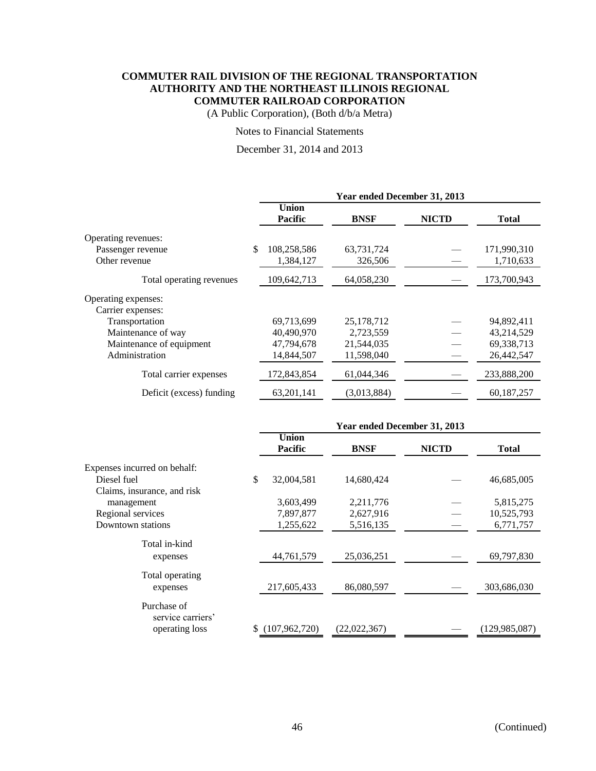**COMMUTER RAIL DIVISION OF THE REGIONAL TRANSPORTATION AUTHORITY AND THE NORTHEAST ILLINOIS REGIONAL COMMUTER RAILROAD CORPORATION**

(A Public Corporation), (Both d/b/a Metra)

Notes to Financial Statements

December 31, 2014 and 2013

| | Year ended December 31, 2013 | | | |
|---|---|---|---|---|
| | Union Pacific | BNSF | NICTD | Total |
| Operating revenues: | | | | |
| Passenger revenue | $ 108,258,586 | 63,731,724 | — | 171,990,310 |
| Other revenue | 1,384,127 | 326,506 | — | 1,710,633 |
| Total operating revenues | 109,642,713 | 64,058,230 | — | 173,700,943 |
| Operating expenses: | | | | |
| Carrier expenses: | | | | |
| Transportation | 69,713,699 | 25,178,712 | — | 94,892,411 |
| Maintenance of way | 40,490,970 | 2,723,559 | — | 43,214,529 |
| Maintenance of equipment | 47,794,678 | 21,544,035 | — | 69,338,713 |
| Administration | 14,844,507 | 11,598,040 | — | 26,442,547 |
| Total carrier expenses | 172,843,854 | 61,044,346 | — | 233,888,200 |
| Deficit (excess) funding | 63,201,141 | (3,013,884) | — | 60,187,257 |

| | Year ended December 31, 2013 | | | |
|---|---|---|---|---|
| | Union Pacific | BNSF | NICTD | Total |
| Expenses incurred on behalf: | | | | |
| Diesel fuel | $ 32,004,581 | 14,680,424 | — | 46,685,005 |
| Claims, insurance, and risk management | 3,603,499 | 2,211,776 | — | 5,815,275 |
| Regional services | 7,897,877 | 2,627,916 | — | 10,525,793 |
| Downtown stations | 1,255,622 | 5,516,135 | — | 6,771,757 |
| Total in-kind expenses | 44,761,579 | 25,036,251 | — | 69,797,830 |
| Total operating expenses | 217,605,433 | 86,080,597 | — | 303,686,030 |
| Purchase of service carriers' operating loss | $ (107,962,720) | (22,022,367) | — | (129,985,087) |

(Continued)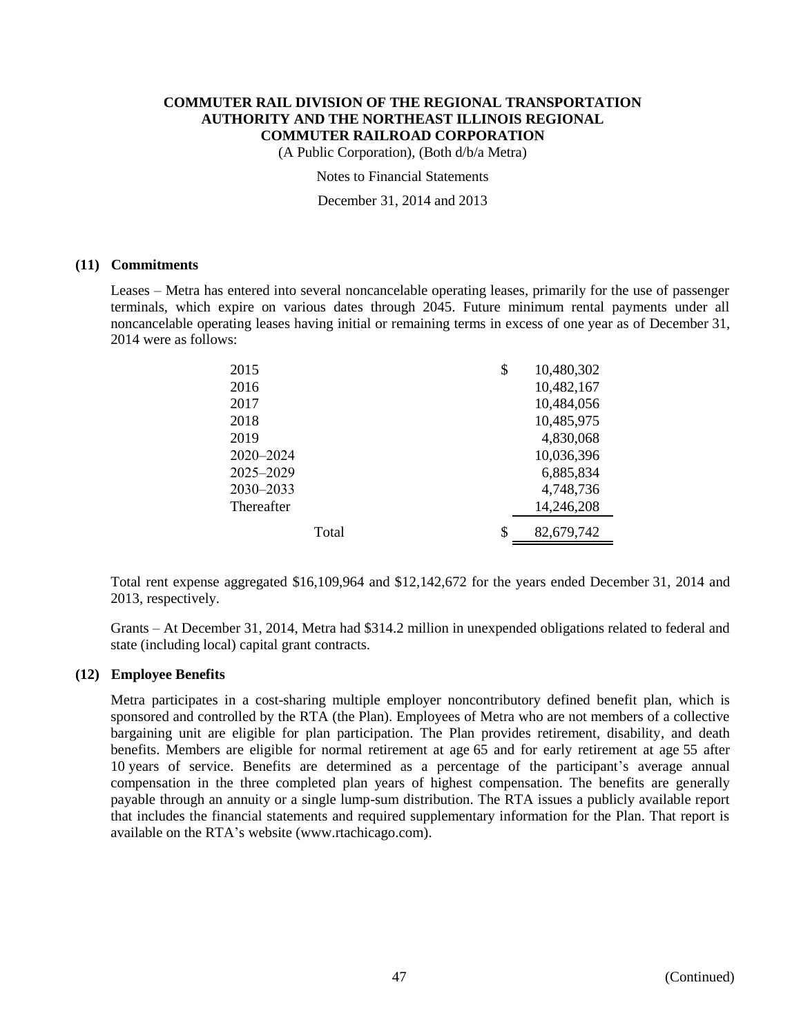# COMMUTER RAIL DIVISION OF THE REGIONAL TRANSPORTATION AUTHORITY AND THE NORTHEAST ILLINOIS REGIONAL COMMUTER RAILROAD CORPORATION

(A Public Corporation), (Both d/b/a Metra)

Notes to Financial Statements

December 31, 2014 and 2013

## (11) Commitments

Leases – Metra has entered into several noncancelable operating leases, primarily for the use of passenger terminals, which expire on various dates through 2045. Future minimum rental payments under all noncancelable operating leases having initial or remaining terms in excess of one year as of December 31, 2014 were as follows:

| | |
|---|---|
| 2015 | $ 10,480,302 |
| 2016 | 10,482,167 |
| 2017 | 10,484,056 |
| 2018 | 10,485,975 |
| 2019 | 4,830,068 |
| 2020–2024 | 10,036,396 |
| 2025–2029 | 6,885,834 |
| 2030–2033 | 4,748,736 |
| Thereafter | 14,246,208 |
| Total | $ 82,679,742 |

Total rent expense aggregated $16,109,964 and $12,142,672 for the years ended December 31, 2014 and 2013, respectively.

Grants – At December 31, 2014, Metra had $314.2 million in unexpended obligations related to federal and state (including local) capital grant contracts.

## (12) Employee Benefits

Metra participates in a cost-sharing multiple employer noncontributory defined benefit plan, which is sponsored and controlled by the RTA (the Plan). Employees of Metra who are not members of a collective bargaining unit are eligible for plan participation. The Plan provides retirement, disability, and death benefits. Members are eligible for normal retirement at age 65 and for early retirement at age 55 after 10 years of service. Benefits are determined as a percentage of the participant's average annual compensation in the three completed plan years of highest compensation. The benefits are generally payable through an annuity or a single lump-sum distribution. The RTA issues a publicly available report that includes the financial statements and required supplementary information for the Plan. That report is available on the RTA's website (www.rtachicago.com).

(Continued)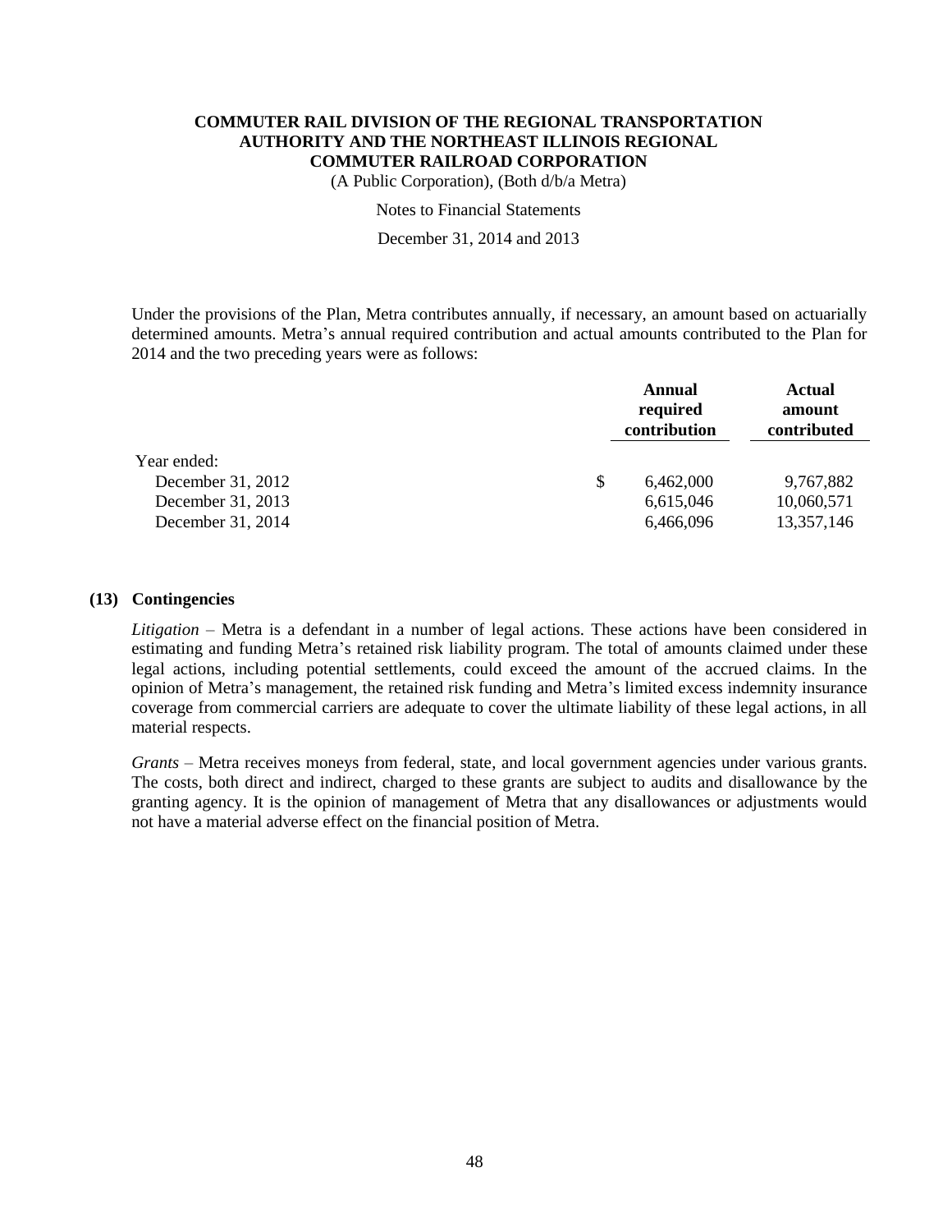Under the provisions of the Plan, Metra contributes annually, if necessary, an amount based on actuarially determined amounts. Metra's annual required contribution and actual amounts contributed to the Plan for 2014 and the two preceding years were as follows:

| | Annual required contribution | Actual amount contributed |
|---|---|---|
| Year ended: | | |
| December 31, 2012 | $ 6,462,000 | 9,767,882 |
| December 31, 2013 | 6,615,046 | 10,060,571 |
| December 31, 2014 | 6,466,096 | 13,357,146 |

## (13) Contingencies

*Litigation* – Metra is a defendant in a number of legal actions. These actions have been considered in estimating and funding Metra's retained risk liability program. The total of amounts claimed under these legal actions, including potential settlements, could exceed the amount of the accrued claims. In the opinion of Metra's management, the retained risk funding and Metra's limited excess indemnity insurance coverage from commercial carriers are adequate to cover the ultimate liability of these legal actions, in all material respects.

*Grants* – Metra receives moneys from federal, state, and local government agencies under various grants. The costs, both direct and indirect, charged to these grants are subject to audits and disallowance by the granting agency. It is the opinion of management of Metra that any disallowances or adjustments would not have a material adverse effect on the financial position of Metra.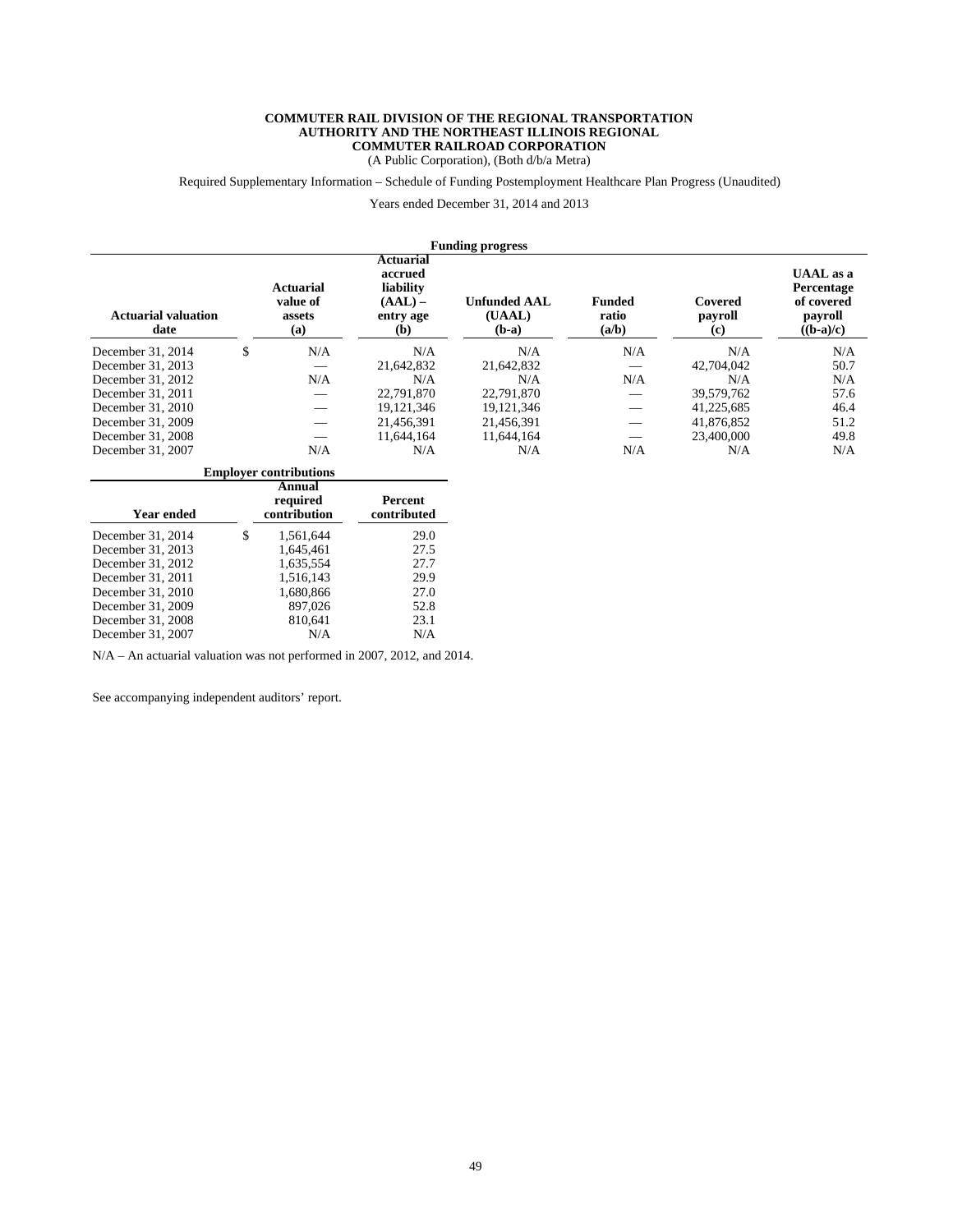**COMMUTER RAIL DIVISION OF THE REGIONAL TRANSPORTATION AUTHORITY AND THE NORTHEAST ILLINOIS REGIONAL COMMUTER RAILROAD CORPORATION**

(A Public Corporation), (Both d/b/a Metra)

Required Supplementary Information – Schedule of Funding Postemployment Healthcare Plan Progress (Unaudited)

Years ended December 31, 2014 and 2013

| Funding progress | | | | | | |
|---|---|---|---|---|---|---|
| **Actuarial valuation date** | **Actuarial value of assets (a)** | **Actuarial accrued liability (AAL) – entry age (b)** | **Unfunded AAL (UAAL) (b-a)** | **Funded ratio (a/b)** | **Covered payroll (c)** | **UAAL as a Percentage of covered payroll ((b-a)/c)** |
| December 31, 2014 | $ N/A | N/A | N/A | N/A | N/A | N/A |
| December 31, 2013 | — | 21,642,832 | 21,642,832 | — | 42,704,042 | 50.7 |
| December 31, 2012 | N/A | N/A | N/A | N/A | N/A | N/A |
| December 31, 2011 | — | 22,791,870 | 22,791,870 | — | 39,579,762 | 57.6 |
| December 31, 2010 | — | 19,121,346 | 19,121,346 | — | 41,225,685 | 46.4 |
| December 31, 2009 | — | 21,456,391 | 21,456,391 | — | 41,876,852 | 51.2 |
| December 31, 2008 | — | 11,644,164 | 11,644,164 | — | 23,400,000 | 49.8 |
| December 31, 2007 | N/A | N/A | N/A | N/A | N/A | N/A |

| Employer contributions | | |
|---|---|---|
| **Year ended** | **Annual required contribution** | **Percent contributed** |
| December 31, 2014 | $ 1,561,644 | 29.0 |
| December 31, 2013 | 1,645,461 | 27.5 |
| December 31, 2012 | 1,635,554 | 27.7 |
| December 31, 2011 | 1,516,143 | 29.9 |
| December 31, 2010 | 1,680,866 | 27.0 |
| December 31, 2009 | 897,026 | 52.8 |
| December 31, 2008 | 810,641 | 23.1 |
| December 31, 2007 | N/A | N/A |

N/A – An actuarial valuation was not performed in 2007, 2012, and 2014.

See accompanying independent auditors' report.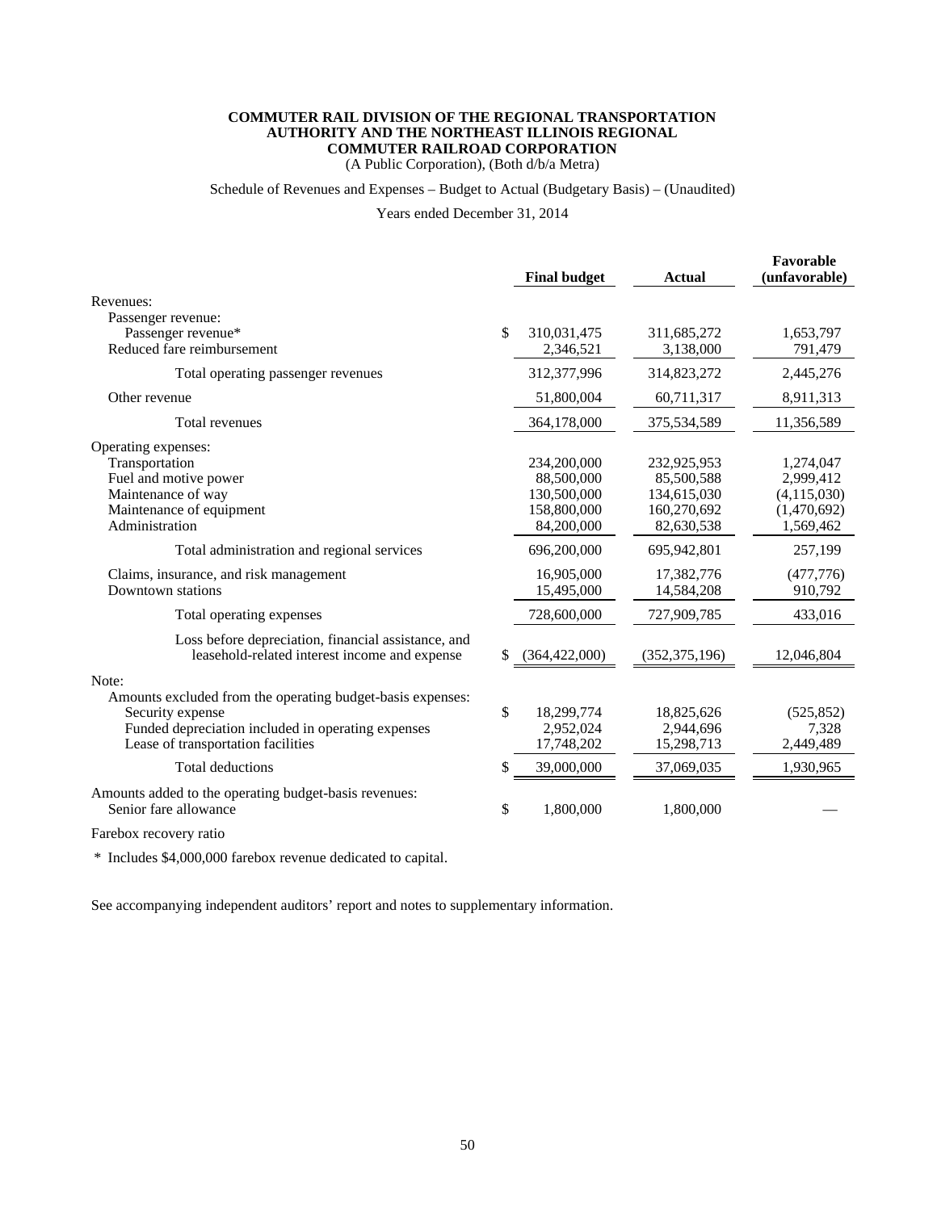**COMMUTER RAIL DIVISION OF THE REGIONAL TRANSPORTATION AUTHORITY AND THE NORTHEAST ILLINOIS REGIONAL COMMUTER RAILROAD CORPORATION**

(A Public Corporation), (Both d/b/a Metra)

Schedule of Revenues and Expenses – Budget to Actual (Budgetary Basis) – (Unaudited)

Years ended December 31, 2014

| | Final budget | Actual | Favorable (unfavorable) |
|---|---|---|---|
| Revenues: | | | |
| Passenger revenue: | | | |
| Passenger revenue* | $ 310,031,475 | 311,685,272 | 1,653,797 |
| Reduced fare reimbursement | 2,346,521 | 3,138,000 | 791,479 |
| Total operating passenger revenues | 312,377,996 | 314,823,272 | 2,445,276 |
| Other revenue | 51,800,004 | 60,711,317 | 8,911,313 |
| Total revenues | 364,178,000 | 375,534,589 | 11,356,589 |
| Operating expenses: | | | |
| Transportation | 234,200,000 | 232,925,953 | 1,274,047 |
| Fuel and motive power | 88,500,000 | 85,500,588 | 2,999,412 |
| Maintenance of way | 130,500,000 | 134,615,030 | (4,115,030) |
| Maintenance of equipment | 158,800,000 | 160,270,692 | (1,470,692) |
| Administration | 84,200,000 | 82,630,538 | 1,569,462 |
| Total administration and regional services | 696,200,000 | 695,942,801 | 257,199 |
| Claims, insurance, and risk management | 16,905,000 | 17,382,776 | (477,776) |
| Downtown stations | 15,495,000 | 14,584,208 | 910,792 |
| Total operating expenses | 728,600,000 | 727,909,785 | 433,016 |
| Loss before depreciation, financial assistance, and leasehold-related interest income and expense | $ (364,422,000) | (352,375,196) | 12,046,804 |
| Note: | | | |
| Amounts excluded from the operating budget-basis expenses: | | | |
| Security expense | $ 18,299,774 | 18,825,626 | (525,852) |
| Funded depreciation included in operating expenses | 2,952,024 | 2,944,696 | 7,328 |
| Lease of transportation facilities | 17,748,202 | 15,298,713 | 2,449,489 |
| Total deductions | $ 39,000,000 | 37,069,035 | 1,930,965 |
| Amounts added to the operating budget-basis revenues: | | | |
| Senior fare allowance | $ 1,800,000 | 1,800,000 | — |
| Farebox recovery ratio | | | |

\* Includes $4,000,000 farebox revenue dedicated to capital.

See accompanying independent auditors' report and notes to supplementary information.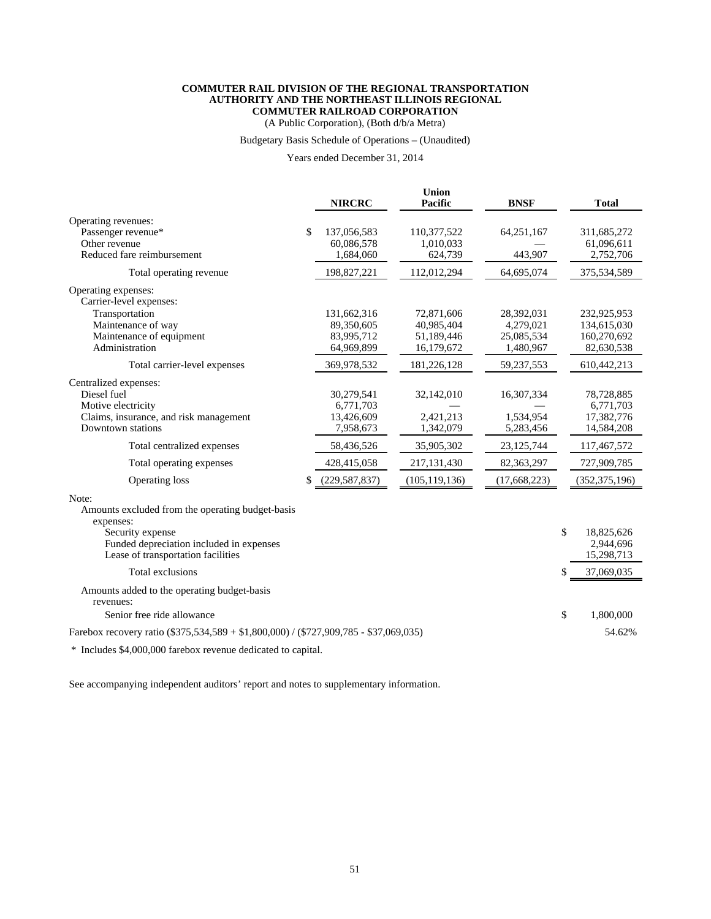**COMMUTER RAIL DIVISION OF THE REGIONAL TRANSPORTATION AUTHORITY AND THE NORTHEAST ILLINOIS REGIONAL COMMUTER RAILROAD CORPORATION**

(A Public Corporation), (Both d/b/a Metra)

Budgetary Basis Schedule of Operations – (Unaudited)

Years ended December 31, 2014

| | NIRCRC | Union Pacific | BNSF | Total |
|---|---|---|---|---|
| Operating revenues: | | | | |
| Passenger revenue* | $ 137,056,583 | 110,377,522 | 64,251,167 | 311,685,272 |
| Other revenue | 60,086,578 | 1,010,033 | — | 61,096,611 |
| Reduced fare reimbursement | 1,684,060 | 624,739 | 443,907 | 2,752,706 |
| Total operating revenue | 198,827,221 | 112,012,294 | 64,695,074 | 375,534,589 |
| Operating expenses: | | | | |
| Carrier-level expenses: | | | | |
| Transportation | 131,662,316 | 72,871,606 | 28,392,031 | 232,925,953 |
| Maintenance of way | 89,350,605 | 40,985,404 | 4,279,021 | 134,615,030 |
| Maintenance of equipment | 83,995,712 | 51,189,446 | 25,085,534 | 160,270,692 |
| Administration | 64,969,899 | 16,179,672 | 1,480,967 | 82,630,538 |
| Total carrier-level expenses | 369,978,532 | 181,226,128 | 59,237,553 | 610,442,213 |
| Centralized expenses: | | | | |
| Diesel fuel | 30,279,541 | 32,142,010 | 16,307,334 | 78,728,885 |
| Motive electricity | 6,771,703 | — | — | 6,771,703 |
| Claims, insurance, and risk management | 13,426,609 | 2,421,213 | 1,534,954 | 17,382,776 |
| Downtown stations | 7,958,673 | 1,342,079 | 5,283,456 | 14,584,208 |
| Total centralized expenses | 58,436,526 | 35,905,302 | 23,125,744 | 117,467,572 |
| Total operating expenses | 428,415,058 | 217,131,430 | 82,363,297 | 727,909,785 |
| Operating loss | $ (229,587,837) | (105,119,136) | (17,668,223) | (352,375,196) |

| Note: | |
|---|---|
| Amounts excluded from the operating budget-basis expenses: | |
| Security expense | $ 18,825,626 |
| Funded depreciation included in expenses | 2,944,696 |
| Lease of transportation facilities | 15,298,713 |
| Total exclusions | $ 37,069,035 |
| Amounts added to the operating budget-basis revenues: | |
| Senior free ride allowance | $ 1,800,000 |
| Farebox recovery ratio ($375,534,589 + $1,800,000) / ($727,909,785 - $37,069,035) | 54.62% |

* Includes $4,000,000 farebox revenue dedicated to capital.

See accompanying independent auditors' report and notes to supplementary information.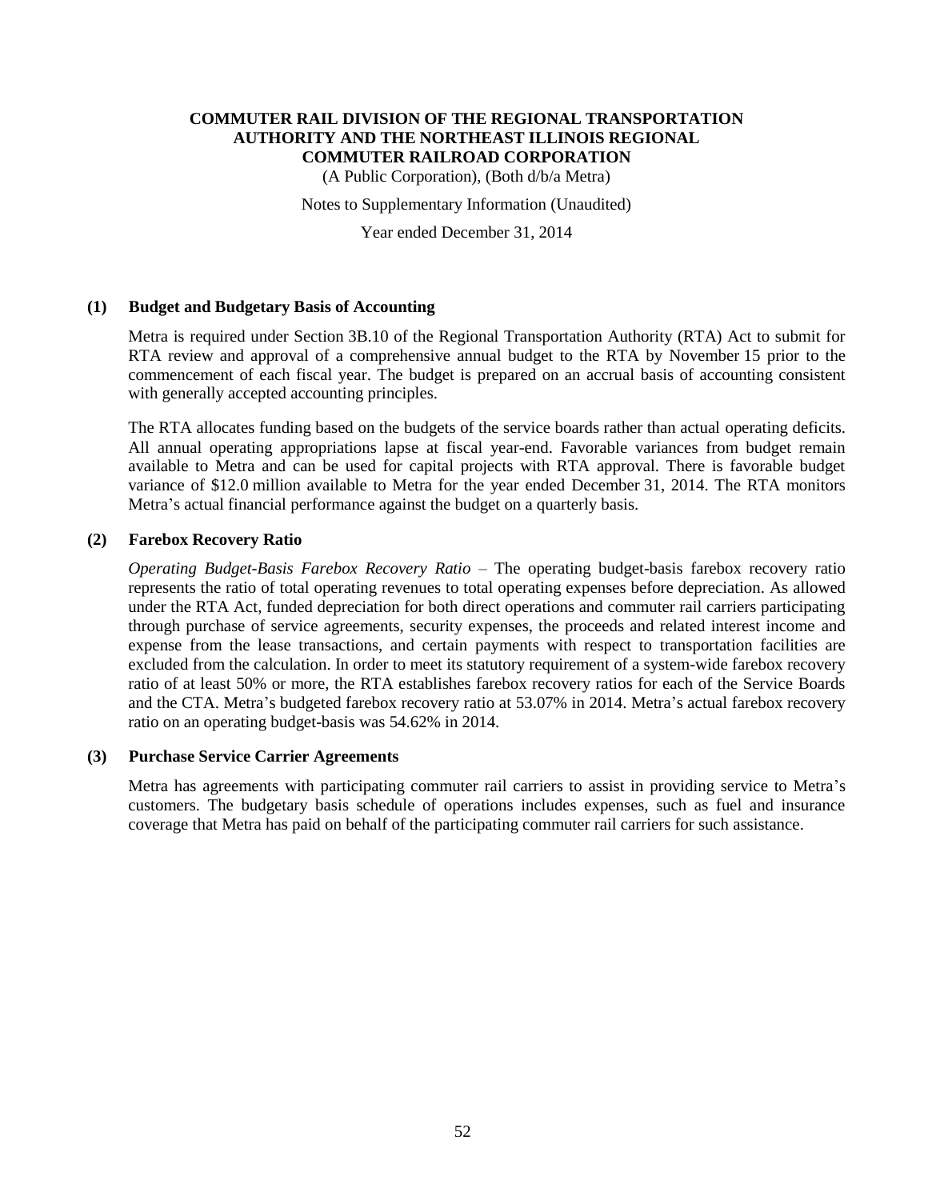**COMMUTER RAIL DIVISION OF THE REGIONAL TRANSPORTATION AUTHORITY AND THE NORTHEAST ILLINOIS REGIONAL COMMUTER RAILROAD CORPORATION**

(A Public Corporation), (Both d/b/a Metra)

Notes to Supplementary Information (Unaudited)

Year ended December 31, 2014

## (1) Budget and Budgetary Basis of Accounting

Metra is required under Section 3B.10 of the Regional Transportation Authority (RTA) Act to submit for RTA review and approval of a comprehensive annual budget to the RTA by November 15 prior to the commencement of each fiscal year. The budget is prepared on an accrual basis of accounting consistent with generally accepted accounting principles.

The RTA allocates funding based on the budgets of the service boards rather than actual operating deficits. All annual operating appropriations lapse at fiscal year-end. Favorable variances from budget remain available to Metra and can be used for capital projects with RTA approval. There is favorable budget variance of $12.0 million available to Metra for the year ended December 31, 2014. The RTA monitors Metra's actual financial performance against the budget on a quarterly basis.

## (2) Farebox Recovery Ratio

*Operating Budget-Basis Farebox Recovery Ratio* – The operating budget-basis farebox recovery ratio represents the ratio of total operating revenues to total operating expenses before depreciation. As allowed under the RTA Act, funded depreciation for both direct operations and commuter rail carriers participating through purchase of service agreements, security expenses, the proceeds and related interest income and expense from the lease transactions, and certain payments with respect to transportation facilities are excluded from the calculation. In order to meet its statutory requirement of a system-wide farebox recovery ratio of at least 50% or more, the RTA establishes farebox recovery ratios for each of the Service Boards and the CTA. Metra's budgeted farebox recovery ratio at 53.07% in 2014. Metra's actual farebox recovery ratio on an operating budget-basis was 54.62% in 2014.

## (3) Purchase Service Carrier Agreements

Metra has agreements with participating commuter rail carriers to assist in providing service to Metra's customers. The budgetary basis schedule of operations includes expenses, such as fuel and insurance coverage that Metra has paid on behalf of the participating commuter rail carriers for such assistance.